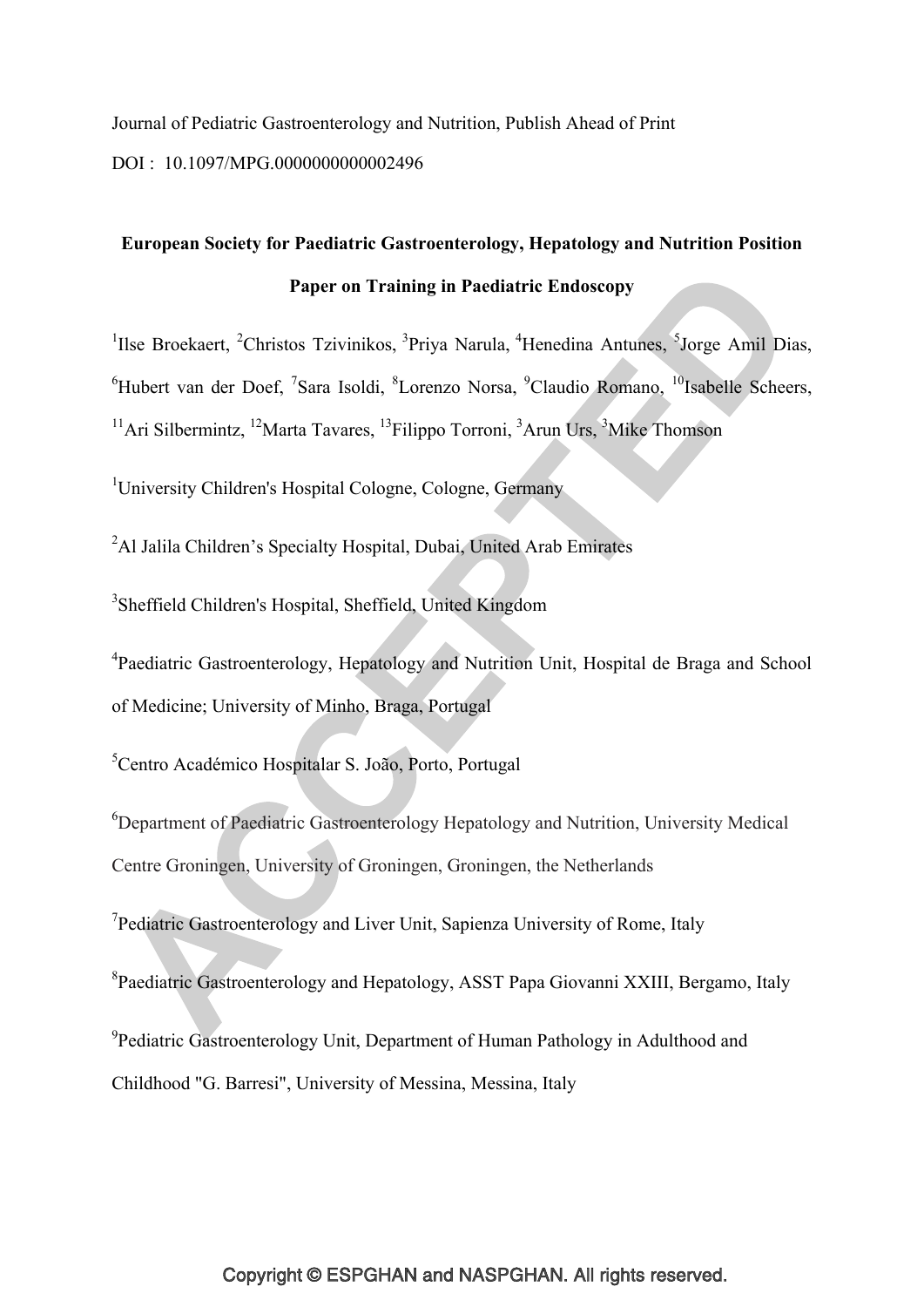Journal of Pediatric Gastroenterology and Nutrition, Publish Ahead of Print

DOI : 10.1097/MPG.0000000000002496

# European Society for Paediatric Gastroenterology, Hepatology and Nutrition Position Paper on Training in Paediatric Endoscopy

[1]Ilse Broekaert, [2]Christos Tzivinikos, [3]Priya Narula, [4]Henedina Antunes, [5]Jorge Amil Dias, [6]Hubert van der Doef, [7]Sara Isoldi, [8]Lorenzo Norsa, [9]Claudio Romano, [10]Isabelle Scheers, [11]Ari Silbermintz, [12]Marta Tavares, [13]Filippo Torroni, [3]Arun Urs, [3]Mike Thomson

[1]University Children's Hospital Cologne, Cologne, Germany

[2]Al Jalila Children's Specialty Hospital, Dubai, United Arab Emirates

[3]Sheffield Children's Hospital, Sheffield, United Kingdom

[4]Paediatric Gastroenterology, Hepatology and Nutrition Unit, Hospital de Braga and School of Medicine; University of Minho, Braga, Portugal

[5]Centro Académico Hospitalar S. João, Porto, Portugal

[6]Department of Paediatric Gastroenterology Hepatology and Nutrition, University Medical Centre Groningen, University of Groningen, Groningen, the Netherlands

[7]Pediatric Gastroenterology and Liver Unit, Sapienza University of Rome, Italy

[8]Paediatric Gastroenterology and Hepatology, ASST Papa Giovanni XXIII, Bergamo, Italy

[9]Pediatric Gastroenterology Unit, Department of Human Pathology in Adulthood and Childhood "G. Barresi", University of Messina, Messina, Italy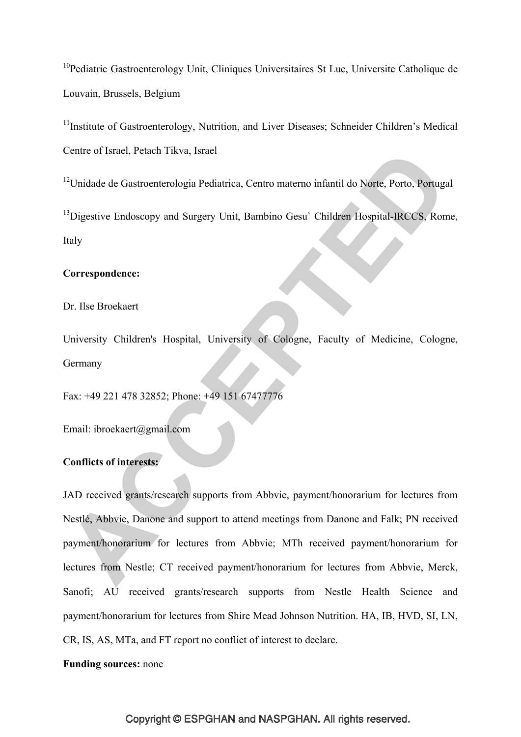[10]Pediatric Gastroenterology Unit, Cliniques Universitaires St Luc, Universite Catholique de Louvain, Brussels, Belgium

[11]Institute of Gastroenterology, Nutrition, and Liver Diseases; Schneider Children's Medical Centre of Israel, Petach Tikva, Israel

[12]Unidade de Gastroenterologia Pediatrica, Centro materno infantil do Norte, Porto, Portugal

[13]Digestive Endoscopy and Surgery Unit, Bambino Gesu` Children Hospital-IRCCS, Rome, Italy

**Correspondence:**

Dr. Ilse Broekaert

University Children's Hospital, University of Cologne, Faculty of Medicine, Cologne, Germany

Fax: +49 221 478 32852; Phone: +49 151 67477776

Email: ibroekaert@gmail.com

**Conflicts of interests:**

JAD received grants/research supports from Abbvie, payment/honorarium for lectures from Nestlé, Abbvie, Danone and support to attend meetings from Danone and Falk; PN received payment/honorarium for lectures from Abbvie; MTh received payment/honorarium for lectures from Nestle; CT received payment/honorarium for lectures from Abbvie, Merck, Sanofi; AU received grants/research supports from Nestle Health Science and payment/honorarium for lectures from Shire Mead Johnson Nutrition. HA, IB, HVD, SI, LN, CR, IS, AS, MTa, and FT report no conflict of interest to declare.

**Funding sources:** none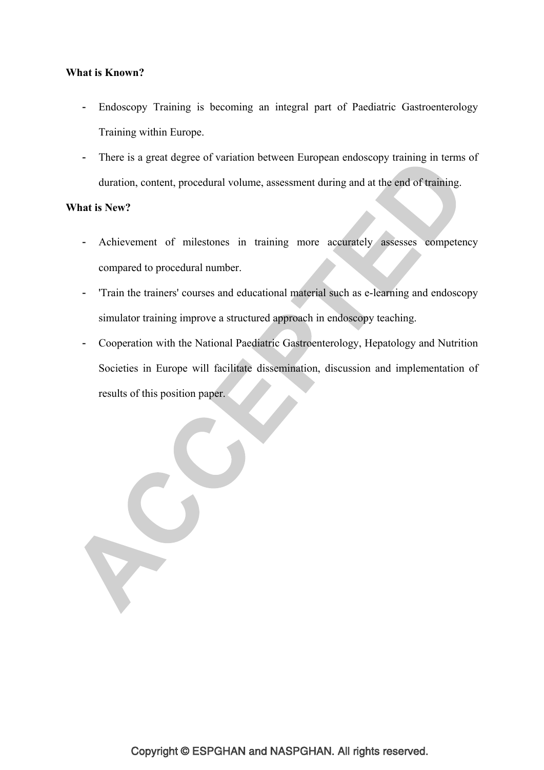**What is Known?**

- Endoscopy Training is becoming an integral part of Paediatric Gastroenterology Training within Europe.
- There is a great degree of variation between European endoscopy training in terms of duration, content, procedural volume, assessment during and at the end of training.

**What is New?**

- Achievement of milestones in training more accurately assesses competency compared to procedural number.
- 'Train the trainers' courses and educational material such as e-learning and endoscopy simulator training improve a structured approach in endoscopy teaching.
- Cooperation with the National Paediatric Gastroenterology, Hepatology and Nutrition Societies in Europe will facilitate dissemination, discussion and implementation of results of this position paper.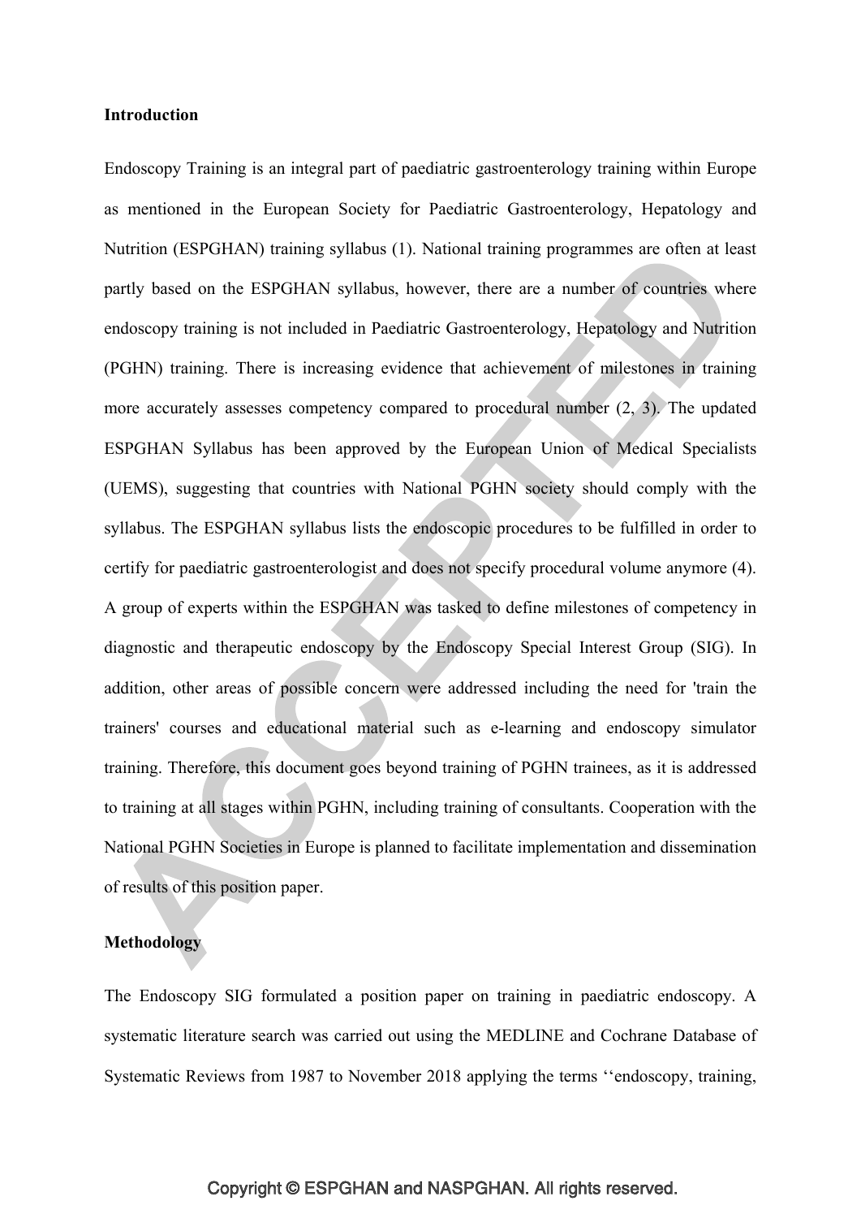**Introduction**

Endoscopy Training is an integral part of paediatric gastroenterology training within Europe as mentioned in the European Society for Paediatric Gastroenterology, Hepatology and Nutrition (ESPGHAN) training syllabus (1). National training programmes are often at least partly based on the ESPGHAN syllabus, however, there are a number of countries where endoscopy training is not included in Paediatric Gastroenterology, Hepatology and Nutrition (PGHN) training. There is increasing evidence that achievement of milestones in training more accurately assesses competency compared to procedural number (2, 3). The updated ESPGHAN Syllabus has been approved by the European Union of Medical Specialists (UEMS), suggesting that countries with National PGHN society should comply with the syllabus. The ESPGHAN syllabus lists the endoscopic procedures to be fulfilled in order to certify for paediatric gastroenterologist and does not specify procedural volume anymore (4). A group of experts within the ESPGHAN was tasked to define milestones of competency in diagnostic and therapeutic endoscopy by the Endoscopy Special Interest Group (SIG). In addition, other areas of possible concern were addressed including the need for 'train the trainers' courses and educational material such as e-learning and endoscopy simulator training. Therefore, this document goes beyond training of PGHN trainees, as it is addressed to training at all stages within PGHN, including training of consultants. Cooperation with the National PGHN Societies in Europe is planned to facilitate implementation and dissemination of results of this position paper.

**Methodology**

The Endoscopy SIG formulated a position paper on training in paediatric endoscopy. A systematic literature search was carried out using the MEDLINE and Cochrane Database of Systematic Reviews from 1987 to November 2018 applying the terms ‘‘endoscopy, training,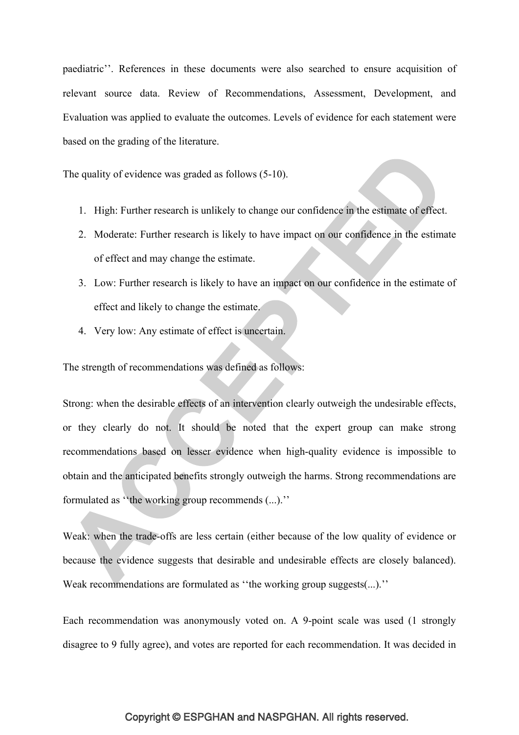paediatric''. References in these documents were also searched to ensure acquisition of relevant source data. Review of Recommendations, Assessment, Development, and Evaluation was applied to evaluate the outcomes. Levels of evidence for each statement were based on the grading of the literature.

The quality of evidence was graded as follows (5-10).

1. High: Further research is unlikely to change our confidence in the estimate of effect.
2. Moderate: Further research is likely to have impact on our confidence in the estimate of effect and may change the estimate.
3. Low: Further research is likely to have an impact on our confidence in the estimate of effect and likely to change the estimate.
4. Very low: Any estimate of effect is uncertain.

The strength of recommendations was defined as follows:

Strong: when the desirable effects of an intervention clearly outweigh the undesirable effects, or they clearly do not. It should be noted that the expert group can make strong recommendations based on lesser evidence when high-quality evidence is impossible to obtain and the anticipated benefits strongly outweigh the harms. Strong recommendations are formulated as ''the working group recommends (...).''

Weak: when the trade-offs are less certain (either because of the low quality of evidence or because the evidence suggests that desirable and undesirable effects are closely balanced). Weak recommendations are formulated as ''the working group suggests(...).''

Each recommendation was anonymously voted on. A 9-point scale was used (1 strongly disagree to 9 fully agree), and votes are reported for each recommendation. It was decided in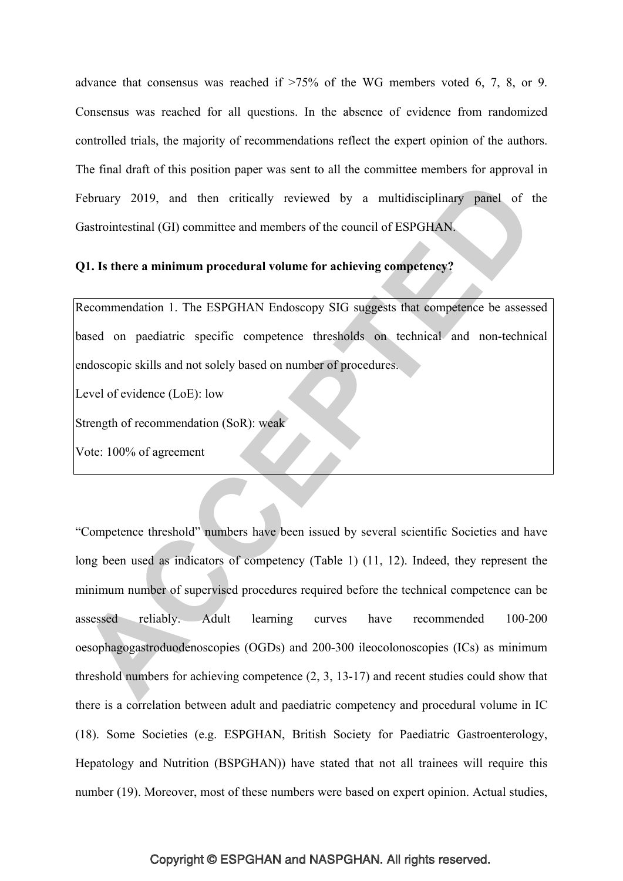advance that consensus was reached if >75% of the WG members voted 6, 7, 8, or 9. Consensus was reached for all questions. In the absence of evidence from randomized controlled trials, the majority of recommendations reflect the expert opinion of the authors. The final draft of this position paper was sent to all the committee members for approval in February 2019, and then critically reviewed by a multidisciplinary panel of the Gastrointestinal (GI) committee and members of the council of ESPGHAN.

**Q1. Is there a minimum procedural volume for achieving competency?**

> Recommendation 1. The ESPGHAN Endoscopy SIG suggests that competence be assessed based on paediatric specific competence thresholds on technical and non-technical endoscopic skills and not solely based on number of procedures.
>
> Level of evidence (LoE): low
>
> Strength of recommendation (SoR): weak
>
> Vote: 100% of agreement

"Competence threshold" numbers have been issued by several scientific Societies and have long been used as indicators of competency (Table 1) (11, 12). Indeed, they represent the minimum number of supervised procedures required before the technical competence can be assessed reliably. Adult learning curves have recommended 100-200 oesophagogastroduodenoscopies (OGDs) and 200-300 ileocolonoscopies (ICs) as minimum threshold numbers for achieving competence (2, 3, 13-17) and recent studies could show that there is a correlation between adult and paediatric competency and procedural volume in IC (18). Some Societies (e.g. ESPGHAN, British Society for Paediatric Gastroenterology, Hepatology and Nutrition (BSPGHAN)) have stated that not all trainees will require this number (19). Moreover, most of these numbers were based on expert opinion. Actual studies,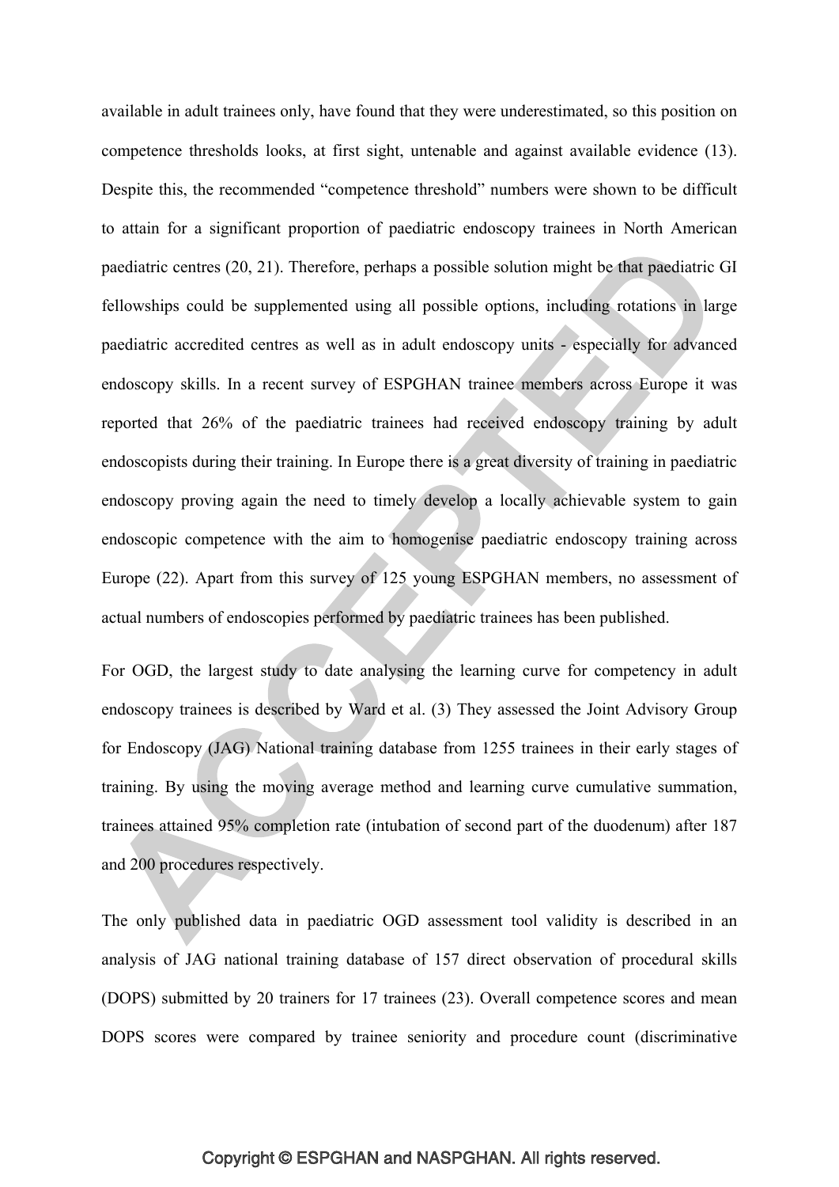available in adult trainees only, have found that they were underestimated, so this position on competence thresholds looks, at first sight, untenable and against available evidence (13). Despite this, the recommended "competence threshold" numbers were shown to be difficult to attain for a significant proportion of paediatric endoscopy trainees in North American paediatric centres (20, 21). Therefore, perhaps a possible solution might be that paediatric GI fellowships could be supplemented using all possible options, including rotations in large paediatric accredited centres as well as in adult endoscopy units - especially for advanced endoscopy skills. In a recent survey of ESPGHAN trainee members across Europe it was reported that 26% of the paediatric trainees had received endoscopy training by adult endoscopists during their training. In Europe there is a great diversity of training in paediatric endoscopy proving again the need to timely develop a locally achievable system to gain endoscopic competence with the aim to homogenise paediatric endoscopy training across Europe (22). Apart from this survey of 125 young ESPGHAN members, no assessment of actual numbers of endoscopies performed by paediatric trainees has been published.

For OGD, the largest study to date analysing the learning curve for competency in adult endoscopy trainees is described by Ward et al. (3) They assessed the Joint Advisory Group for Endoscopy (JAG) National training database from 1255 trainees in their early stages of training. By using the moving average method and learning curve cumulative summation, trainees attained 95% completion rate (intubation of second part of the duodenum) after 187 and 200 procedures respectively.

The only published data in paediatric OGD assessment tool validity is described in an analysis of JAG national training database of 157 direct observation of procedural skills (DOPS) submitted by 20 trainers for 17 trainees (23). Overall competence scores and mean DOPS scores were compared by trainee seniority and procedure count (discriminative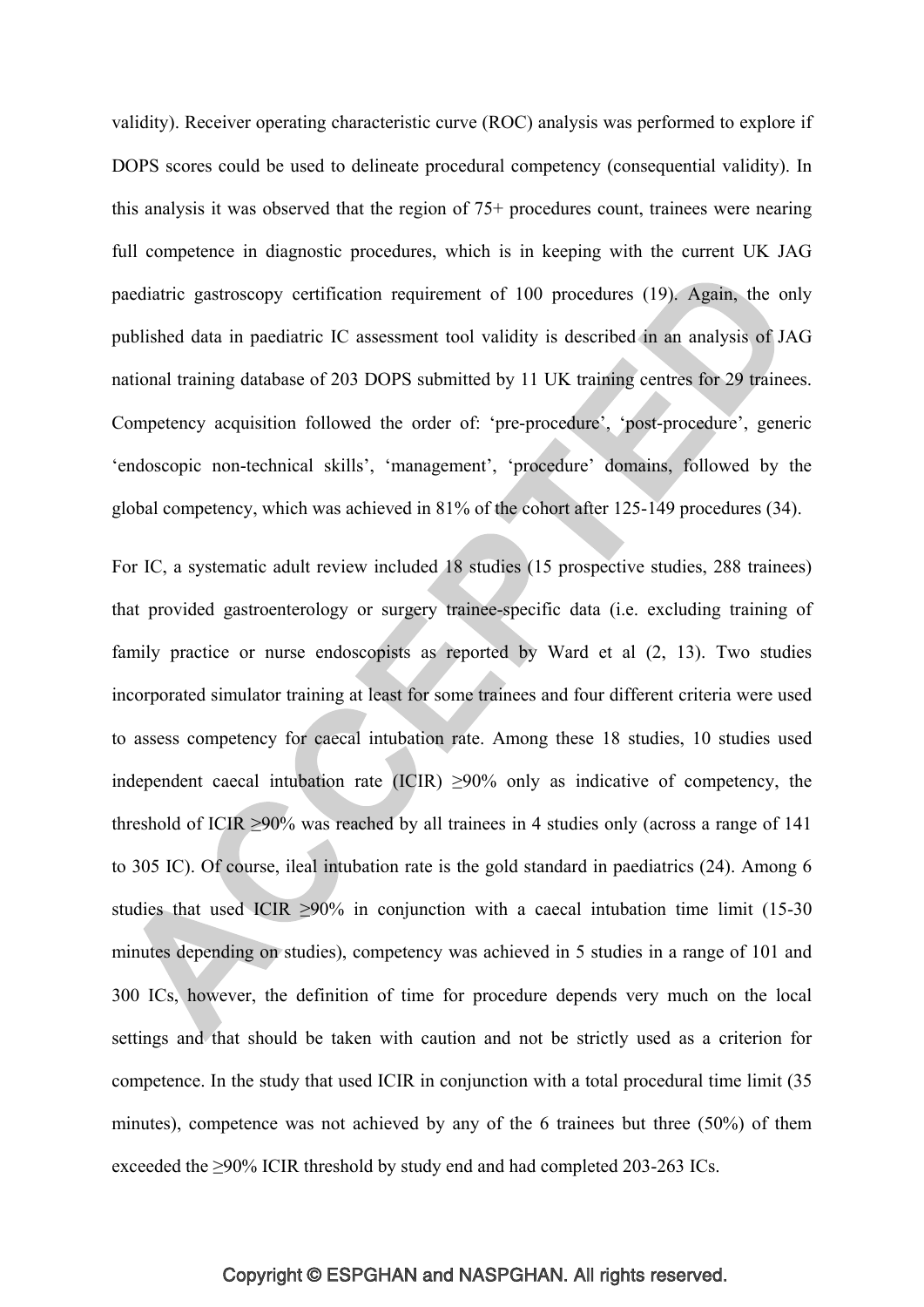validity). Receiver operating characteristic curve (ROC) analysis was performed to explore if DOPS scores could be used to delineate procedural competency (consequential validity). In this analysis it was observed that the region of 75+ procedures count, trainees were nearing full competence in diagnostic procedures, which is in keeping with the current UK JAG paediatric gastroscopy certification requirement of 100 procedures (19). Again, the only published data in paediatric IC assessment tool validity is described in an analysis of JAG national training database of 203 DOPS submitted by 11 UK training centres for 29 trainees. Competency acquisition followed the order of: 'pre-procedure', 'post-procedure', generic 'endoscopic non-technical skills', 'management', 'procedure' domains, followed by the global competency, which was achieved in 81% of the cohort after 125-149 procedures (34).

For IC, a systematic adult review included 18 studies (15 prospective studies, 288 trainees) that provided gastroenterology or surgery trainee-specific data (i.e. excluding training of family practice or nurse endoscopists as reported by Ward et al (2, 13). Two studies incorporated simulator training at least for some trainees and four different criteria were used to assess competency for caecal intubation rate. Among these 18 studies, 10 studies used independent caecal intubation rate (ICIR) ≥90% only as indicative of competency, the threshold of ICIR ≥90% was reached by all trainees in 4 studies only (across a range of 141 to 305 IC). Of course, ileal intubation rate is the gold standard in paediatrics (24). Among 6 studies that used ICIR ≥90% in conjunction with a caecal intubation time limit (15-30 minutes depending on studies), competency was achieved in 5 studies in a range of 101 and 300 ICs, however, the definition of time for procedure depends very much on the local settings and that should be taken with caution and not be strictly used as a criterion for competence. In the study that used ICIR in conjunction with a total procedural time limit (35 minutes), competence was not achieved by any of the 6 trainees but three (50%) of them exceeded the ≥90% ICIR threshold by study end and had completed 203-263 ICs.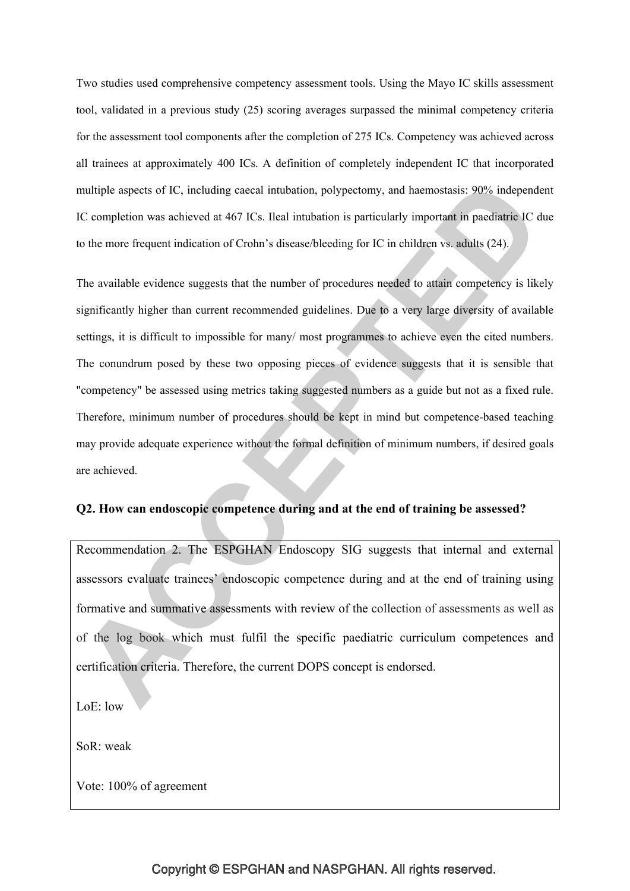Two studies used comprehensive competency assessment tools. Using the Mayo IC skills assessment tool, validated in a previous study (25) scoring averages surpassed the minimal competency criteria for the assessment tool components after the completion of 275 ICs. Competency was achieved across all trainees at approximately 400 ICs. A definition of completely independent IC that incorporated multiple aspects of IC, including caecal intubation, polypectomy, and haemostasis: 90% independent IC completion was achieved at 467 ICs. Ileal intubation is particularly important in paediatric IC due to the more frequent indication of Crohn's disease/bleeding for IC in children vs. adults (24).

The available evidence suggests that the number of procedures needed to attain competency is likely significantly higher than current recommended guidelines. Due to a very large diversity of available settings, it is difficult to impossible for many/ most programmes to achieve even the cited numbers. The conundrum posed by these two opposing pieces of evidence suggests that it is sensible that "competency" be assessed using metrics taking suggested numbers as a guide but not as a fixed rule. Therefore, minimum number of procedures should be kept in mind but competence-based teaching may provide adequate experience without the formal definition of minimum numbers, if desired goals are achieved.

**Q2. How can endoscopic competence during and at the end of training be assessed?**

Recommendation 2. The ESPGHAN Endoscopy SIG suggests that internal and external assessors evaluate trainees' endoscopic competence during and at the end of training using formative and summative assessments with review of the collection of assessments as well as of the log book which must fulfil the specific paediatric curriculum competences and certification criteria. Therefore, the current DOPS concept is endorsed.

LoE: low

SoR: weak

Vote: 100% of agreement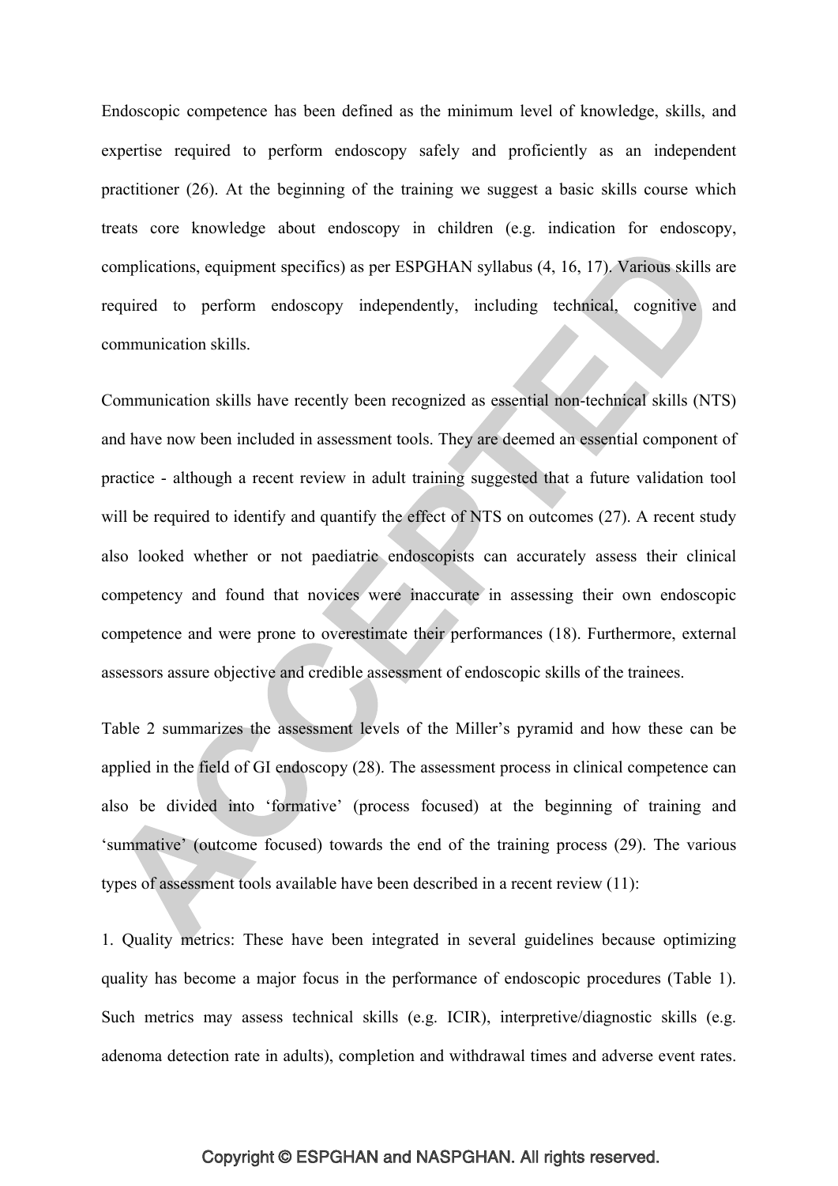Endoscopic competence has been defined as the minimum level of knowledge, skills, and expertise required to perform endoscopy safely and proficiently as an independent practitioner (26). At the beginning of the training we suggest a basic skills course which treats core knowledge about endoscopy in children (e.g. indication for endoscopy, complications, equipment specifics) as per ESPGHAN syllabus (4, 16, 17). Various skills are required to perform endoscopy independently, including technical, cognitive and communication skills.

Communication skills have recently been recognized as essential non-technical skills (NTS) and have now been included in assessment tools. They are deemed an essential component of practice - although a recent review in adult training suggested that a future validation tool will be required to identify and quantify the effect of NTS on outcomes (27). A recent study also looked whether or not paediatric endoscopists can accurately assess their clinical competency and found that novices were inaccurate in assessing their own endoscopic competence and were prone to overestimate their performances (18). Furthermore, external assessors assure objective and credible assessment of endoscopic skills of the trainees.

Table 2 summarizes the assessment levels of the Miller's pyramid and how these can be applied in the field of GI endoscopy (28). The assessment process in clinical competence can also be divided into 'formative' (process focused) at the beginning of training and 'summative' (outcome focused) towards the end of the training process (29). The various types of assessment tools available have been described in a recent review (11):

1. Quality metrics: These have been integrated in several guidelines because optimizing quality has become a major focus in the performance of endoscopic procedures (Table 1). Such metrics may assess technical skills (e.g. ICIR), interpretive/diagnostic skills (e.g. adenoma detection rate in adults), completion and withdrawal times and adverse event rates.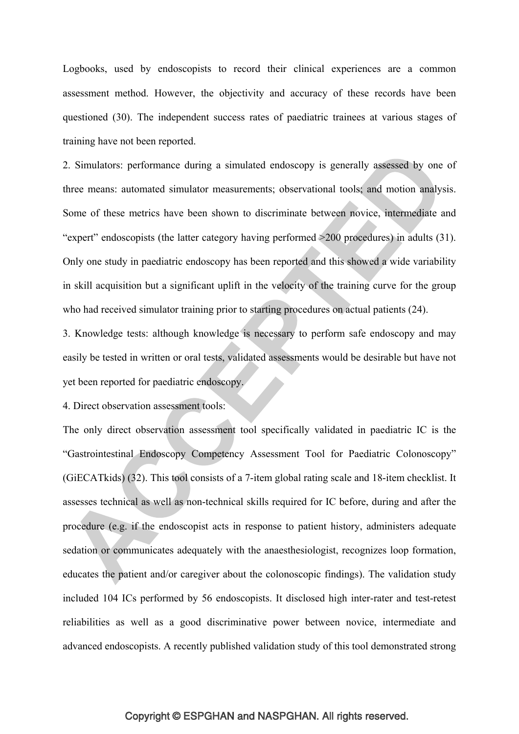Logbooks, used by endoscopists to record their clinical experiences are a common assessment method. However, the objectivity and accuracy of these records have been questioned (30). The independent success rates of paediatric trainees at various stages of training have not been reported.

2. Simulators: performance during a simulated endoscopy is generally assessed by one of three means: automated simulator measurements; observational tools; and motion analysis. Some of these metrics have been shown to discriminate between novice, intermediate and "expert" endoscopists (the latter category having performed >200 procedures) in adults (31). Only one study in paediatric endoscopy has been reported and this showed a wide variability in skill acquisition but a significant uplift in the velocity of the training curve for the group who had received simulator training prior to starting procedures on actual patients (24).

3. Knowledge tests: although knowledge is necessary to perform safe endoscopy and may easily be tested in written or oral tests, validated assessments would be desirable but have not yet been reported for paediatric endoscopy.

4. Direct observation assessment tools:

The only direct observation assessment tool specifically validated in paediatric IC is the "Gastrointestinal Endoscopy Competency Assessment Tool for Paediatric Colonoscopy" (GiECATkids) (32). This tool consists of a 7-item global rating scale and 18-item checklist. It assesses technical as well as non-technical skills required for IC before, during and after the procedure (e.g. if the endoscopist acts in response to patient history, administers adequate sedation or communicates adequately with the anaesthesiologist, recognizes loop formation, educates the patient and/or caregiver about the colonoscopic findings). The validation study included 104 ICs performed by 56 endoscopists. It disclosed high inter-rater and test-retest reliabilities as well as a good discriminative power between novice, intermediate and advanced endoscopists. A recently published validation study of this tool demonstrated strong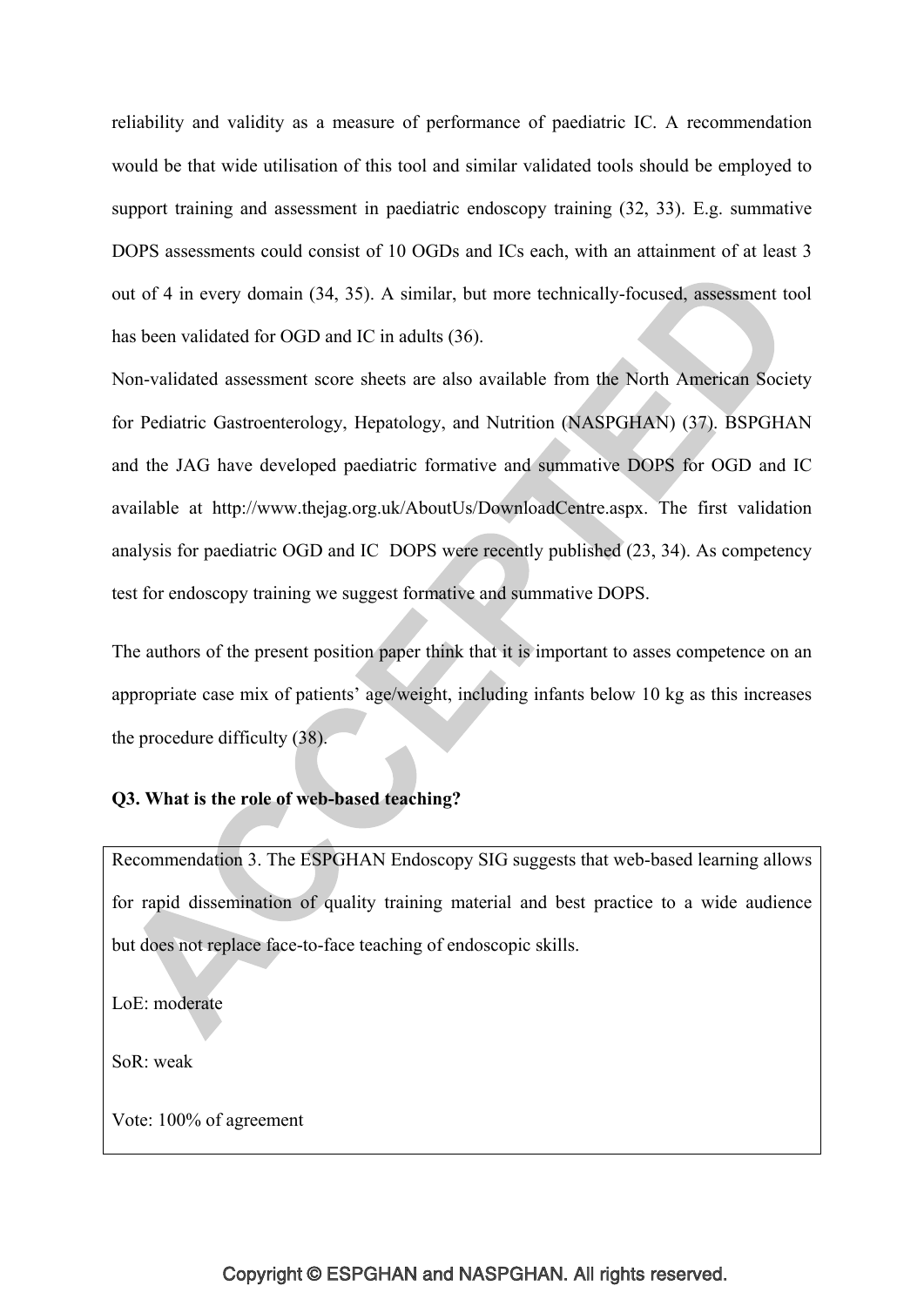reliability and validity as a measure of performance of paediatric IC. A recommendation would be that wide utilisation of this tool and similar validated tools should be employed to support training and assessment in paediatric endoscopy training (32, 33). E.g. summative DOPS assessments could consist of 10 OGDs and ICs each, with an attainment of at least 3 out of 4 in every domain (34, 35). A similar, but more technically-focused, assessment tool has been validated for OGD and IC in adults (36).

Non-validated assessment score sheets are also available from the North American Society for Pediatric Gastroenterology, Hepatology, and Nutrition (NASPGHAN) (37). BSPGHAN and the JAG have developed paediatric formative and summative DOPS for OGD and IC available at http://www.thejag.org.uk/AboutUs/DownloadCentre.aspx. The first validation analysis for paediatric OGD and IC DOPS were recently published (23, 34). As competency test for endoscopy training we suggest formative and summative DOPS.

The authors of the present position paper think that it is important to asses competence on an appropriate case mix of patients' age/weight, including infants below 10 kg as this increases the procedure difficulty (38).

**Q3. What is the role of web-based teaching?**

> Recommendation 3. The ESPGHAN Endoscopy SIG suggests that web-based learning allows for rapid dissemination of quality training material and best practice to a wide audience but does not replace face-to-face teaching of endoscopic skills.
>
> LoE: moderate
>
> SoR: weak
>
> Vote: 100% of agreement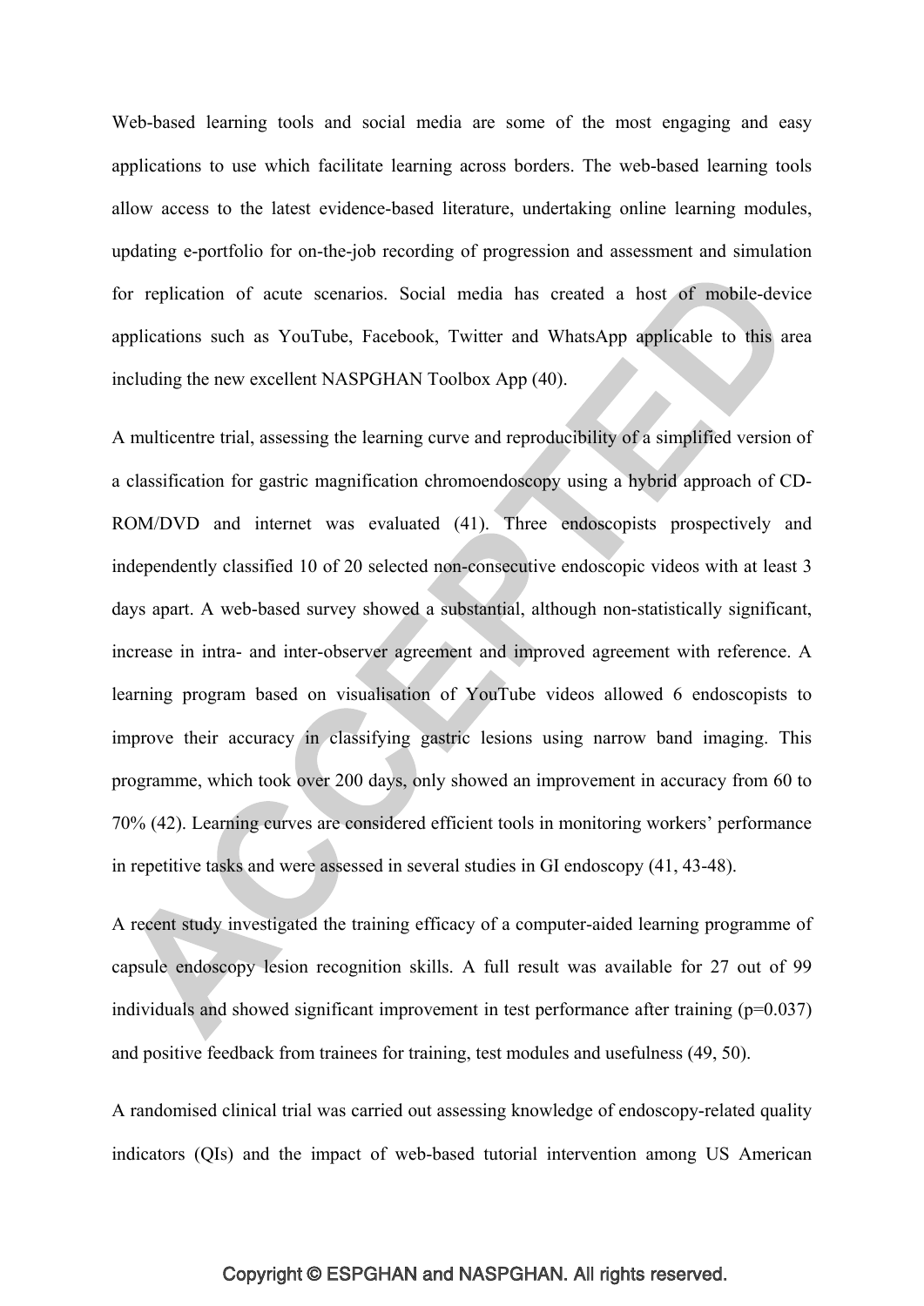Web-based learning tools and social media are some of the most engaging and easy applications to use which facilitate learning across borders. The web-based learning tools allow access to the latest evidence-based literature, undertaking online learning modules, updating e-portfolio for on-the-job recording of progression and assessment and simulation for replication of acute scenarios. Social media has created a host of mobile-device applications such as YouTube, Facebook, Twitter and WhatsApp applicable to this area including the new excellent NASPGHAN Toolbox App (40).

A multicentre trial, assessing the learning curve and reproducibility of a simplified version of a classification for gastric magnification chromoendoscopy using a hybrid approach of CD-ROM/DVD and internet was evaluated (41). Three endoscopists prospectively and independently classified 10 of 20 selected non-consecutive endoscopic videos with at least 3 days apart. A web-based survey showed a substantial, although non-statistically significant, increase in intra- and inter-observer agreement and improved agreement with reference. A learning program based on visualisation of YouTube videos allowed 6 endoscopists to improve their accuracy in classifying gastric lesions using narrow band imaging. This programme, which took over 200 days, only showed an improvement in accuracy from 60 to 70% (42). Learning curves are considered efficient tools in monitoring workers' performance in repetitive tasks and were assessed in several studies in GI endoscopy (41, 43-48).

A recent study investigated the training efficacy of a computer-aided learning programme of capsule endoscopy lesion recognition skills. A full result was available for 27 out of 99 individuals and showed significant improvement in test performance after training ($p=0.037$) and positive feedback from trainees for training, test modules and usefulness (49, 50).

A randomised clinical trial was carried out assessing knowledge of endoscopy-related quality indicators (QIs) and the impact of web-based tutorial intervention among US American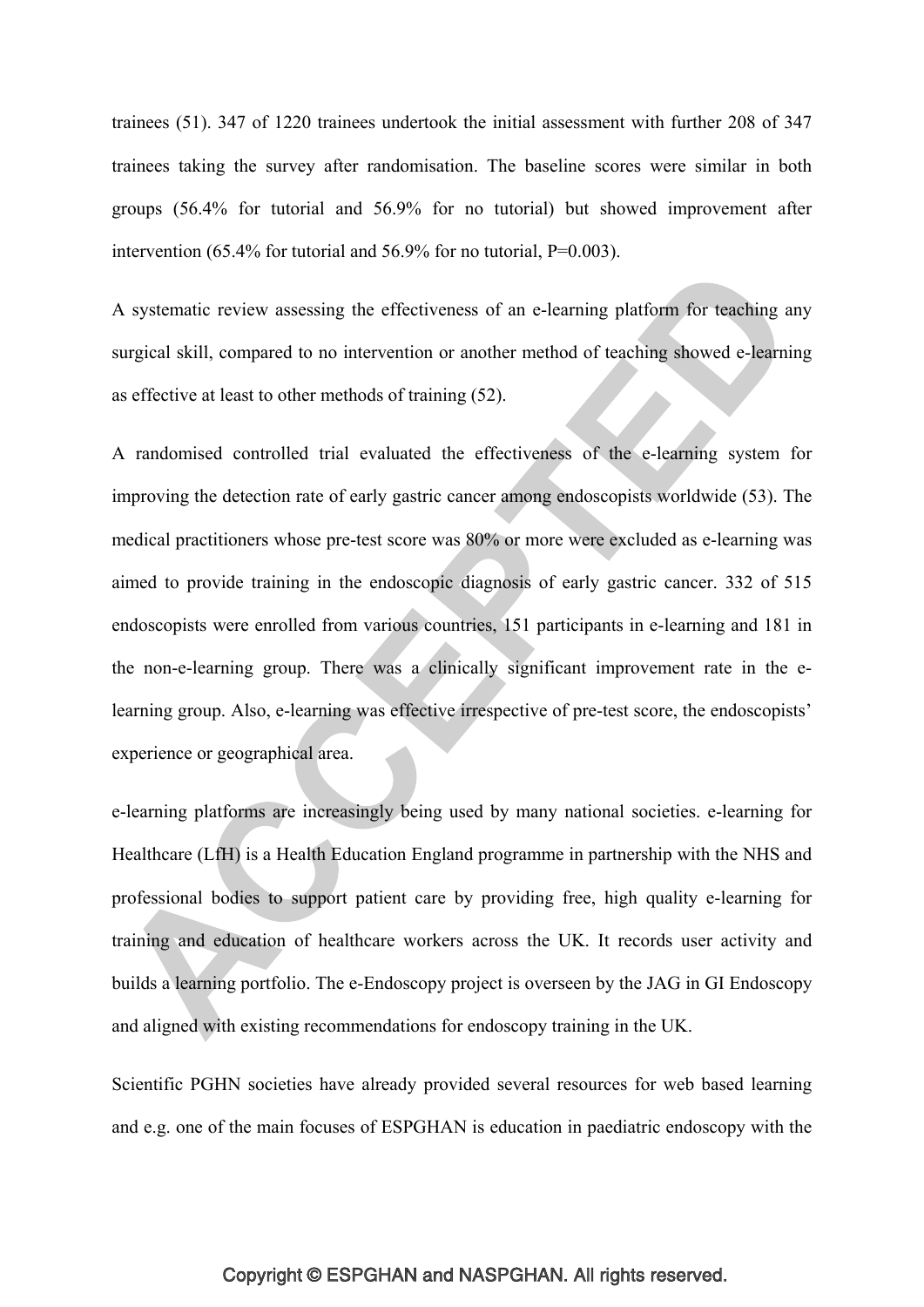trainees (51). 347 of 1220 trainees undertook the initial assessment with further 208 of 347 trainees taking the survey after randomisation. The baseline scores were similar in both groups (56.4% for tutorial and 56.9% for no tutorial) but showed improvement after intervention (65.4% for tutorial and 56.9% for no tutorial, P=0.003).

A systematic review assessing the effectiveness of an e-learning platform for teaching any surgical skill, compared to no intervention or another method of teaching showed e-learning as effective at least to other methods of training (52).

A randomised controlled trial evaluated the effectiveness of the e-learning system for improving the detection rate of early gastric cancer among endoscopists worldwide (53). The medical practitioners whose pre-test score was 80% or more were excluded as e-learning was aimed to provide training in the endoscopic diagnosis of early gastric cancer. 332 of 515 endoscopists were enrolled from various countries, 151 participants in e-learning and 181 in the non-e-learning group. There was a clinically significant improvement rate in the e-learning group. Also, e-learning was effective irrespective of pre-test score, the endoscopists' experience or geographical area.

e-learning platforms are increasingly being used by many national societies. e-learning for Healthcare (LfH) is a Health Education England programme in partnership with the NHS and professional bodies to support patient care by providing free, high quality e-learning for training and education of healthcare workers across the UK. It records user activity and builds a learning portfolio. The e-Endoscopy project is overseen by the JAG in GI Endoscopy and aligned with existing recommendations for endoscopy training in the UK.

Scientific PGHN societies have already provided several resources for web based learning and e.g. one of the main focuses of ESPGHAN is education in paediatric endoscopy with the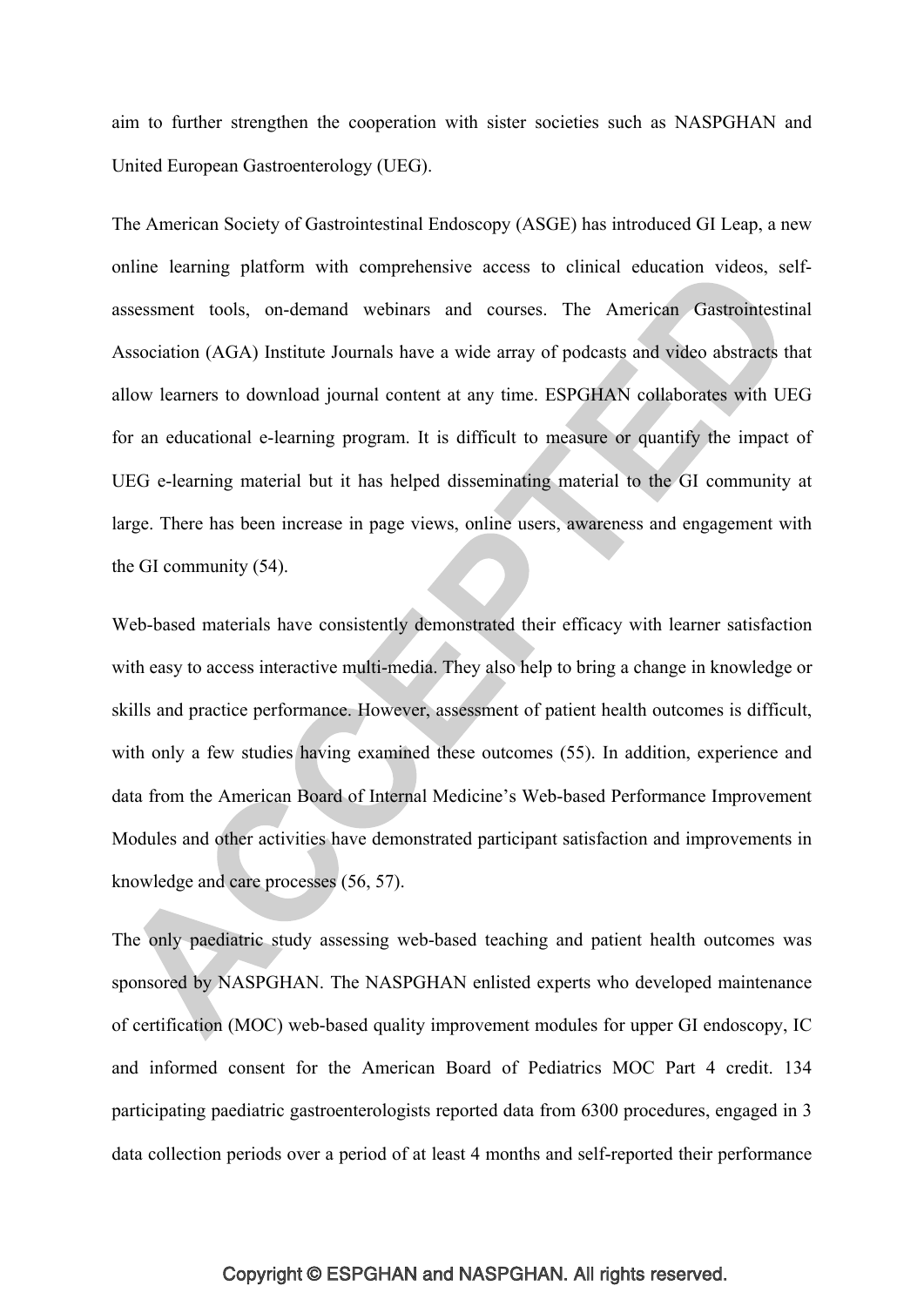aim to further strengthen the cooperation with sister societies such as NASPGHAN and United European Gastroenterology (UEG).

The American Society of Gastrointestinal Endoscopy (ASGE) has introduced GI Leap, a new online learning platform with comprehensive access to clinical education videos, self-assessment tools, on-demand webinars and courses. The American Gastrointestinal Association (AGA) Institute Journals have a wide array of podcasts and video abstracts that allow learners to download journal content at any time. ESPGHAN collaborates with UEG for an educational e-learning program. It is difficult to measure or quantify the impact of UEG e-learning material but it has helped disseminating material to the GI community at large. There has been increase in page views, online users, awareness and engagement with the GI community (54).

Web-based materials have consistently demonstrated their efficacy with learner satisfaction with easy to access interactive multi-media. They also help to bring a change in knowledge or skills and practice performance. However, assessment of patient health outcomes is difficult, with only a few studies having examined these outcomes (55). In addition, experience and data from the American Board of Internal Medicine's Web-based Performance Improvement Modules and other activities have demonstrated participant satisfaction and improvements in knowledge and care processes (56, 57).

The only paediatric study assessing web-based teaching and patient health outcomes was sponsored by NASPGHAN. The NASPGHAN enlisted experts who developed maintenance of certification (MOC) web-based quality improvement modules for upper GI endoscopy, IC and informed consent for the American Board of Pediatrics MOC Part 4 credit. 134 participating paediatric gastroenterologists reported data from 6300 procedures, engaged in 3 data collection periods over a period of at least 4 months and self-reported their performance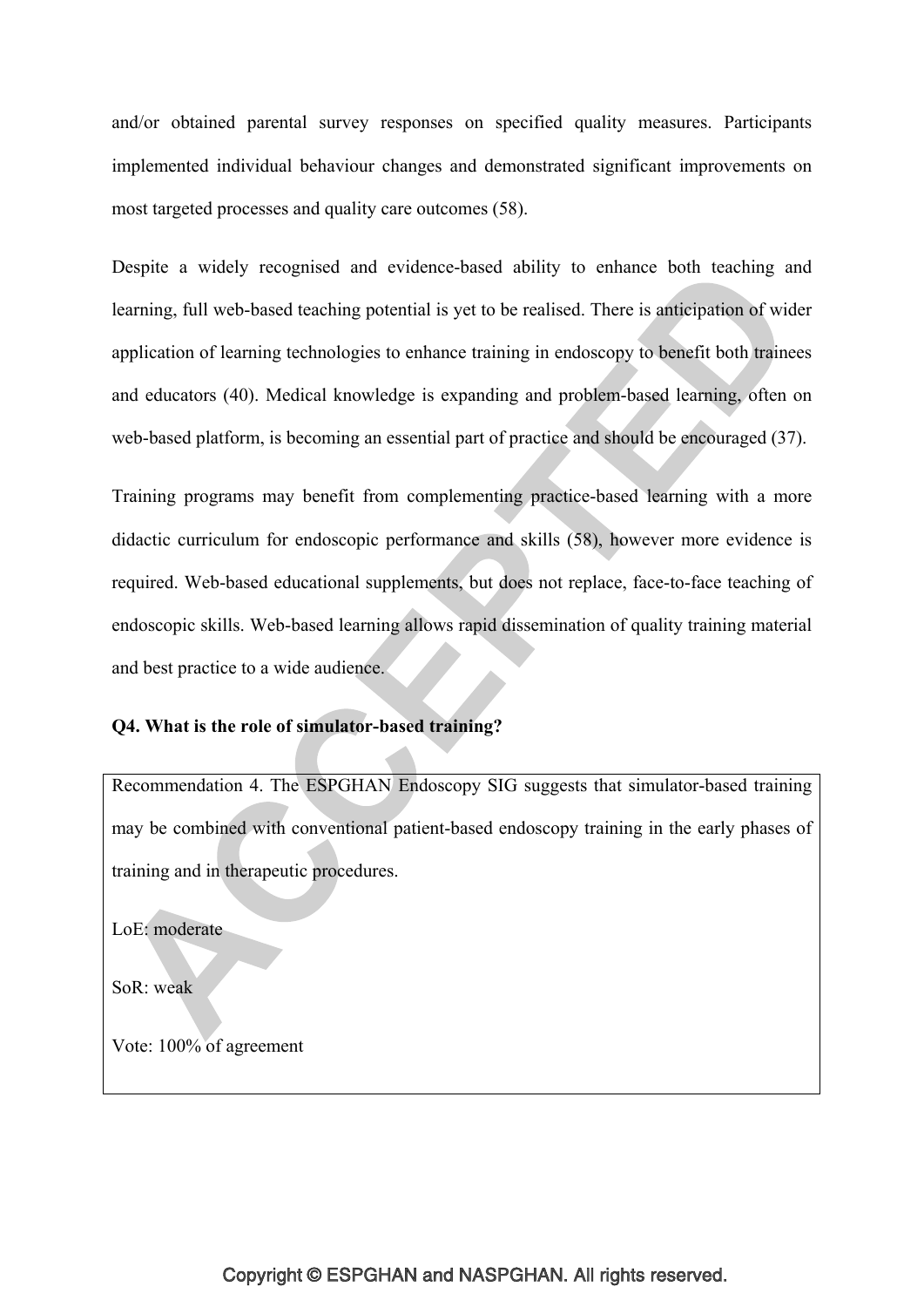and/or obtained parental survey responses on specified quality measures. Participants implemented individual behaviour changes and demonstrated significant improvements on most targeted processes and quality care outcomes (58).

Despite a widely recognised and evidence-based ability to enhance both teaching and learning, full web-based teaching potential is yet to be realised. There is anticipation of wider application of learning technologies to enhance training in endoscopy to benefit both trainees and educators (40). Medical knowledge is expanding and problem-based learning, often on web-based platform, is becoming an essential part of practice and should be encouraged (37).

Training programs may benefit from complementing practice-based learning with a more didactic curriculum for endoscopic performance and skills (58), however more evidence is required. Web-based educational supplements, but does not replace, face-to-face teaching of endoscopic skills. Web-based learning allows rapid dissemination of quality training material and best practice to a wide audience.

**Q4. What is the role of simulator-based training?**

Recommendation 4. The ESPGHAN Endoscopy SIG suggests that simulator-based training may be combined with conventional patient-based endoscopy training in the early phases of training and in therapeutic procedures.

LoE: moderate

SoR: weak

Vote: 100% of agreement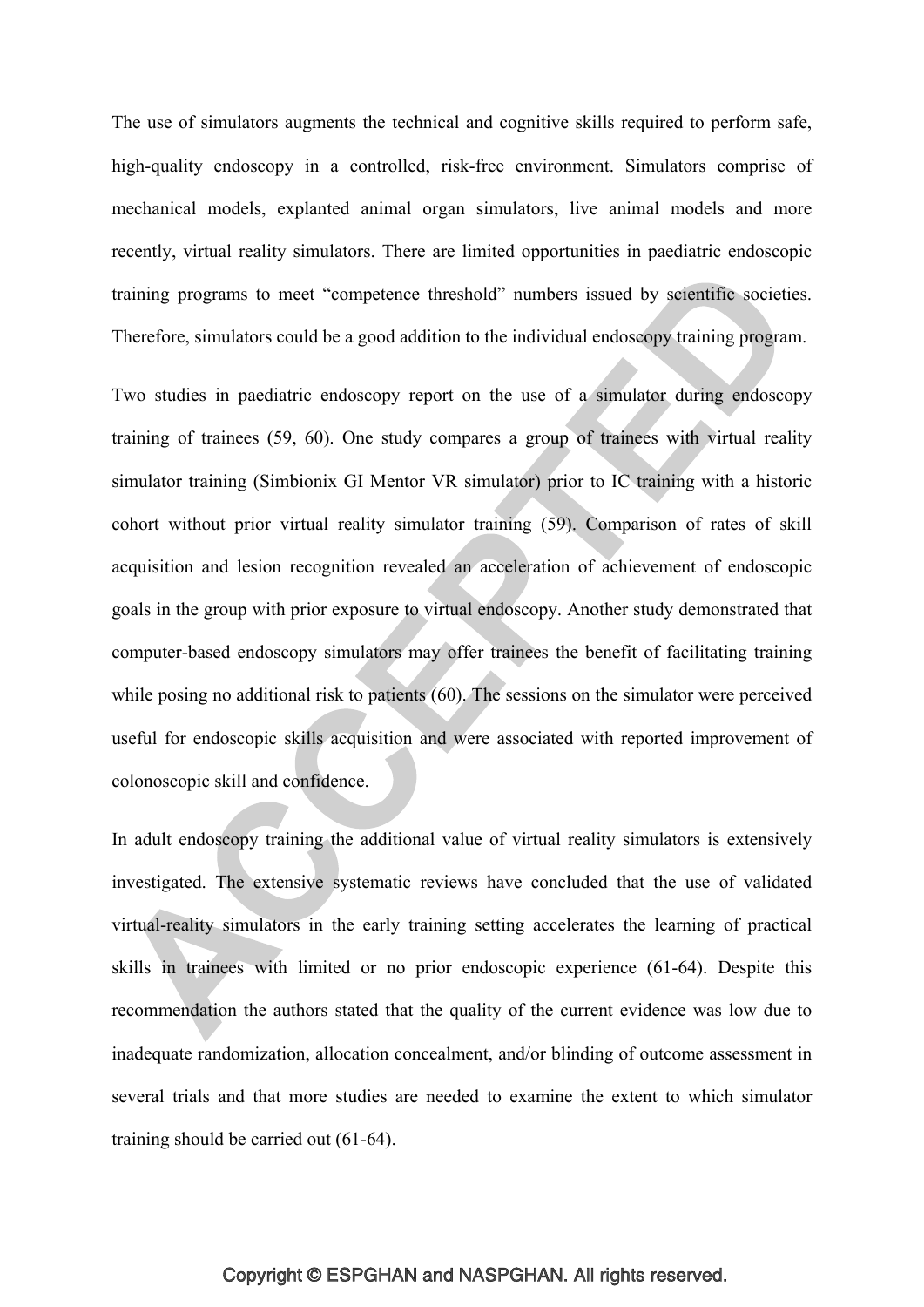The use of simulators augments the technical and cognitive skills required to perform safe, high-quality endoscopy in a controlled, risk-free environment. Simulators comprise of mechanical models, explanted animal organ simulators, live animal models and more recently, virtual reality simulators. There are limited opportunities in paediatric endoscopic training programs to meet "competence threshold" numbers issued by scientific societies. Therefore, simulators could be a good addition to the individual endoscopy training program.

Two studies in paediatric endoscopy report on the use of a simulator during endoscopy training of trainees (59, 60). One study compares a group of trainees with virtual reality simulator training (Simbionix GI Mentor VR simulator) prior to IC training with a historic cohort without prior virtual reality simulator training (59). Comparison of rates of skill acquisition and lesion recognition revealed an acceleration of achievement of endoscopic goals in the group with prior exposure to virtual endoscopy. Another study demonstrated that computer-based endoscopy simulators may offer trainees the benefit of facilitating training while posing no additional risk to patients (60). The sessions on the simulator were perceived useful for endoscopic skills acquisition and were associated with reported improvement of colonoscopic skill and confidence.

In adult endoscopy training the additional value of virtual reality simulators is extensively investigated. The extensive systematic reviews have concluded that the use of validated virtual-reality simulators in the early training setting accelerates the learning of practical skills in trainees with limited or no prior endoscopic experience (61-64). Despite this recommendation the authors stated that the quality of the current evidence was low due to inadequate randomization, allocation concealment, and/or blinding of outcome assessment in several trials and that more studies are needed to examine the extent to which simulator training should be carried out (61-64).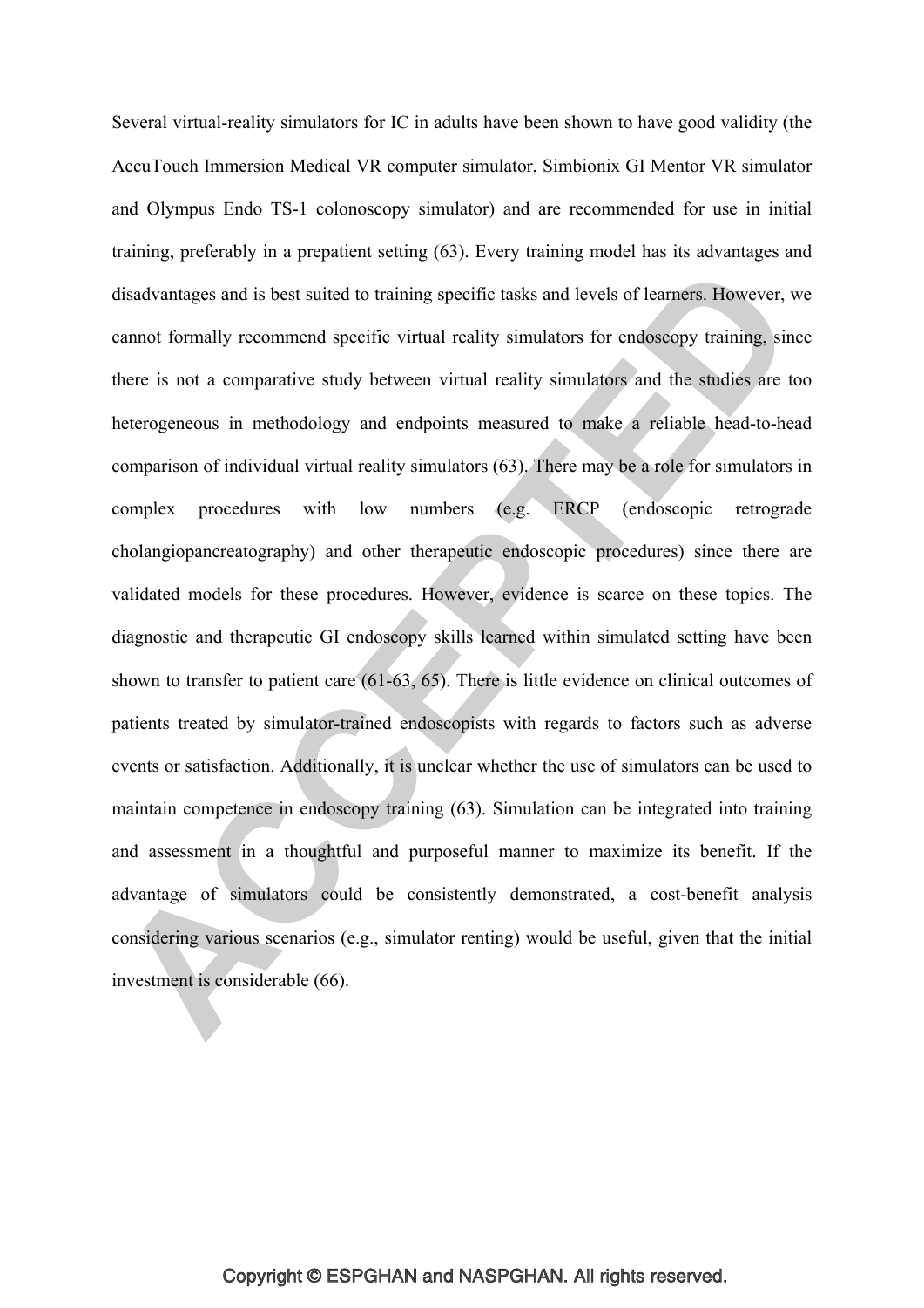Several virtual-reality simulators for IC in adults have been shown to have good validity (the AccuTouch Immersion Medical VR computer simulator, Simbionix GI Mentor VR simulator and Olympus Endo TS-1 colonoscopy simulator) and are recommended for use in initial training, preferably in a prepatient setting (63). Every training model has its advantages and disadvantages and is best suited to training specific tasks and levels of learners. However, we cannot formally recommend specific virtual reality simulators for endoscopy training, since there is not a comparative study between virtual reality simulators and the studies are too heterogeneous in methodology and endpoints measured to make a reliable head-to-head comparison of individual virtual reality simulators (63). There may be a role for simulators in complex procedures with low numbers (e.g. ERCP (endoscopic retrograde cholangiopancreatography) and other therapeutic endoscopic procedures) since there are validated models for these procedures. However, evidence is scarce on these topics. The diagnostic and therapeutic GI endoscopy skills learned within simulated setting have been shown to transfer to patient care (61-63, 65). There is little evidence on clinical outcomes of patients treated by simulator-trained endoscopists with regards to factors such as adverse events or satisfaction. Additionally, it is unclear whether the use of simulators can be used to maintain competence in endoscopy training (63). Simulation can be integrated into training and assessment in a thoughtful and purposeful manner to maximize its benefit. If the advantage of simulators could be consistently demonstrated, a cost-benefit analysis considering various scenarios (e.g., simulator renting) would be useful, given that the initial investment is considerable (66).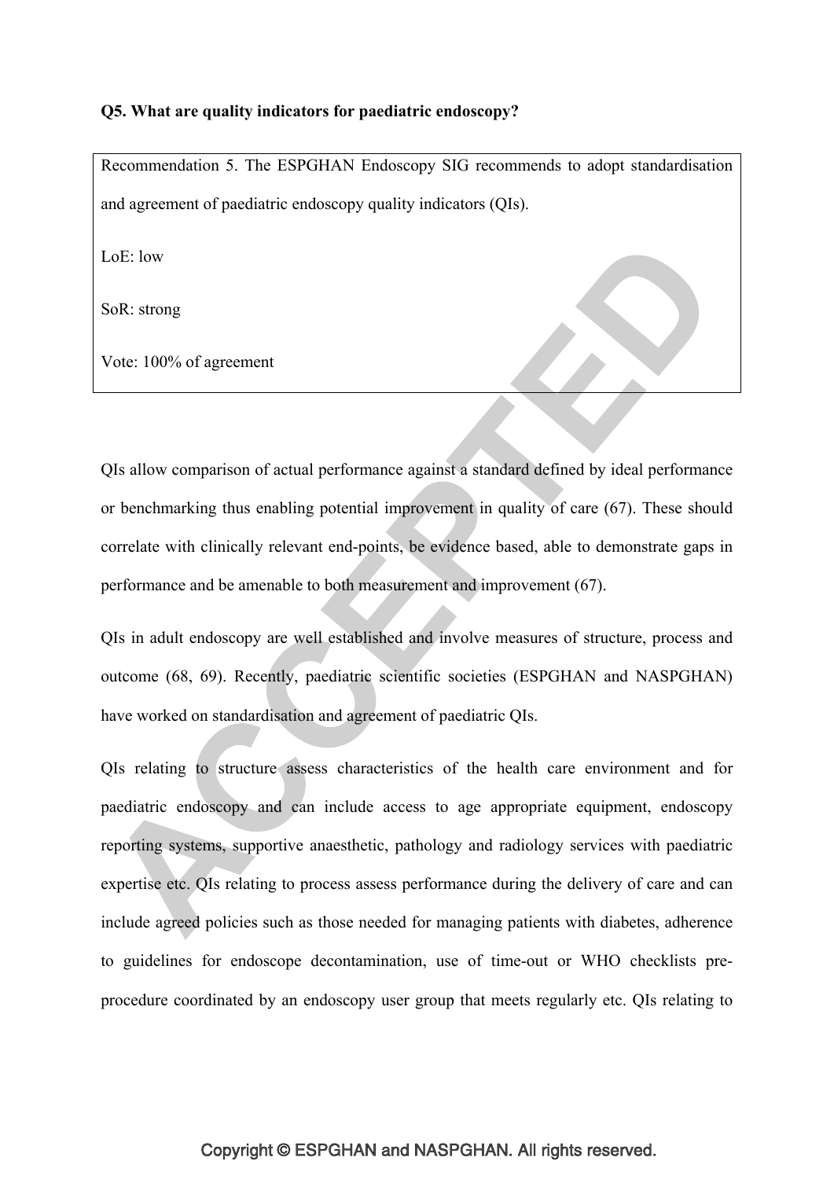**Q5. What are quality indicators for paediatric endoscopy?**

> Recommendation 5. The ESPGHAN Endoscopy SIG recommends to adopt standardisation and agreement of paediatric endoscopy quality indicators (QIs).
>
> LoE: low
>
> SoR: strong
>
> Vote: 100% of agreement

QIs allow comparison of actual performance against a standard defined by ideal performance or benchmarking thus enabling potential improvement in quality of care (67). These should correlate with clinically relevant end-points, be evidence based, able to demonstrate gaps in performance and be amenable to both measurement and improvement (67).

QIs in adult endoscopy are well established and involve measures of structure, process and outcome (68, 69). Recently, paediatric scientific societies (ESPGHAN and NASPGHAN) have worked on standardisation and agreement of paediatric QIs.

QIs relating to structure assess characteristics of the health care environment and for paediatric endoscopy and can include access to age appropriate equipment, endoscopy reporting systems, supportive anaesthetic, pathology and radiology services with paediatric expertise etc. QIs relating to process assess performance during the delivery of care and can include agreed policies such as those needed for managing patients with diabetes, adherence to guidelines for endoscope decontamination, use of time-out or WHO checklists pre-procedure coordinated by an endoscopy user group that meets regularly etc. QIs relating to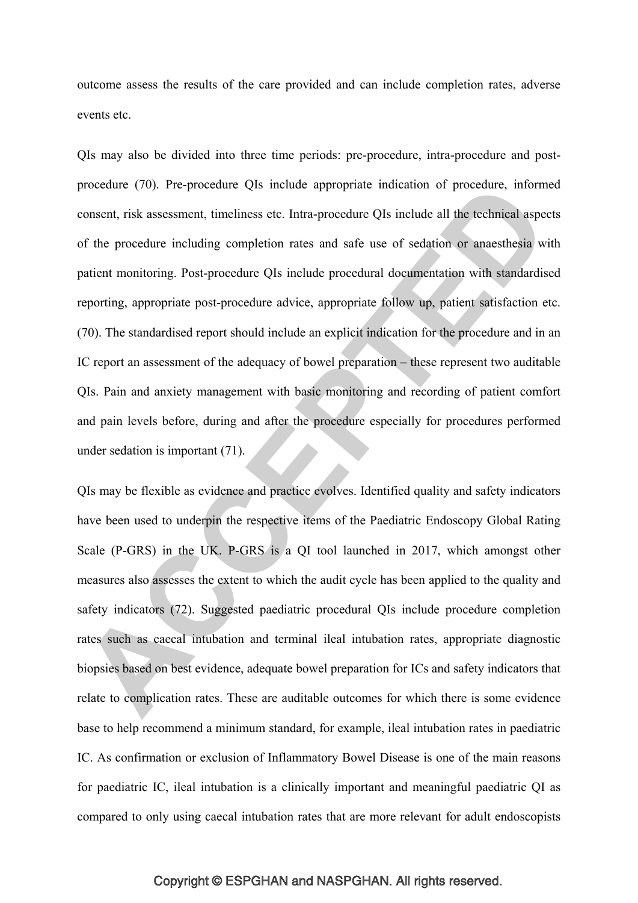outcome assess the results of the care provided and can include completion rates, adverse events etc.

QIs may also be divided into three time periods: pre-procedure, intra-procedure and post-procedure (70). Pre-procedure QIs include appropriate indication of procedure, informed consent, risk assessment, timeliness etc. Intra-procedure QIs include all the technical aspects of the procedure including completion rates and safe use of sedation or anaesthesia with patient monitoring. Post-procedure QIs include procedural documentation with standardised reporting, appropriate post-procedure advice, appropriate follow up, patient satisfaction etc. (70). The standardised report should include an explicit indication for the procedure and in an IC report an assessment of the adequacy of bowel preparation – these represent two auditable QIs. Pain and anxiety management with basic monitoring and recording of patient comfort and pain levels before, during and after the procedure especially for procedures performed under sedation is important (71).

QIs may be flexible as evidence and practice evolves. Identified quality and safety indicators have been used to underpin the respective items of the Paediatric Endoscopy Global Rating Scale (P-GRS) in the UK. P-GRS is a QI tool launched in 2017, which amongst other measures also assesses the extent to which the audit cycle has been applied to the quality and safety indicators (72). Suggested paediatric procedural QIs include procedure completion rates such as caecal intubation and terminal ileal intubation rates, appropriate diagnostic biopsies based on best evidence, adequate bowel preparation for ICs and safety indicators that relate to complication rates. These are auditable outcomes for which there is some evidence base to help recommend a minimum standard, for example, ileal intubation rates in paediatric IC. As confirmation or exclusion of Inflammatory Bowel Disease is one of the main reasons for paediatric IC, ileal intubation is a clinically important and meaningful paediatric QI as compared to only using caecal intubation rates that are more relevant for adult endoscopists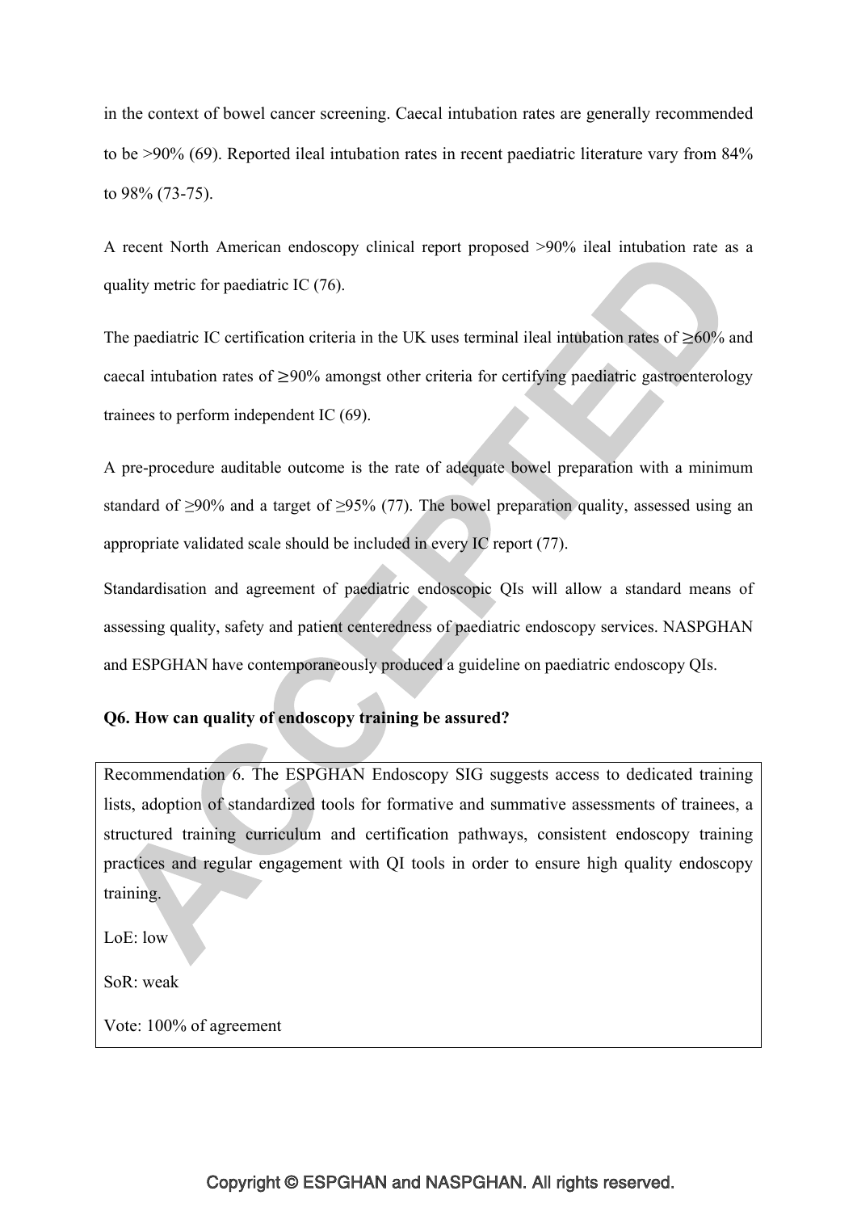in the context of bowel cancer screening. Caecal intubation rates are generally recommended to be >90% (69). Reported ileal intubation rates in recent paediatric literature vary from 84% to 98% (73-75).

A recent North American endoscopy clinical report proposed >90% ileal intubation rate as a quality metric for paediatric IC (76).

The paediatric IC certification criteria in the UK uses terminal ileal intubation rates of ≥60% and caecal intubation rates of ≥90% amongst other criteria for certifying paediatric gastroenterology trainees to perform independent IC (69).

A pre-procedure auditable outcome is the rate of adequate bowel preparation with a minimum standard of ≥90% and a target of ≥95% (77). The bowel preparation quality, assessed using an appropriate validated scale should be included in every IC report (77).

Standardisation and agreement of paediatric endoscopic QIs will allow a standard means of assessing quality, safety and patient centeredness of paediatric endoscopy services. NASPGHAN and ESPGHAN have contemporaneously produced a guideline on paediatric endoscopy QIs.

**Q6. How can quality of endoscopy training be assured?**

> Recommendation 6. The ESPGHAN Endoscopy SIG suggests access to dedicated training lists, adoption of standardized tools for formative and summative assessments of trainees, a structured training curriculum and certification pathways, consistent endoscopy training practices and regular engagement with QI tools in order to ensure high quality endoscopy training.
>
> LoE: low
>
> SoR: weak
>
> Vote: 100% of agreement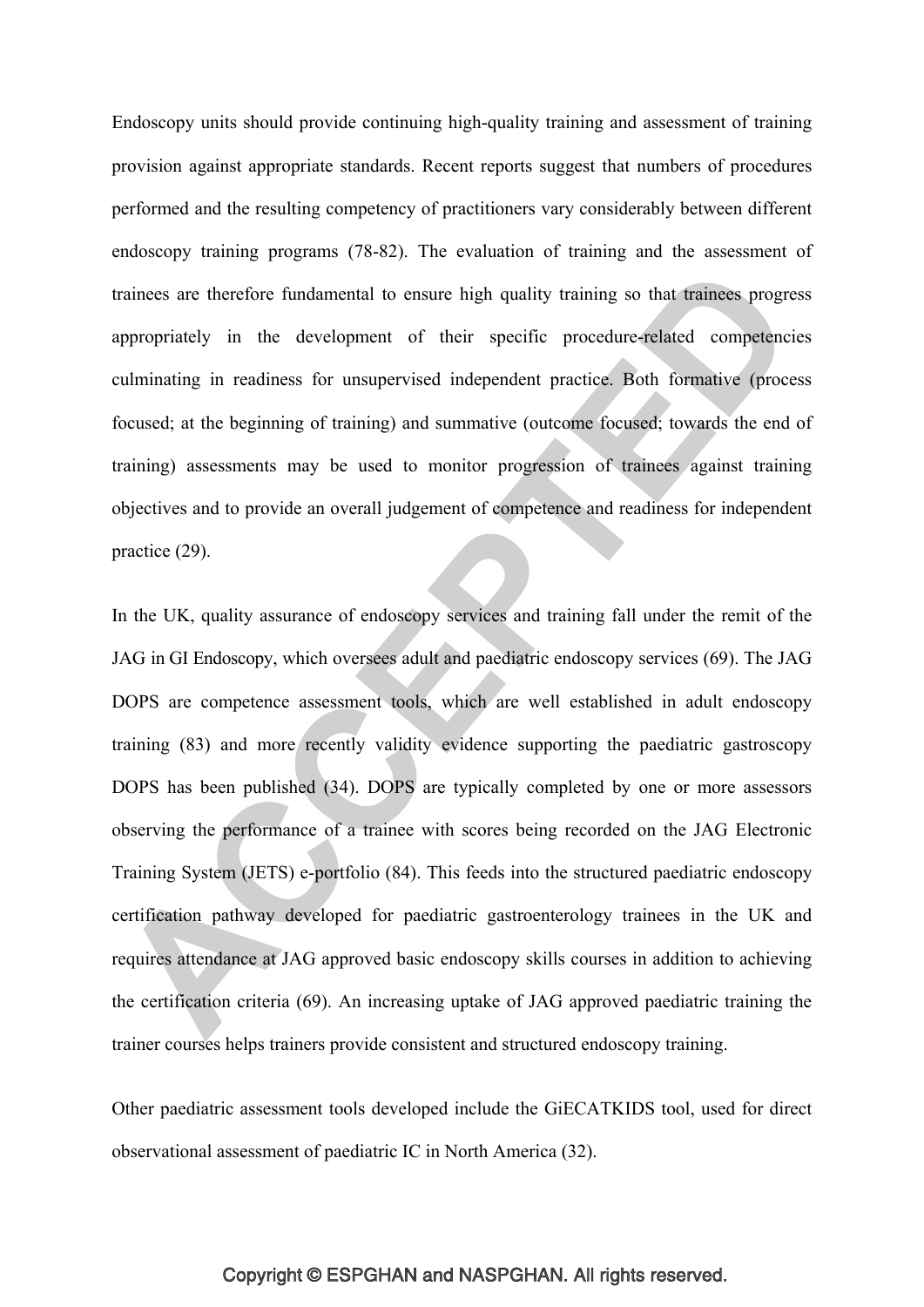Endoscopy units should provide continuing high-quality training and assessment of training provision against appropriate standards. Recent reports suggest that numbers of procedures performed and the resulting competency of practitioners vary considerably between different endoscopy training programs (78-82). The evaluation of training and the assessment of trainees are therefore fundamental to ensure high quality training so that trainees progress appropriately in the development of their specific procedure-related competencies culminating in readiness for unsupervised independent practice. Both formative (process focused; at the beginning of training) and summative (outcome focused; towards the end of training) assessments may be used to monitor progression of trainees against training objectives and to provide an overall judgement of competence and readiness for independent practice (29).

In the UK, quality assurance of endoscopy services and training fall under the remit of the JAG in GI Endoscopy, which oversees adult and paediatric endoscopy services (69). The JAG DOPS are competence assessment tools, which are well established in adult endoscopy training (83) and more recently validity evidence supporting the paediatric gastroscopy DOPS has been published (34). DOPS are typically completed by one or more assessors observing the performance of a trainee with scores being recorded on the JAG Electronic Training System (JETS) e-portfolio (84). This feeds into the structured paediatric endoscopy certification pathway developed for paediatric gastroenterology trainees in the UK and requires attendance at JAG approved basic endoscopy skills courses in addition to achieving the certification criteria (69). An increasing uptake of JAG approved paediatric training the trainer courses helps trainers provide consistent and structured endoscopy training.

Other paediatric assessment tools developed include the GiECATKIDS tool, used for direct observational assessment of paediatric IC in North America (32).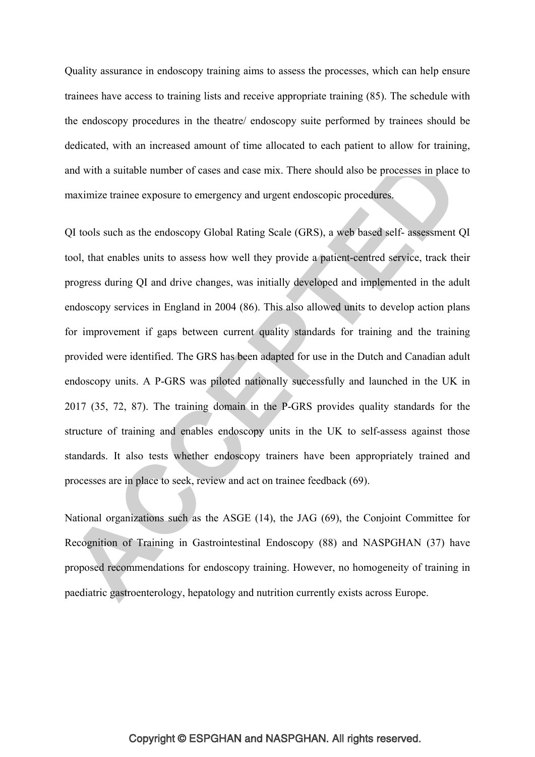Quality assurance in endoscopy training aims to assess the processes, which can help ensure trainees have access to training lists and receive appropriate training (85). The schedule with the endoscopy procedures in the theatre/ endoscopy suite performed by trainees should be dedicated, with an increased amount of time allocated to each patient to allow for training, and with a suitable number of cases and case mix. There should also be processes in place to maximize trainee exposure to emergency and urgent endoscopic procedures.

QI tools such as the endoscopy Global Rating Scale (GRS), a web based self- assessment QI tool, that enables units to assess how well they provide a patient-centred service, track their progress during QI and drive changes, was initially developed and implemented in the adult endoscopy services in England in 2004 (86). This also allowed units to develop action plans for improvement if gaps between current quality standards for training and the training provided were identified. The GRS has been adapted for use in the Dutch and Canadian adult endoscopy units. A P-GRS was piloted nationally successfully and launched in the UK in 2017 (35, 72, 87). The training domain in the P-GRS provides quality standards for the structure of training and enables endoscopy units in the UK to self-assess against those standards. It also tests whether endoscopy trainers have been appropriately trained and processes are in place to seek, review and act on trainee feedback (69).

National organizations such as the ASGE (14), the JAG (69), the Conjoint Committee for Recognition of Training in Gastrointestinal Endoscopy (88) and NASPGHAN (37) have proposed recommendations for endoscopy training. However, no homogeneity of training in paediatric gastroenterology, hepatology and nutrition currently exists across Europe.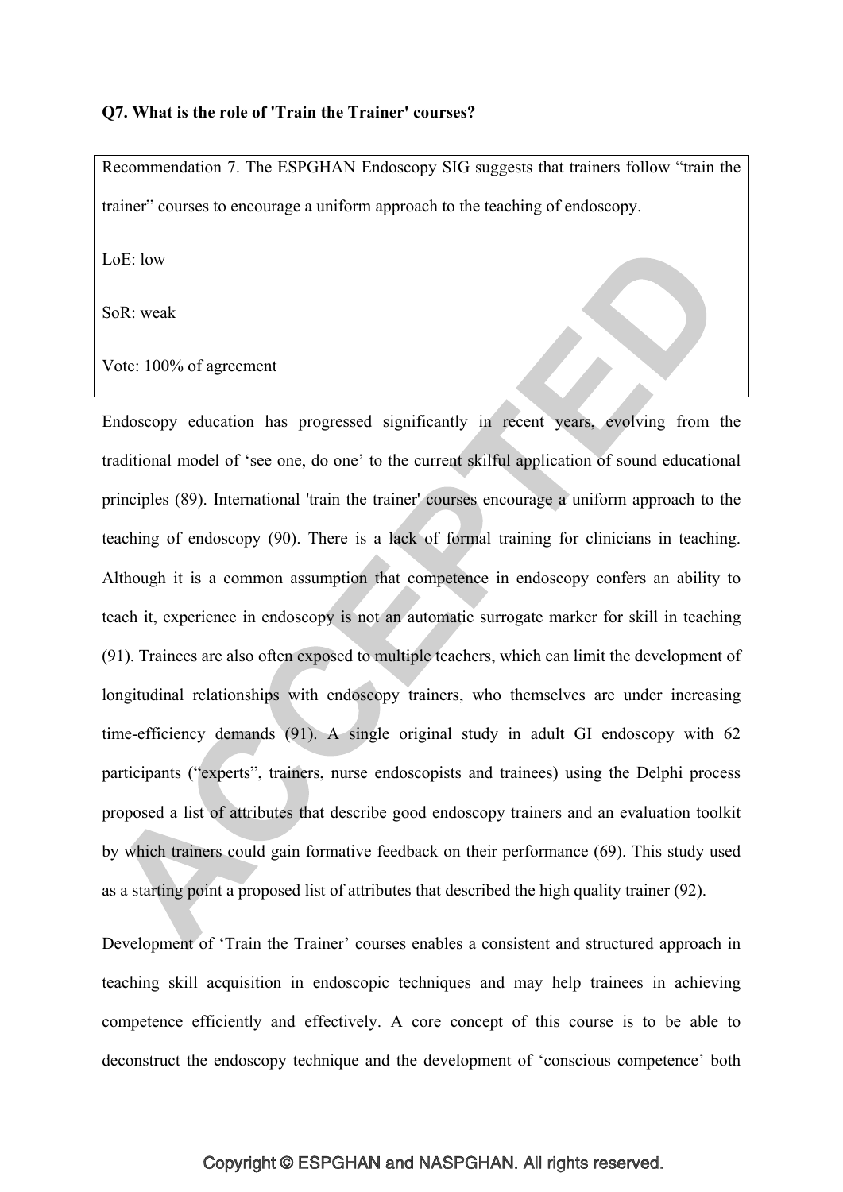**Q7. What is the role of 'Train the Trainer' courses?**

Recommendation 7. The ESPGHAN Endoscopy SIG suggests that trainers follow “train the trainer” courses to encourage a uniform approach to the teaching of endoscopy.

LoE: low

SoR: weak

Vote: 100% of agreement

Endoscopy education has progressed significantly in recent years, evolving from the traditional model of ‘see one, do one’ to the current skilful application of sound educational principles (89). International 'train the trainer' courses encourage a uniform approach to the teaching of endoscopy (90). There is a lack of formal training for clinicians in teaching. Although it is a common assumption that competence in endoscopy confers an ability to teach it, experience in endoscopy is not an automatic surrogate marker for skill in teaching (91). Trainees are also often exposed to multiple teachers, which can limit the development of longitudinal relationships with endoscopy trainers, who themselves are under increasing time-efficiency demands (91). A single original study in adult GI endoscopy with 62 participants (“experts”, trainers, nurse endoscopists and trainees) using the Delphi process proposed a list of attributes that describe good endoscopy trainers and an evaluation toolkit by which trainers could gain formative feedback on their performance (69). This study used as a starting point a proposed list of attributes that described the high quality trainer (92).

Development of ‘Train the Trainer’ courses enables a consistent and structured approach in teaching skill acquisition in endoscopic techniques and may help trainees in achieving competence efficiently and effectively. A core concept of this course is to be able to deconstruct the endoscopy technique and the development of ‘conscious competence’ both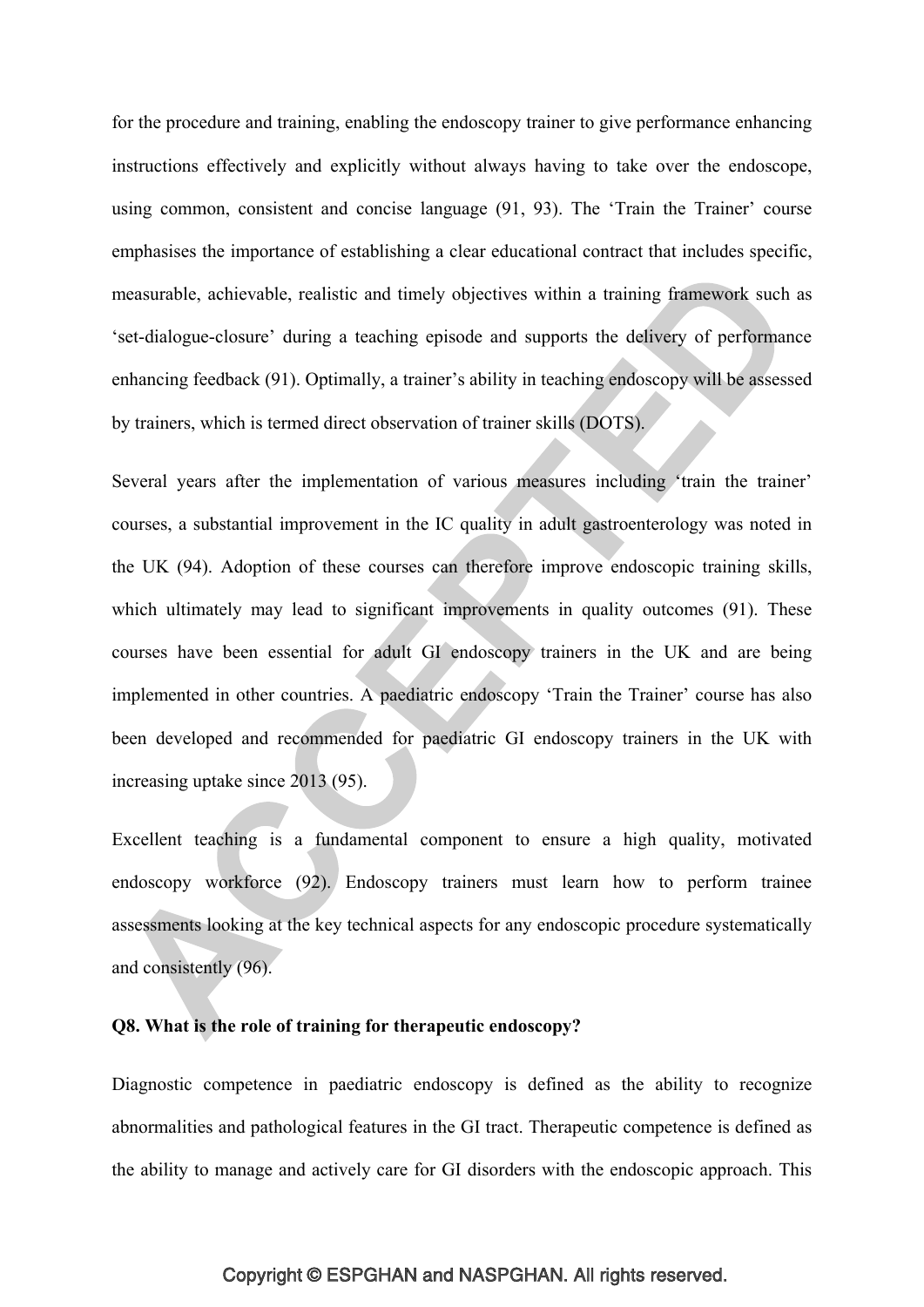for the procedure and training, enabling the endoscopy trainer to give performance enhancing instructions effectively and explicitly without always having to take over the endoscope, using common, consistent and concise language (91, 93). The 'Train the Trainer' course emphasises the importance of establishing a clear educational contract that includes specific, measurable, achievable, realistic and timely objectives within a training framework such as 'set-dialogue-closure' during a teaching episode and supports the delivery of performance enhancing feedback (91). Optimally, a trainer's ability in teaching endoscopy will be assessed by trainers, which is termed direct observation of trainer skills (DOTS).

Several years after the implementation of various measures including 'train the trainer' courses, a substantial improvement in the IC quality in adult gastroenterology was noted in the UK (94). Adoption of these courses can therefore improve endoscopic training skills, which ultimately may lead to significant improvements in quality outcomes (91). These courses have been essential for adult GI endoscopy trainers in the UK and are being implemented in other countries. A paediatric endoscopy 'Train the Trainer' course has also been developed and recommended for paediatric GI endoscopy trainers in the UK with increasing uptake since 2013 (95).

Excellent teaching is a fundamental component to ensure a high quality, motivated endoscopy workforce (92). Endoscopy trainers must learn how to perform trainee assessments looking at the key technical aspects for any endoscopic procedure systematically and consistently (96).

**Q8. What is the role of training for therapeutic endoscopy?**

Diagnostic competence in paediatric endoscopy is defined as the ability to recognize abnormalities and pathological features in the GI tract. Therapeutic competence is defined as the ability to manage and actively care for GI disorders with the endoscopic approach. This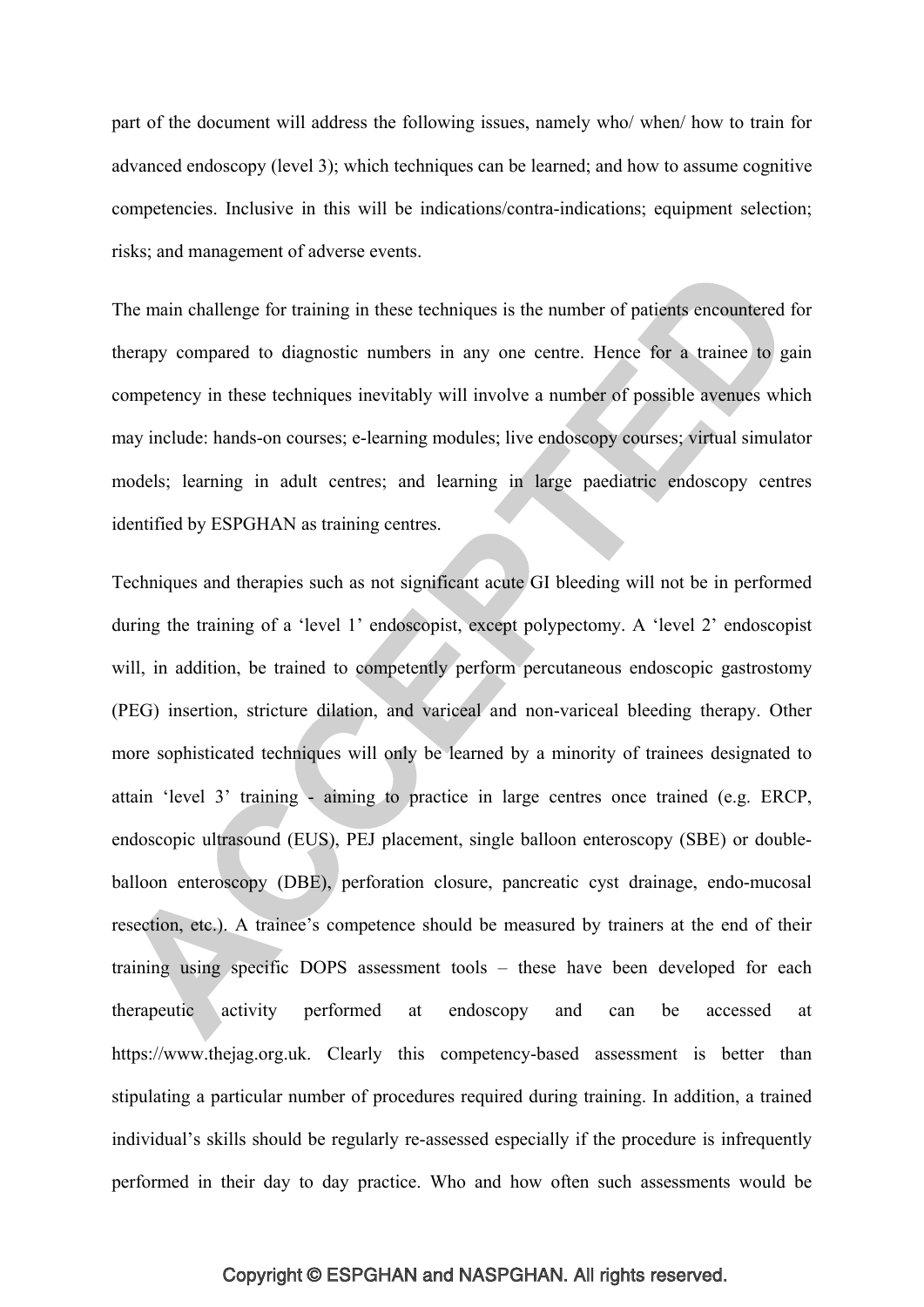part of the document will address the following issues, namely who/ when/ how to train for advanced endoscopy (level 3); which techniques can be learned; and how to assume cognitive competencies. Inclusive in this will be indications/contra-indications; equipment selection; risks; and management of adverse events.

The main challenge for training in these techniques is the number of patients encountered for therapy compared to diagnostic numbers in any one centre. Hence for a trainee to gain competency in these techniques inevitably will involve a number of possible avenues which may include: hands-on courses; e-learning modules; live endoscopy courses; virtual simulator models; learning in adult centres; and learning in large paediatric endoscopy centres identified by ESPGHAN as training centres.

Techniques and therapies such as not significant acute GI bleeding will not be in performed during the training of a 'level 1' endoscopist, except polypectomy. A 'level 2' endoscopist will, in addition, be trained to competently perform percutaneous endoscopic gastrostomy (PEG) insertion, stricture dilation, and variceal and non-variceal bleeding therapy. Other more sophisticated techniques will only be learned by a minority of trainees designated to attain 'level 3' training - aiming to practice in large centres once trained (e.g. ERCP, endoscopic ultrasound (EUS), PEJ placement, single balloon enteroscopy (SBE) or double-balloon enteroscopy (DBE), perforation closure, pancreatic cyst drainage, endo-mucosal resection, etc.). A trainee's competence should be measured by trainers at the end of their training using specific DOPS assessment tools – these have been developed for each therapeutic activity performed at endoscopy and can be accessed at https://www.thejag.org.uk. Clearly this competency-based assessment is better than stipulating a particular number of procedures required during training. In addition, a trained individual's skills should be regularly re-assessed especially if the procedure is infrequently performed in their day to day practice. Who and how often such assessments would be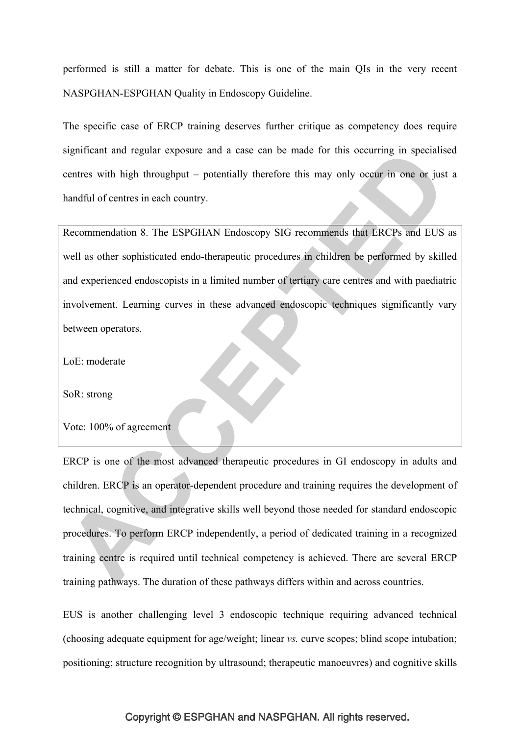performed is still a matter for debate. This is one of the main QIs in the very recent NASPGHAN-ESPGHAN Quality in Endoscopy Guideline.

The specific case of ERCP training deserves further critique as competency does require significant and regular exposure and a case can be made for this occurring in specialised centres with high throughput – potentially therefore this may only occur in one or just a handful of centres in each country.

> Recommendation 8. The ESPGHAN Endoscopy SIG recommends that ERCPs and EUS as well as other sophisticated endo-therapeutic procedures in children be performed by skilled and experienced endoscopists in a limited number of tertiary care centres and with paediatric involvement. Learning curves in these advanced endoscopic techniques significantly vary between operators.
>
> LoE: moderate
>
> SoR: strong
>
> Vote: 100% of agreement

ERCP is one of the most advanced therapeutic procedures in GI endoscopy in adults and children. ERCP is an operator-dependent procedure and training requires the development of technical, cognitive, and integrative skills well beyond those needed for standard endoscopic procedures. To perform ERCP independently, a period of dedicated training in a recognized training centre is required until technical competency is achieved. There are several ERCP training pathways. The duration of these pathways differs within and across countries.

EUS is another challenging level 3 endoscopic technique requiring advanced technical (choosing adequate equipment for age/weight; linear *vs.* curve scopes; blind scope intubation; positioning; structure recognition by ultrasound; therapeutic manoeuvres) and cognitive skills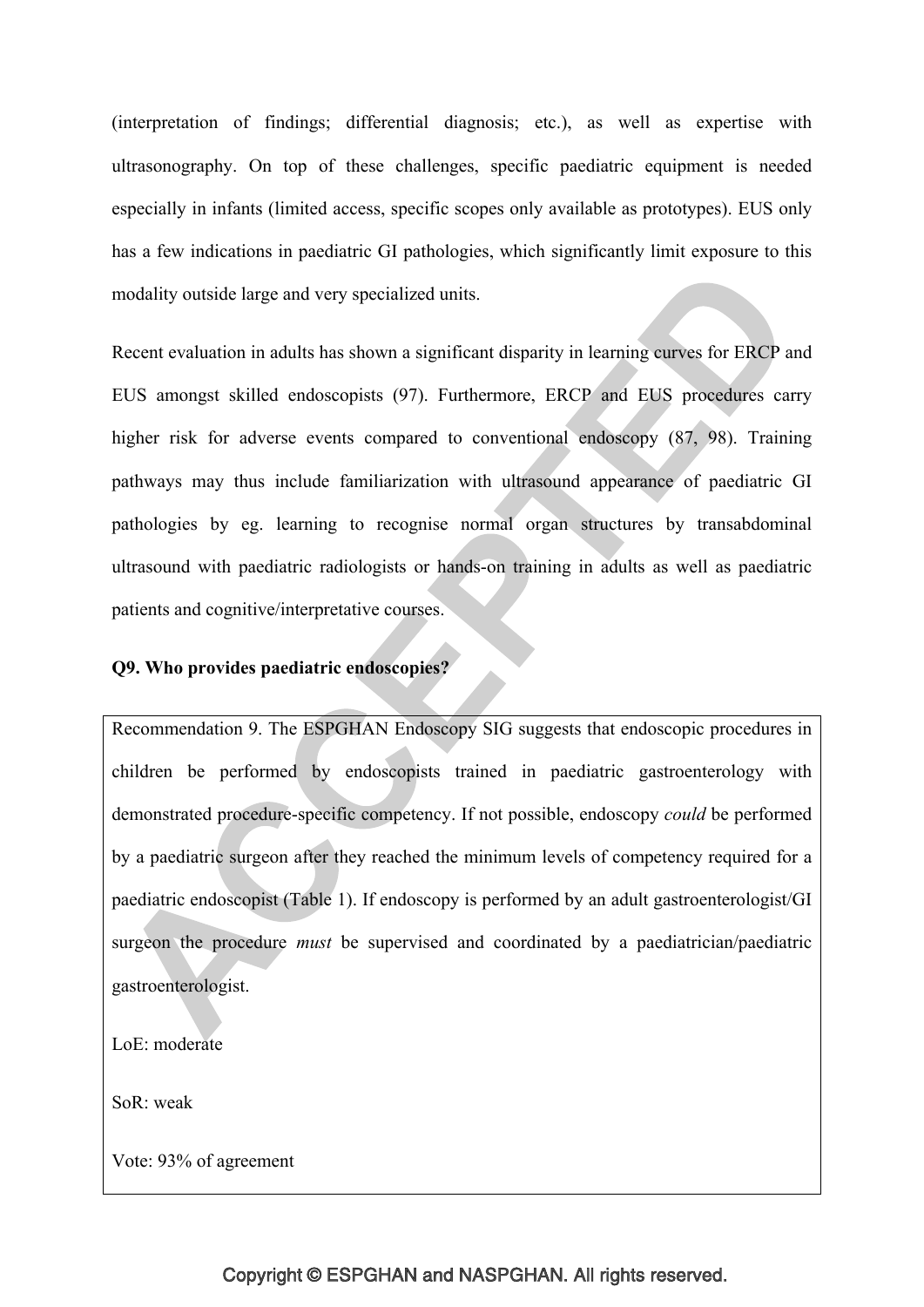(interpretation of findings; differential diagnosis; etc.), as well as expertise with ultrasonography. On top of these challenges, specific paediatric equipment is needed especially in infants (limited access, specific scopes only available as prototypes). EUS only has a few indications in paediatric GI pathologies, which significantly limit exposure to this modality outside large and very specialized units.

Recent evaluation in adults has shown a significant disparity in learning curves for ERCP and EUS amongst skilled endoscopists (97). Furthermore, ERCP and EUS procedures carry higher risk for adverse events compared to conventional endoscopy (87, 98). Training pathways may thus include familiarization with ultrasound appearance of paediatric GI pathologies by eg. learning to recognise normal organ structures by transabdominal ultrasound with paediatric radiologists or hands-on training in adults as well as paediatric patients and cognitive/interpretative courses.

**Q9. Who provides paediatric endoscopies?**

Recommendation 9. The ESPGHAN Endoscopy SIG suggests that endoscopic procedures in children be performed by endoscopists trained in paediatric gastroenterology with demonstrated procedure-specific competency. If not possible, endoscopy *could* be performed by a paediatric surgeon after they reached the minimum levels of competency required for a paediatric endoscopist (Table 1). If endoscopy is performed by an adult gastroenterologist/GI surgeon the procedure *must* be supervised and coordinated by a paediatrician/paediatric gastroenterologist.

LoE: moderate

SoR: weak

Vote: 93% of agreement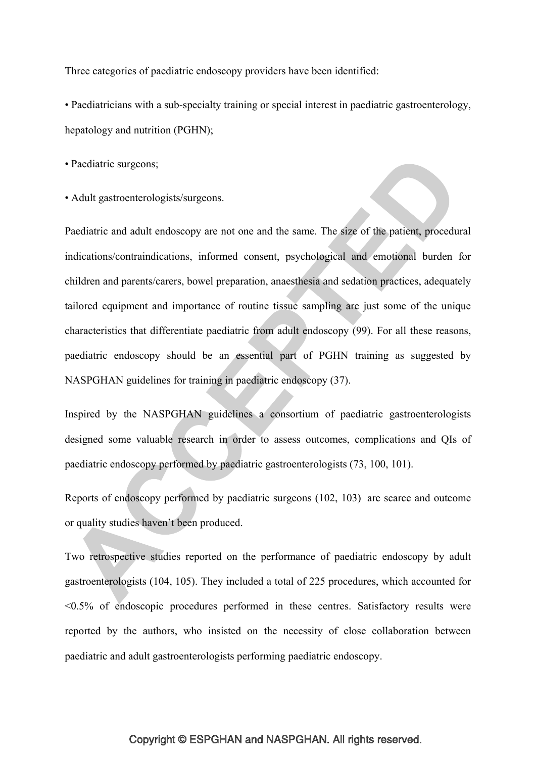Three categories of paediatric endoscopy providers have been identified:

- Paediatricians with a sub-specialty training or special interest in paediatric gastroenterology, hepatology and nutrition (PGHN);
- Paediatric surgeons;
- Adult gastroenterologists/surgeons.

Paediatric and adult endoscopy are not one and the same. The size of the patient, procedural indications/contraindications, informed consent, psychological and emotional burden for children and parents/carers, bowel preparation, anaesthesia and sedation practices, adequately tailored equipment and importance of routine tissue sampling are just some of the unique characteristics that differentiate paediatric from adult endoscopy (99). For all these reasons, paediatric endoscopy should be an essential part of PGHN training as suggested by NASPGHAN guidelines for training in paediatric endoscopy (37).

Inspired by the NASPGHAN guidelines a consortium of paediatric gastroenterologists designed some valuable research in order to assess outcomes, complications and QIs of paediatric endoscopy performed by paediatric gastroenterologists (73, 100, 101).

Reports of endoscopy performed by paediatric surgeons (102, 103) are scarce and outcome or quality studies haven't been produced.

Two retrospective studies reported on the performance of paediatric endoscopy by adult gastroenterologists (104, 105). They included a total of 225 procedures, which accounted for <0.5% of endoscopic procedures performed in these centres. Satisfactory results were reported by the authors, who insisted on the necessity of close collaboration between paediatric and adult gastroenterologists performing paediatric endoscopy.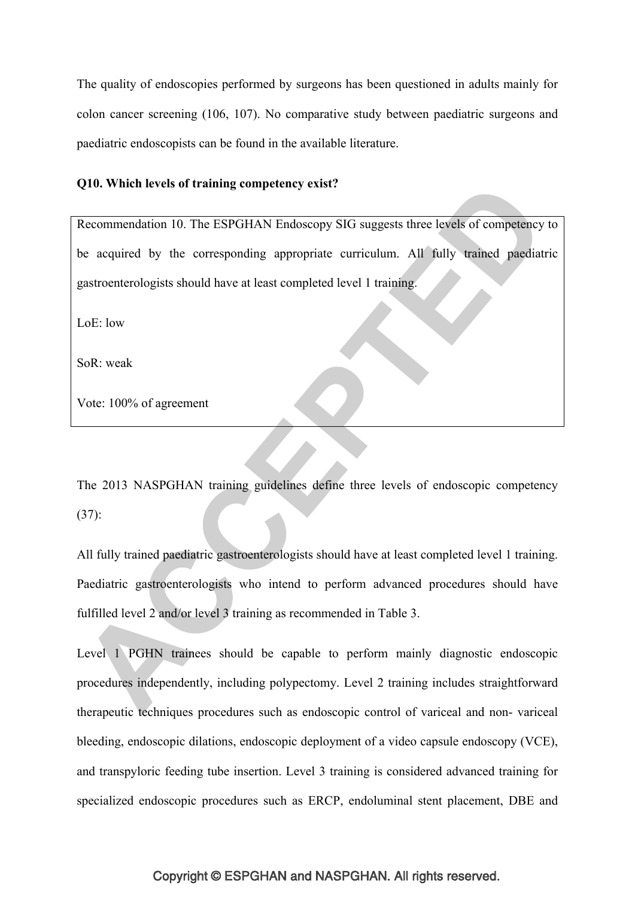The quality of endoscopies performed by surgeons has been questioned in adults mainly for colon cancer screening (106, 107). No comparative study between paediatric surgeons and paediatric endoscopists can be found in the available literature.

**Q10. Which levels of training competency exist?**

Recommendation 10. The ESPGHAN Endoscopy SIG suggests three levels of competency to be acquired by the corresponding appropriate curriculum. All fully trained paediatric gastroenterologists should have at least completed level 1 training.

LoE: low

SoR: weak

Vote: 100% of agreement

The 2013 NASPGHAN training guidelines define three levels of endoscopic competency (37):

All fully trained paediatric gastroenterologists should have at least completed level 1 training. Paediatric gastroenterologists who intend to perform advanced procedures should have fulfilled level 2 and/or level 3 training as recommended in Table 3.

Level 1 PGHN trainees should be capable to perform mainly diagnostic endoscopic procedures independently, including polypectomy. Level 2 training includes straightforward therapeutic techniques procedures such as endoscopic control of variceal and non- variceal bleeding, endoscopic dilations, endoscopic deployment of a video capsule endoscopy (VCE), and transpyloric feeding tube insertion. Level 3 training is considered advanced training for specialized endoscopic procedures such as ERCP, endoluminal stent placement, DBE and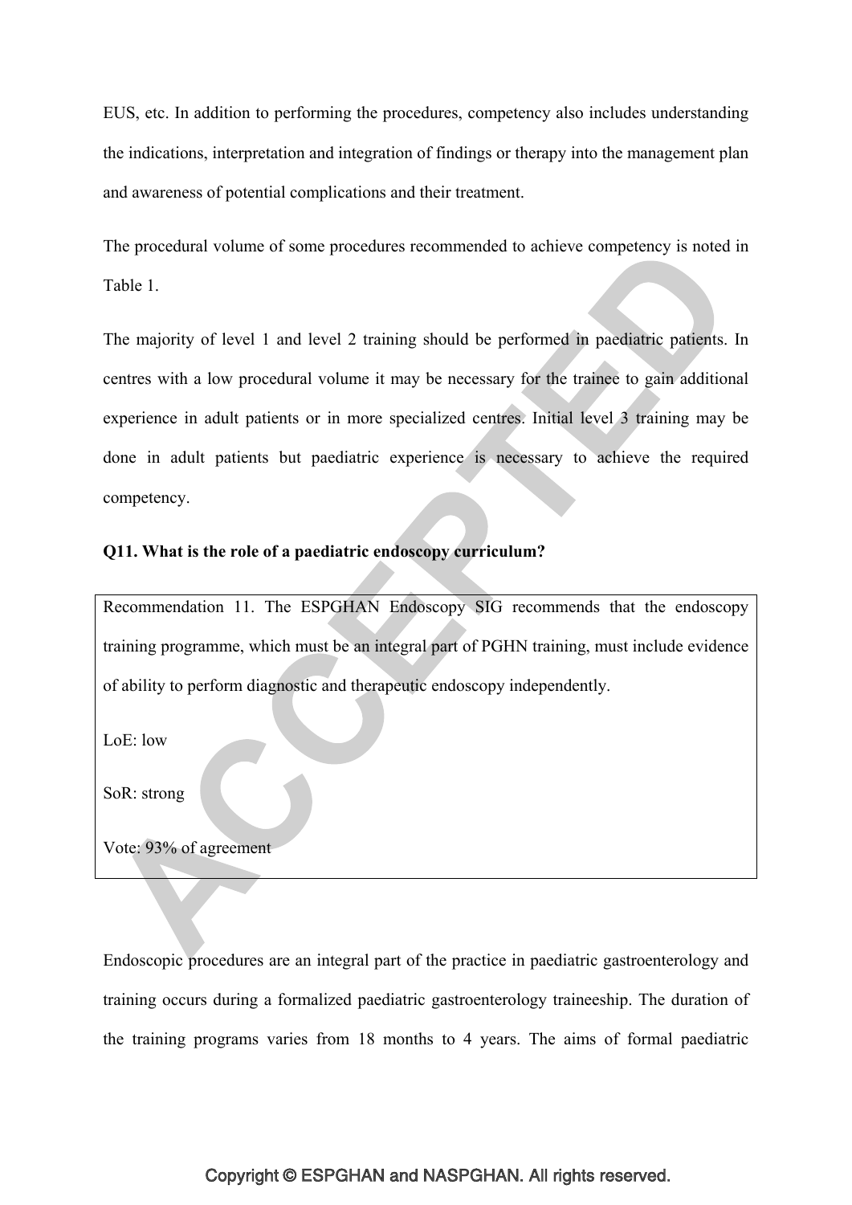EUS, etc. In addition to performing the procedures, competency also includes understanding the indications, interpretation and integration of findings or therapy into the management plan and awareness of potential complications and their treatment.

The procedural volume of some procedures recommended to achieve competency is noted in Table 1.

The majority of level 1 and level 2 training should be performed in paediatric patients. In centres with a low procedural volume it may be necessary for the trainee to gain additional experience in adult patients or in more specialized centres. Initial level 3 training may be done in adult patients but paediatric experience is necessary to achieve the required competency.

**Q11. What is the role of a paediatric endoscopy curriculum?**

Recommendation 11. The ESPGHAN Endoscopy SIG recommends that the endoscopy training programme, which must be an integral part of PGHN training, must include evidence of ability to perform diagnostic and therapeutic endoscopy independently.

LoE: low

SoR: strong

Vote: 93% of agreement

Endoscopic procedures are an integral part of the practice in paediatric gastroenterology and training occurs during a formalized paediatric gastroenterology traineeship. The duration of the training programs varies from 18 months to 4 years. The aims of formal paediatric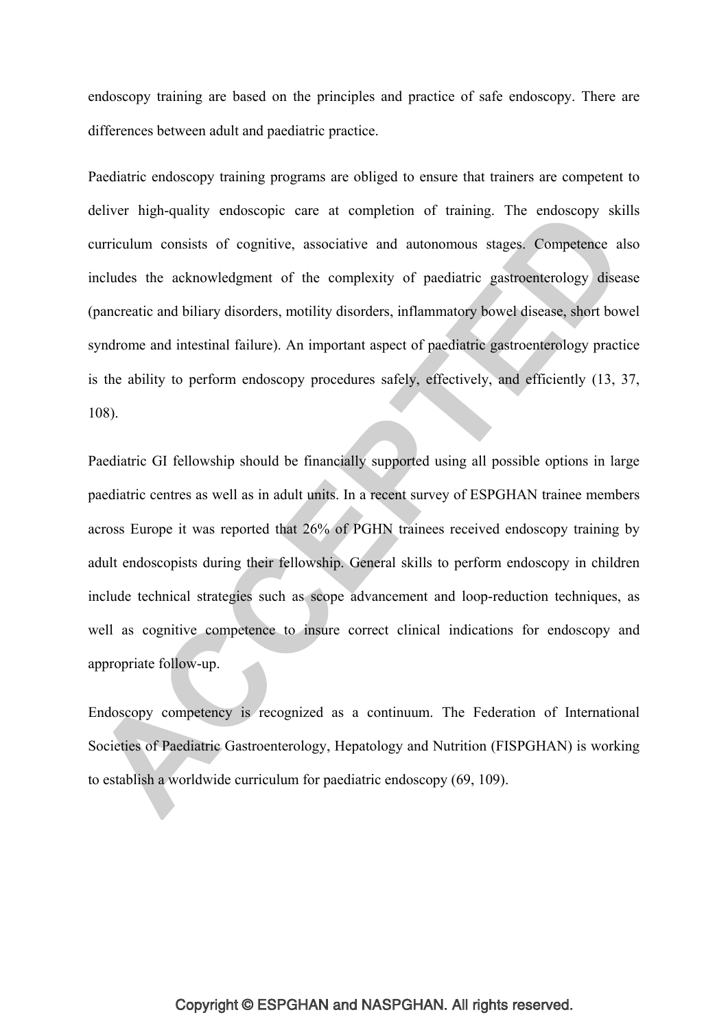endoscopy training are based on the principles and practice of safe endoscopy. There are differences between adult and paediatric practice.

Paediatric endoscopy training programs are obliged to ensure that trainers are competent to deliver high-quality endoscopic care at completion of training. The endoscopy skills curriculum consists of cognitive, associative and autonomous stages. Competence also includes the acknowledgment of the complexity of paediatric gastroenterology disease (pancreatic and biliary disorders, motility disorders, inflammatory bowel disease, short bowel syndrome and intestinal failure). An important aspect of paediatric gastroenterology practice is the ability to perform endoscopy procedures safely, effectively, and efficiently (13, 37, 108).

Paediatric GI fellowship should be financially supported using all possible options in large paediatric centres as well as in adult units. In a recent survey of ESPGHAN trainee members across Europe it was reported that 26% of PGHN trainees received endoscopy training by adult endoscopists during their fellowship. General skills to perform endoscopy in children include technical strategies such as scope advancement and loop-reduction techniques, as well as cognitive competence to insure correct clinical indications for endoscopy and appropriate follow-up.

Endoscopy competency is recognized as a continuum. The Federation of International Societies of Paediatric Gastroenterology, Hepatology and Nutrition (FISPGHAN) is working to establish a worldwide curriculum for paediatric endoscopy (69, 109).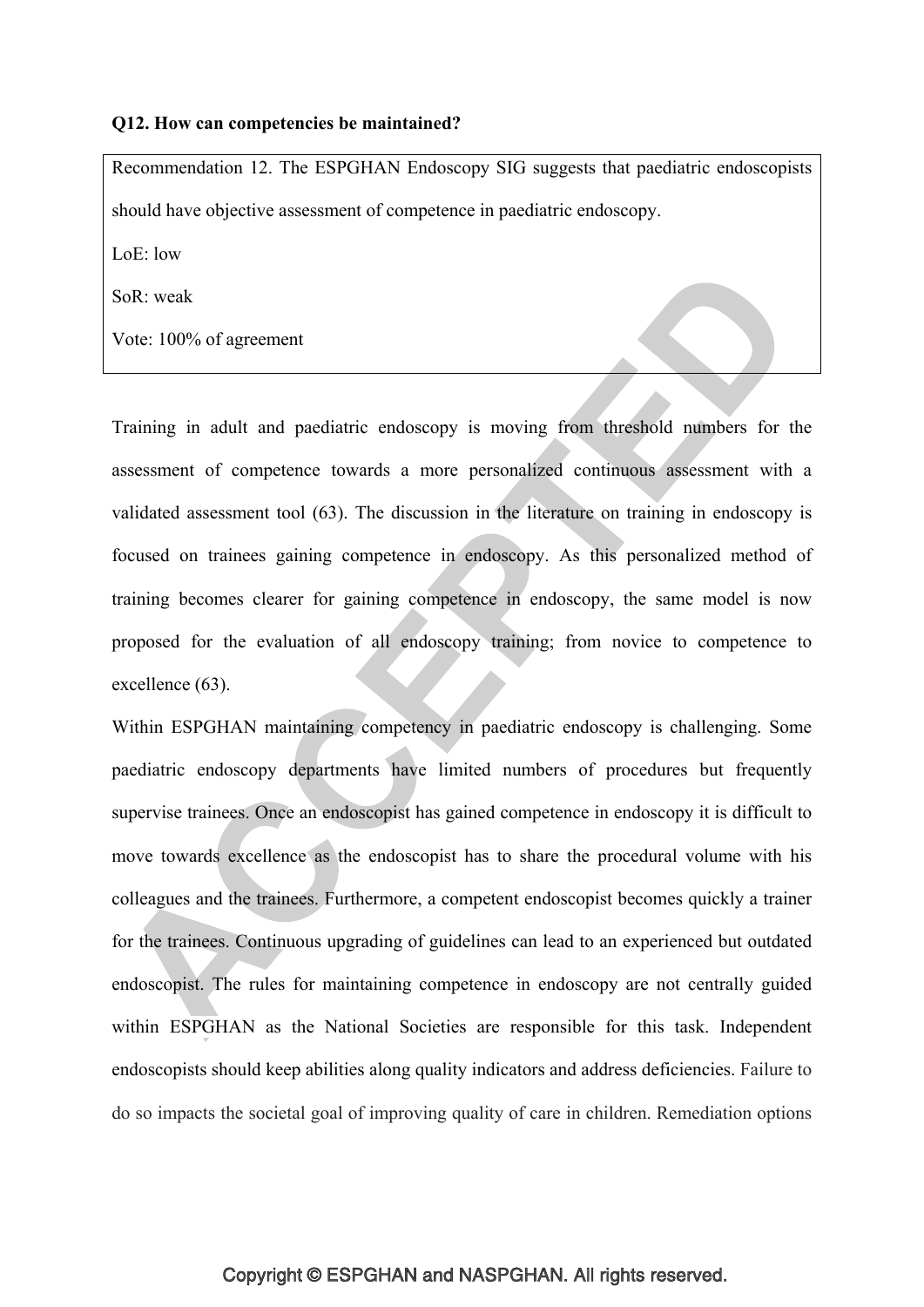**Q12. How can competencies be maintained?**

Recommendation 12. The ESPGHAN Endoscopy SIG suggests that paediatric endoscopists should have objective assessment of competence in paediatric endoscopy.

LoE: low

SoR: weak

Vote: 100% of agreement

Training in adult and paediatric endoscopy is moving from threshold numbers for the assessment of competence towards a more personalized continuous assessment with a validated assessment tool (63). The discussion in the literature on training in endoscopy is focused on trainees gaining competence in endoscopy. As this personalized method of training becomes clearer for gaining competence in endoscopy, the same model is now proposed for the evaluation of all endoscopy training; from novice to competence to excellence (63).

Within ESPGHAN maintaining competency in paediatric endoscopy is challenging. Some paediatric endoscopy departments have limited numbers of procedures but frequently supervise trainees. Once an endoscopist has gained competence in endoscopy it is difficult to move towards excellence as the endoscopist has to share the procedural volume with his colleagues and the trainees. Furthermore, a competent endoscopist becomes quickly a trainer for the trainees. Continuous upgrading of guidelines can lead to an experienced but outdated endoscopist. The rules for maintaining competence in endoscopy are not centrally guided within ESPGHAN as the National Societies are responsible for this task. Independent endoscopists should keep abilities along quality indicators and address deficiencies. Failure to do so impacts the societal goal of improving quality of care in children. Remediation options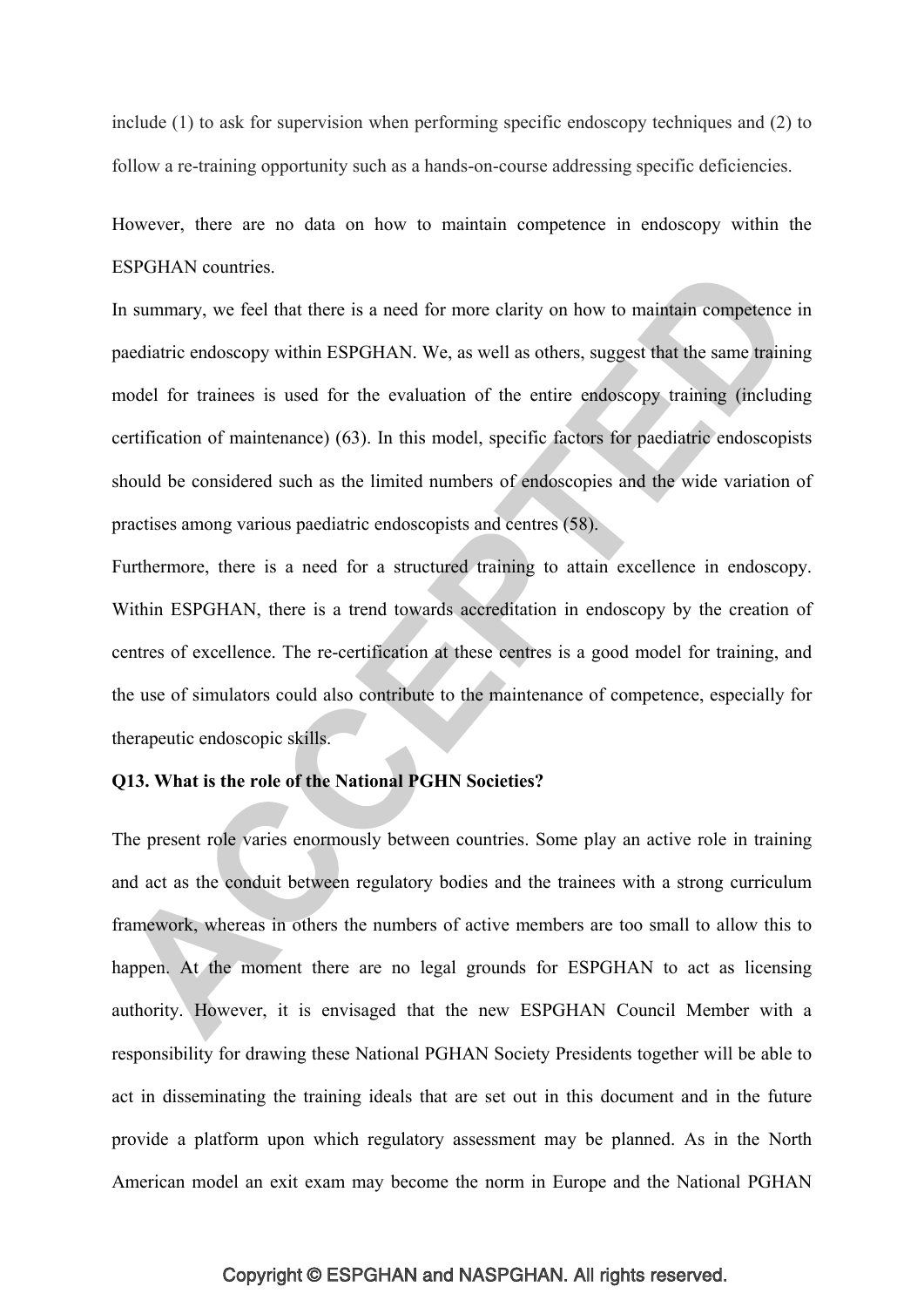include (1) to ask for supervision when performing specific endoscopy techniques and (2) to follow a re-training opportunity such as a hands-on-course addressing specific deficiencies.

However, there are no data on how to maintain competence in endoscopy within the ESPGHAN countries.

In summary, we feel that there is a need for more clarity on how to maintain competence in paediatric endoscopy within ESPGHAN. We, as well as others, suggest that the same training model for trainees is used for the evaluation of the entire endoscopy training (including certification of maintenance) (63). In this model, specific factors for paediatric endoscopists should be considered such as the limited numbers of endoscopies and the wide variation of practises among various paediatric endoscopists and centres (58).

Furthermore, there is a need for a structured training to attain excellence in endoscopy. Within ESPGHAN, there is a trend towards accreditation in endoscopy by the creation of centres of excellence. The re-certification at these centres is a good model for training, and the use of simulators could also contribute to the maintenance of competence, especially for therapeutic endoscopic skills.

**Q13. What is the role of the National PGHN Societies?**

The present role varies enormously between countries. Some play an active role in training and act as the conduit between regulatory bodies and the trainees with a strong curriculum framework, whereas in others the numbers of active members are too small to allow this to happen. At the moment there are no legal grounds for ESPGHAN to act as licensing authority. However, it is envisaged that the new ESPGHAN Council Member with a responsibility for drawing these National PGHAN Society Presidents together will be able to act in disseminating the training ideals that are set out in this document and in the future provide a platform upon which regulatory assessment may be planned. As in the North American model an exit exam may become the norm in Europe and the National PGHAN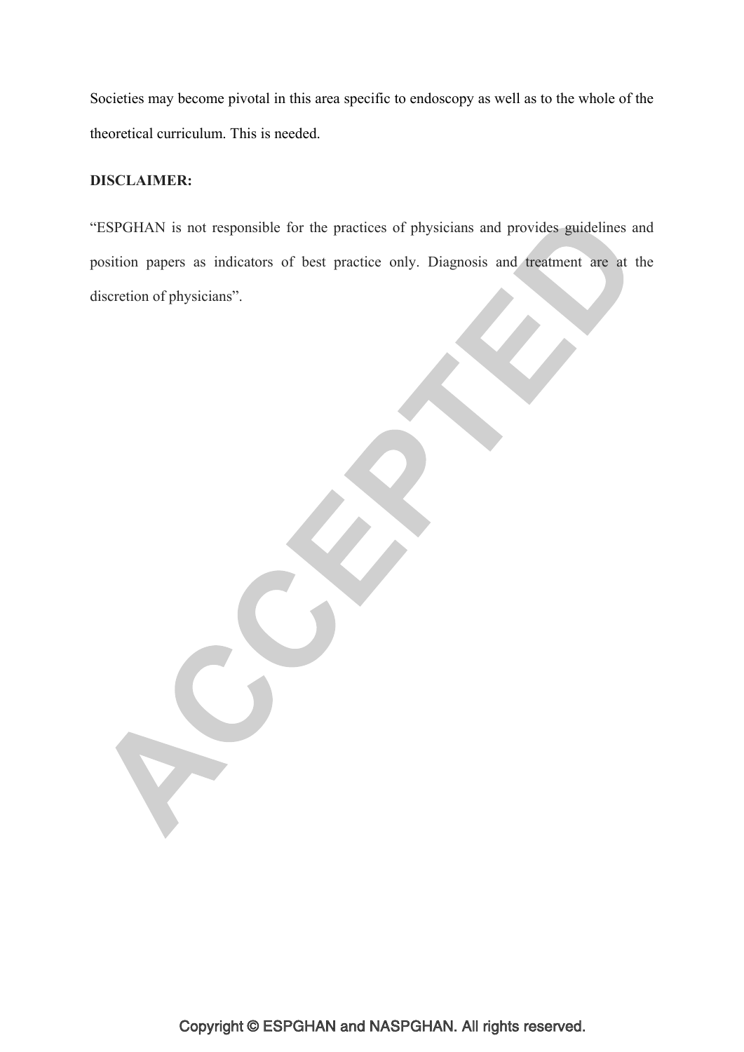Societies may become pivotal in this area specific to endoscopy as well as to the whole of the theoretical curriculum. This is needed.

**DISCLAIMER:**

“ESPGHAN is not responsible for the practices of physicians and provides guidelines and position papers as indicators of best practice only. Diagnosis and treatment are at the discretion of physicians”.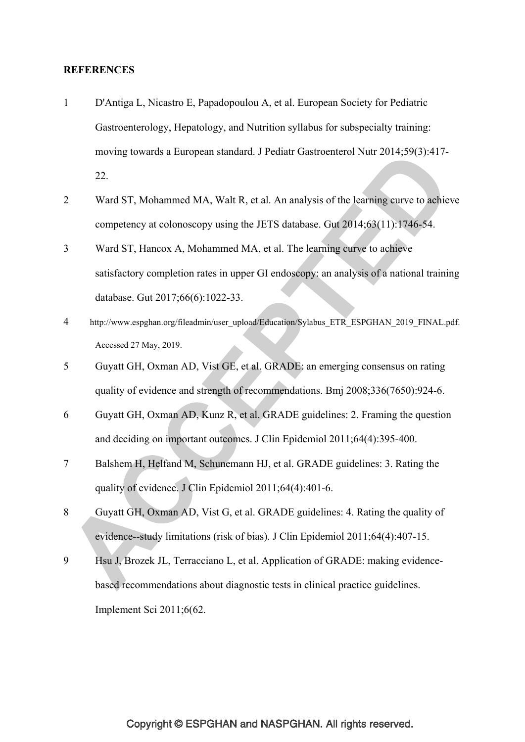**REFERENCES**

1. D'Antiga L, Nicastro E, Papadopoulou A, et al. European Society for Pediatric Gastroenterology, Hepatology, and Nutrition syllabus for subspecialty training: moving towards a European standard. J Pediatr Gastroenterol Nutr 2014;59(3):417-22.
2. Ward ST, Mohammed MA, Walt R, et al. An analysis of the learning curve to achieve competency at colonoscopy using the JETS database. Gut 2014;63(11):1746-54.
3. Ward ST, Hancox A, Mohammed MA, et al. The learning curve to achieve satisfactory completion rates in upper GI endoscopy: an analysis of a national training database. Gut 2017;66(6):1022-33.
4. http://www.espghan.org/fileadmin/user_upload/Education/Sylabus_ETR_ESPGHAN_2019_FINAL.pdf. Accessed 27 May, 2019.
5. Guyatt GH, Oxman AD, Vist GE, et al. GRADE: an emerging consensus on rating quality of evidence and strength of recommendations. Bmj 2008;336(7650):924-6.
6. Guyatt GH, Oxman AD, Kunz R, et al. GRADE guidelines: 2. Framing the question and deciding on important outcomes. J Clin Epidemiol 2011;64(4):395-400.
7. Balshem H, Helfand M, Schunemann HJ, et al. GRADE guidelines: 3. Rating the quality of evidence. J Clin Epidemiol 2011;64(4):401-6.
8. Guyatt GH, Oxman AD, Vist G, et al. GRADE guidelines: 4. Rating the quality of evidence--study limitations (risk of bias). J Clin Epidemiol 2011;64(4):407-15.
9. Hsu J, Brozek JL, Terracciano L, et al. Application of GRADE: making evidence-based recommendations about diagnostic tests in clinical practice guidelines. Implement Sci 2011;6(62.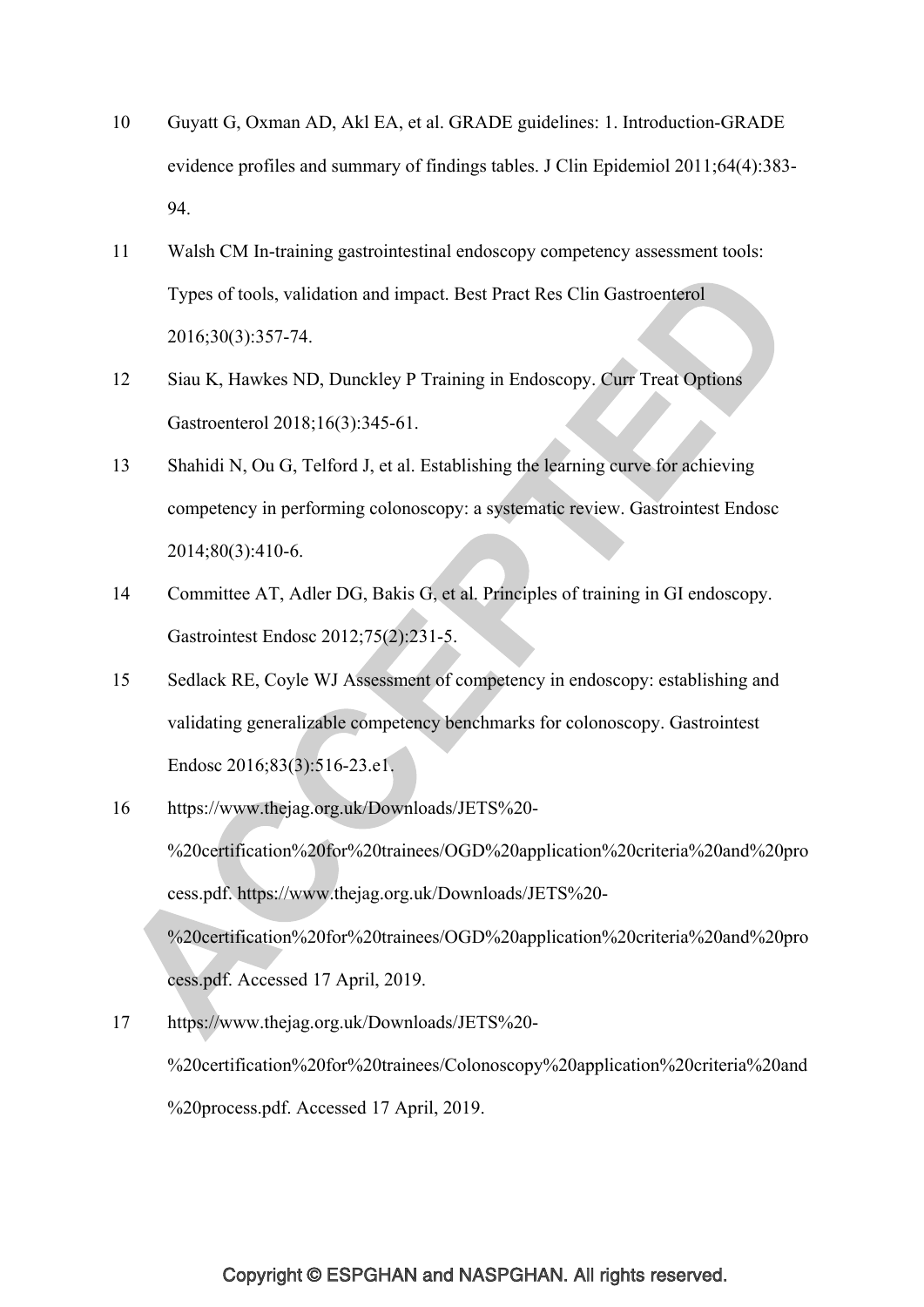10 Guyatt G, Oxman AD, Akl EA, et al. GRADE guidelines: 1. Introduction-GRADE evidence profiles and summary of findings tables. J Clin Epidemiol 2011;64(4):383-94.

11 Walsh CM In-training gastrointestinal endoscopy competency assessment tools: Types of tools, validation and impact. Best Pract Res Clin Gastroenterol 2016;30(3):357-74.

12 Siau K, Hawkes ND, Dunckley P Training in Endoscopy. Curr Treat Options Gastroenterol 2018;16(3):345-61.

13 Shahidi N, Ou G, Telford J, et al. Establishing the learning curve for achieving competency in performing colonoscopy: a systematic review. Gastrointest Endosc 2014;80(3):410-6.

14 Committee AT, Adler DG, Bakis G, et al. Principles of training in GI endoscopy. Gastrointest Endosc 2012;75(2):231-5.

15 Sedlack RE, Coyle WJ Assessment of competency in endoscopy: establishing and validating generalizable competency benchmarks for colonoscopy. Gastrointest Endosc 2016;83(3):516-23.e1.

16 https://www.thejag.org.uk/Downloads/JETS%20-%20certification%20for%20trainees/OGD%20application%20criteria%20and%20process.pdf. https://www.thejag.org.uk/Downloads/JETS%20-%20certification%20for%20trainees/OGD%20application%20criteria%20and%20process.pdf. Accessed 17 April, 2019.

17 https://www.thejag.org.uk/Downloads/JETS%20-%20certification%20for%20trainees/Colonoscopy%20application%20criteria%20and%20process.pdf. Accessed 17 April, 2019.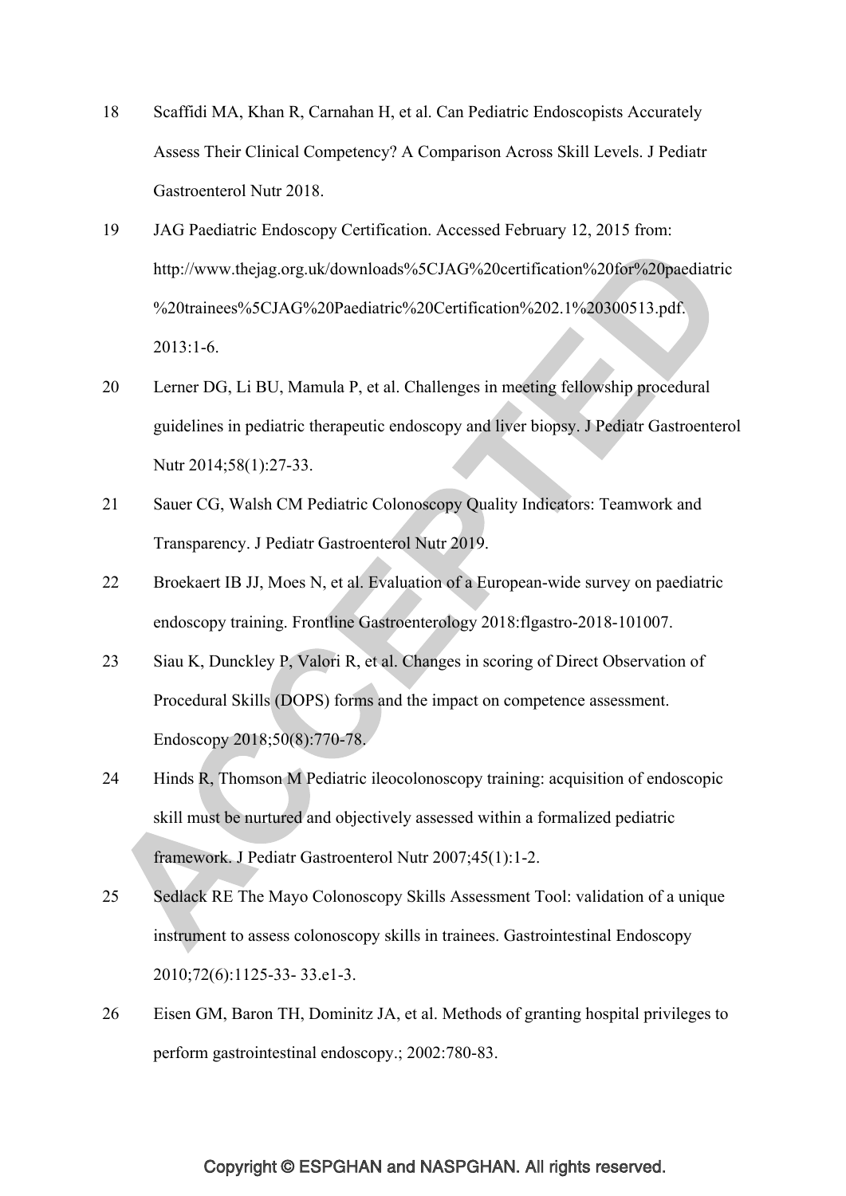18. Scaffidi MA, Khan R, Carnahan H, et al. Can Pediatric Endoscopists Accurately Assess Their Clinical Competency? A Comparison Across Skill Levels. J Pediatr Gastroenterol Nutr 2018.
19. JAG Paediatric Endoscopy Certification. Accessed February 12, 2015 from: http://www.thejag.org.uk/downloads%5CJAG%20certification%20for%20paediatric%20trainees%5CJAG%20Paediatric%20Certification%202.1%20300513.pdf. 2013:1-6.
20. Lerner DG, Li BU, Mamula P, et al. Challenges in meeting fellowship procedural guidelines in pediatric therapeutic endoscopy and liver biopsy. J Pediatr Gastroenterol Nutr 2014;58(1):27-33.
21. Sauer CG, Walsh CM Pediatric Colonoscopy Quality Indicators: Teamwork and Transparency. J Pediatr Gastroenterol Nutr 2019.
22. Broekaert IB JJ, Moes N, et al. Evaluation of a European-wide survey on paediatric endoscopy training. Frontline Gastroenterology 2018:flgastro-2018-101007.
23. Siau K, Dunckley P, Valori R, et al. Changes in scoring of Direct Observation of Procedural Skills (DOPS) forms and the impact on competence assessment. Endoscopy 2018;50(8):770-78.
24. Hinds R, Thomson M Pediatric ileocolonoscopy training: acquisition of endoscopic skill must be nurtured and objectively assessed within a formalized pediatric framework. J Pediatr Gastroenterol Nutr 2007;45(1):1-2.
25. Sedlack RE The Mayo Colonoscopy Skills Assessment Tool: validation of a unique instrument to assess colonoscopy skills in trainees. Gastrointestinal Endoscopy 2010;72(6):1125-33- 33.e1-3.
26. Eisen GM, Baron TH, Dominitz JA, et al. Methods of granting hospital privileges to perform gastrointestinal endoscopy.; 2002:780-83.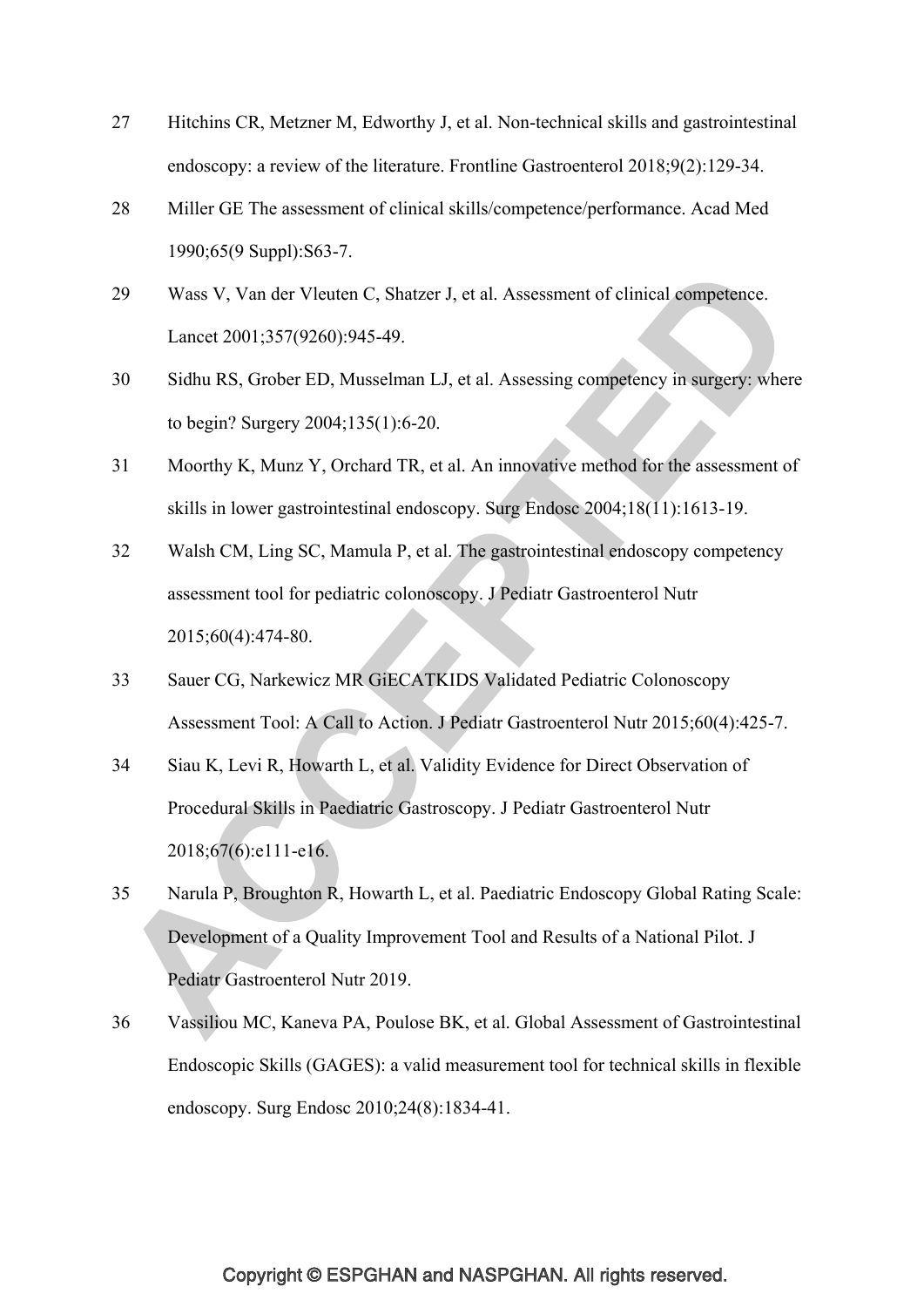27 Hitchins CR, Metzner M, Edworthy J, et al. Non-technical skills and gastrointestinal endoscopy: a review of the literature. Frontline Gastroenterol 2018;9(2):129-34.

28 Miller GE The assessment of clinical skills/competence/performance. Acad Med 1990;65(9 Suppl):S63-7.

29 Wass V, Van der Vleuten C, Shatzer J, et al. Assessment of clinical competence. Lancet 2001;357(9260):945-49.

30 Sidhu RS, Grober ED, Musselman LJ, et al. Assessing competency in surgery: where to begin? Surgery 2004;135(1):6-20.

31 Moorthy K, Munz Y, Orchard TR, et al. An innovative method for the assessment of skills in lower gastrointestinal endoscopy. Surg Endosc 2004;18(11):1613-19.

32 Walsh CM, Ling SC, Mamula P, et al. The gastrointestinal endoscopy competency assessment tool for pediatric colonoscopy. J Pediatr Gastroenterol Nutr 2015;60(4):474-80.

33 Sauer CG, Narkewicz MR GiECATKIDS Validated Pediatric Colonoscopy Assessment Tool: A Call to Action. J Pediatr Gastroenterol Nutr 2015;60(4):425-7.

34 Siau K, Levi R, Howarth L, et al. Validity Evidence for Direct Observation of Procedural Skills in Paediatric Gastroscopy. J Pediatr Gastroenterol Nutr 2018;67(6):e111-e16.

35 Narula P, Broughton R, Howarth L, et al. Paediatric Endoscopy Global Rating Scale: Development of a Quality Improvement Tool and Results of a National Pilot. J Pediatr Gastroenterol Nutr 2019.

36 Vassiliou MC, Kaneva PA, Poulose BK, et al. Global Assessment of Gastrointestinal Endoscopic Skills (GAGES): a valid measurement tool for technical skills in flexible endoscopy. Surg Endosc 2010;24(8):1834-41.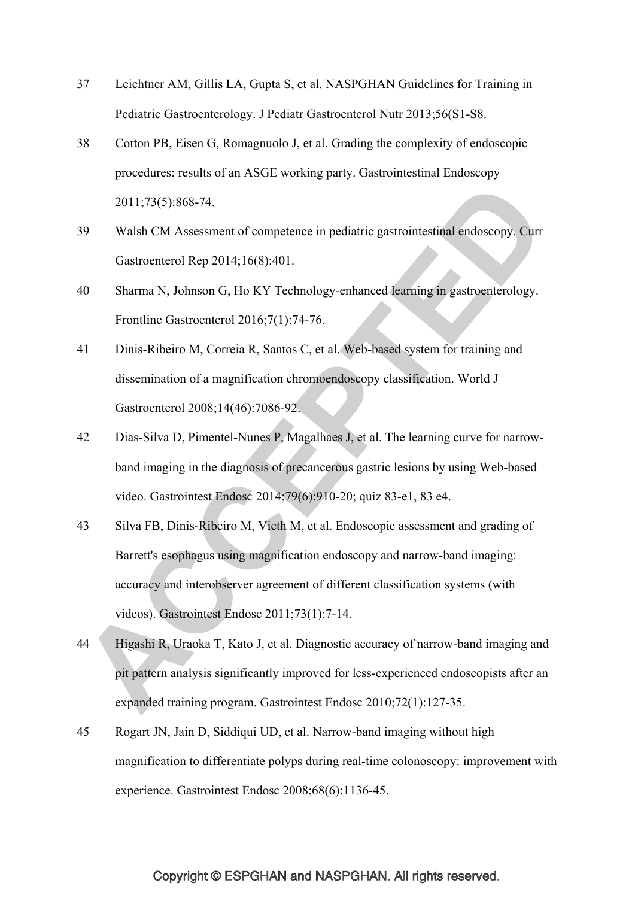37 Leichtner AM, Gillis LA, Gupta S, et al. NASPGHAN Guidelines for Training in Pediatric Gastroenterology. J Pediatr Gastroenterol Nutr 2013;56(S1-S8.

38 Cotton PB, Eisen G, Romagnuolo J, et al. Grading the complexity of endoscopic procedures: results of an ASGE working party. Gastrointestinal Endoscopy 2011;73(5):868-74.

39 Walsh CM Assessment of competence in pediatric gastrointestinal endoscopy. Curr Gastroenterol Rep 2014;16(8):401.

40 Sharma N, Johnson G, Ho KY Technology-enhanced learning in gastroenterology. Frontline Gastroenterol 2016;7(1):74-76.

41 Dinis-Ribeiro M, Correia R, Santos C, et al. Web-based system for training and dissemination of a magnification chromoendoscopy classification. World J Gastroenterol 2008;14(46):7086-92.

42 Dias-Silva D, Pimentel-Nunes P, Magalhaes J, et al. The learning curve for narrow-band imaging in the diagnosis of precancerous gastric lesions by using Web-based video. Gastrointest Endosc 2014;79(6):910-20; quiz 83-e1, 83 e4.

43 Silva FB, Dinis-Ribeiro M, Vieth M, et al. Endoscopic assessment and grading of Barrett's esophagus using magnification endoscopy and narrow-band imaging: accuracy and interobserver agreement of different classification systems (with videos). Gastrointest Endosc 2011;73(1):7-14.

44 Higashi R, Uraoka T, Kato J, et al. Diagnostic accuracy of narrow-band imaging and pit pattern analysis significantly improved for less-experienced endoscopists after an expanded training program. Gastrointest Endosc 2010;72(1):127-35.

45 Rogart JN, Jain D, Siddiqui UD, et al. Narrow-band imaging without high magnification to differentiate polyps during real-time colonoscopy: improvement with experience. Gastrointest Endosc 2008;68(6):1136-45.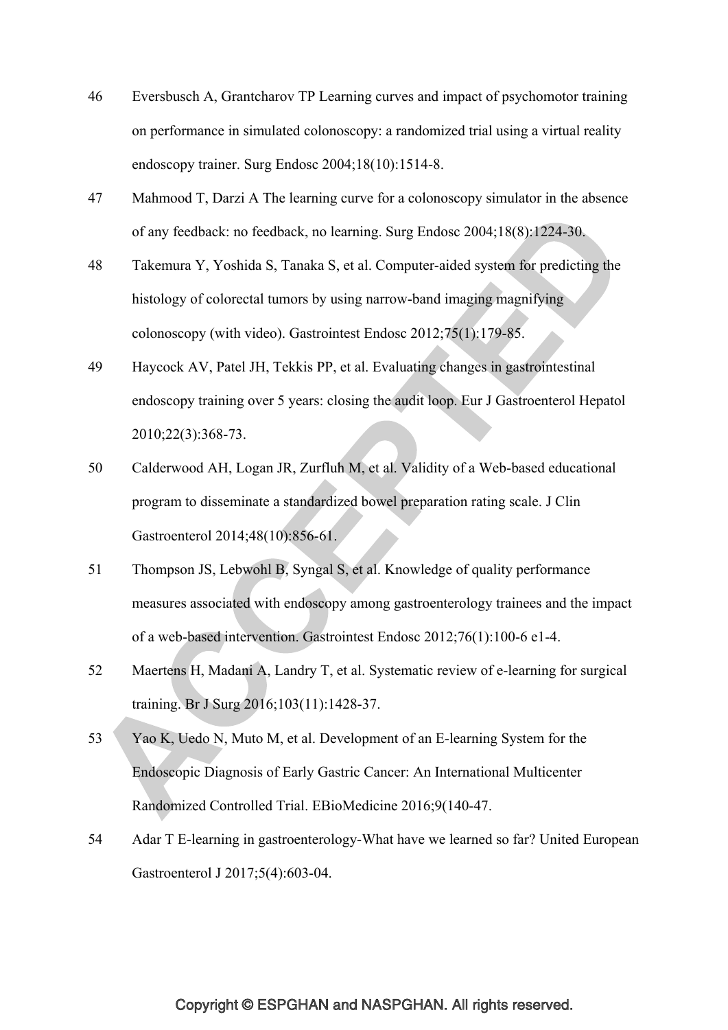46 Eversbusch A, Grantcharov TP Learning curves and impact of psychomotor training on performance in simulated colonoscopy: a randomized trial using a virtual reality endoscopy trainer. Surg Endosc 2004;18(10):1514-8.

47 Mahmood T, Darzi A The learning curve for a colonoscopy simulator in the absence of any feedback: no feedback, no learning. Surg Endosc 2004;18(8):1224-30.

48 Takemura Y, Yoshida S, Tanaka S, et al. Computer-aided system for predicting the histology of colorectal tumors by using narrow-band imaging magnifying colonoscopy (with video). Gastrointest Endosc 2012;75(1):179-85.

49 Haycock AV, Patel JH, Tekkis PP, et al. Evaluating changes in gastrointestinal endoscopy training over 5 years: closing the audit loop. Eur J Gastroenterol Hepatol 2010;22(3):368-73.

50 Calderwood AH, Logan JR, Zurfluh M, et al. Validity of a Web-based educational program to disseminate a standardized bowel preparation rating scale. J Clin Gastroenterol 2014;48(10):856-61.

51 Thompson JS, Lebwohl B, Syngal S, et al. Knowledge of quality performance measures associated with endoscopy among gastroenterology trainees and the impact of a web-based intervention. Gastrointest Endosc 2012;76(1):100-6 e1-4.

52 Maertens H, Madani A, Landry T, et al. Systematic review of e-learning for surgical training. Br J Surg 2016;103(11):1428-37.

53 Yao K, Uedo N, Muto M, et al. Development of an E-learning System for the Endoscopic Diagnosis of Early Gastric Cancer: An International Multicenter Randomized Controlled Trial. EBioMedicine 2016;9(140-47.

54 Adar T E-learning in gastroenterology-What have we learned so far? United European Gastroenterol J 2017;5(4):603-04.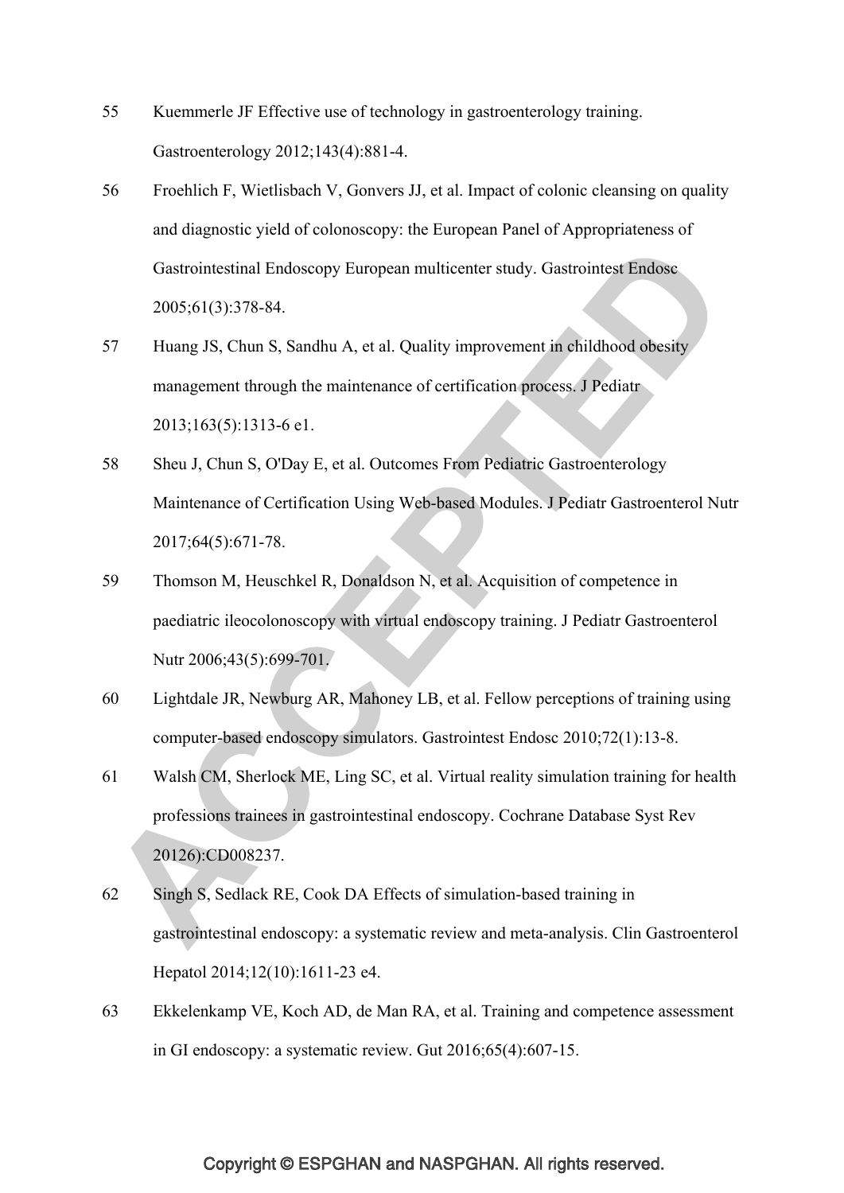55 Kuemmerle JF Effective use of technology in gastroenterology training. Gastroenterology 2012;143(4):881-4.

56 Froehlich F, Wietlisbach V, Gonvers JJ, et al. Impact of colonic cleansing on quality and diagnostic yield of colonoscopy: the European Panel of Appropriateness of Gastrointestinal Endoscopy European multicenter study. Gastrointest Endosc 2005;61(3):378-84.

57 Huang JS, Chun S, Sandhu A, et al. Quality improvement in childhood obesity management through the maintenance of certification process. J Pediatr 2013;163(5):1313-6 e1.

58 Sheu J, Chun S, O'Day E, et al. Outcomes From Pediatric Gastroenterology Maintenance of Certification Using Web-based Modules. J Pediatr Gastroenterol Nutr 2017;64(5):671-78.

59 Thomson M, Heuschkel R, Donaldson N, et al. Acquisition of competence in paediatric ileocolonoscopy with virtual endoscopy training. J Pediatr Gastroenterol Nutr 2006;43(5):699-701.

60 Lightdale JR, Newburg AR, Mahoney LB, et al. Fellow perceptions of training using computer-based endoscopy simulators. Gastrointest Endosc 2010;72(1):13-8.

61 Walsh CM, Sherlock ME, Ling SC, et al. Virtual reality simulation training for health professions trainees in gastrointestinal endoscopy. Cochrane Database Syst Rev 20126):CD008237.

62 Singh S, Sedlack RE, Cook DA Effects of simulation-based training in gastrointestinal endoscopy: a systematic review and meta-analysis. Clin Gastroenterol Hepatol 2014;12(10):1611-23 e4.

63 Ekkelenkamp VE, Koch AD, de Man RA, et al. Training and competence assessment in GI endoscopy: a systematic review. Gut 2016;65(4):607-15.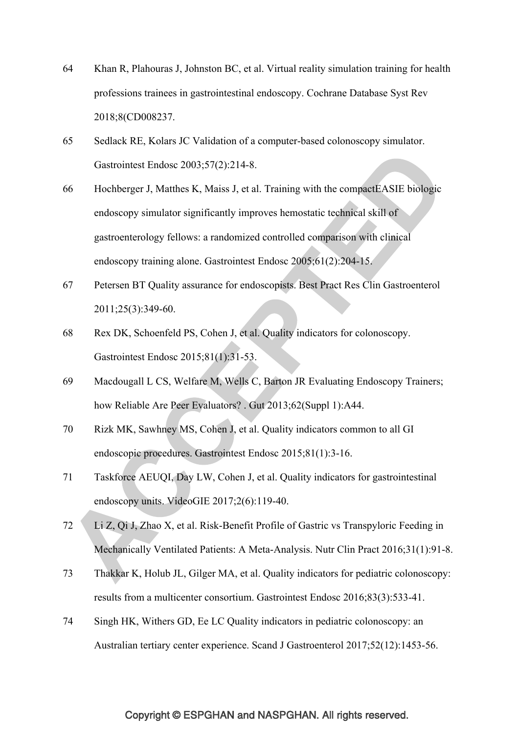64 Khan R, Plahouras J, Johnston BC, et al. Virtual reality simulation training for health professions trainees in gastrointestinal endoscopy. Cochrane Database Syst Rev 2018;8(CD008237.

65 Sedlack RE, Kolars JC Validation of a computer-based colonoscopy simulator. Gastrointest Endosc 2003;57(2):214-8.

66 Hochberger J, Matthes K, Maiss J, et al. Training with the compactEASIE biologic endoscopy simulator significantly improves hemostatic technical skill of gastroenterology fellows: a randomized controlled comparison with clinical endoscopy training alone. Gastrointest Endosc 2005;61(2):204-15.

67 Petersen BT Quality assurance for endoscopists. Best Pract Res Clin Gastroenterol 2011;25(3):349-60.

68 Rex DK, Schoenfeld PS, Cohen J, et al. Quality indicators for colonoscopy. Gastrointest Endosc 2015;81(1):31-53.

69 Macdougall L CS, Welfare M, Wells C, Barton JR Evaluating Endoscopy Trainers; how Reliable Are Peer Evaluators? . Gut 2013;62(Suppl 1):A44.

70 Rizk MK, Sawhney MS, Cohen J, et al. Quality indicators common to all GI endoscopic procedures. Gastrointest Endosc 2015;81(1):3-16.

71 Taskforce AEUQI, Day LW, Cohen J, et al. Quality indicators for gastrointestinal endoscopy units. VideoGIE 2017;2(6):119-40.

72 Li Z, Qi J, Zhao X, et al. Risk-Benefit Profile of Gastric vs Transpyloric Feeding in Mechanically Ventilated Patients: A Meta-Analysis. Nutr Clin Pract 2016;31(1):91-8.

73 Thakkar K, Holub JL, Gilger MA, et al. Quality indicators for pediatric colonoscopy: results from a multicenter consortium. Gastrointest Endosc 2016;83(3):533-41.

74 Singh HK, Withers GD, Ee LC Quality indicators in pediatric colonoscopy: an Australian tertiary center experience. Scand J Gastroenterol 2017;52(12):1453-56.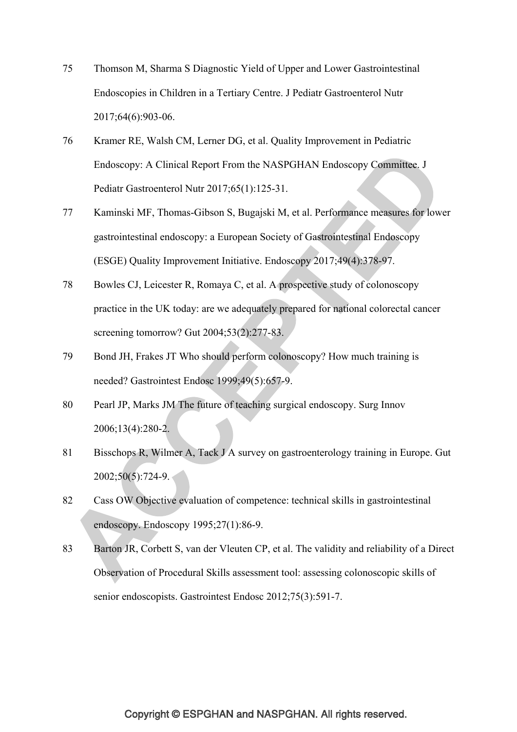75. Thomson M, Sharma S Diagnostic Yield of Upper and Lower Gastrointestinal Endoscopies in Children in a Tertiary Centre. J Pediatr Gastroenterol Nutr 2017;64(6):903-06.
76. Kramer RE, Walsh CM, Lerner DG, et al. Quality Improvement in Pediatric Endoscopy: A Clinical Report From the NASPGHAN Endoscopy Committee. J Pediatr Gastroenterol Nutr 2017;65(1):125-31.
77. Kaminski MF, Thomas-Gibson S, Bugajski M, et al. Performance measures for lower gastrointestinal endoscopy: a European Society of Gastrointestinal Endoscopy (ESGE) Quality Improvement Initiative. Endoscopy 2017;49(4):378-97.
78. Bowles CJ, Leicester R, Romaya C, et al. A prospective study of colonoscopy practice in the UK today: are we adequately prepared for national colorectal cancer screening tomorrow? Gut 2004;53(2):277-83.
79. Bond JH, Frakes JT Who should perform colonoscopy? How much training is needed? Gastrointest Endosc 1999;49(5):657-9.
80. Pearl JP, Marks JM The future of teaching surgical endoscopy. Surg Innov 2006;13(4):280-2.
81. Bisschops R, Wilmer A, Tack J A survey on gastroenterology training in Europe. Gut 2002;50(5):724-9.
82. Cass OW Objective evaluation of competence: technical skills in gastrointestinal endoscopy. Endoscopy 1995;27(1):86-9.
83. Barton JR, Corbett S, van der Vleuten CP, et al. The validity and reliability of a Direct Observation of Procedural Skills assessment tool: assessing colonoscopic skills of senior endoscopists. Gastrointest Endosc 2012;75(3):591-7.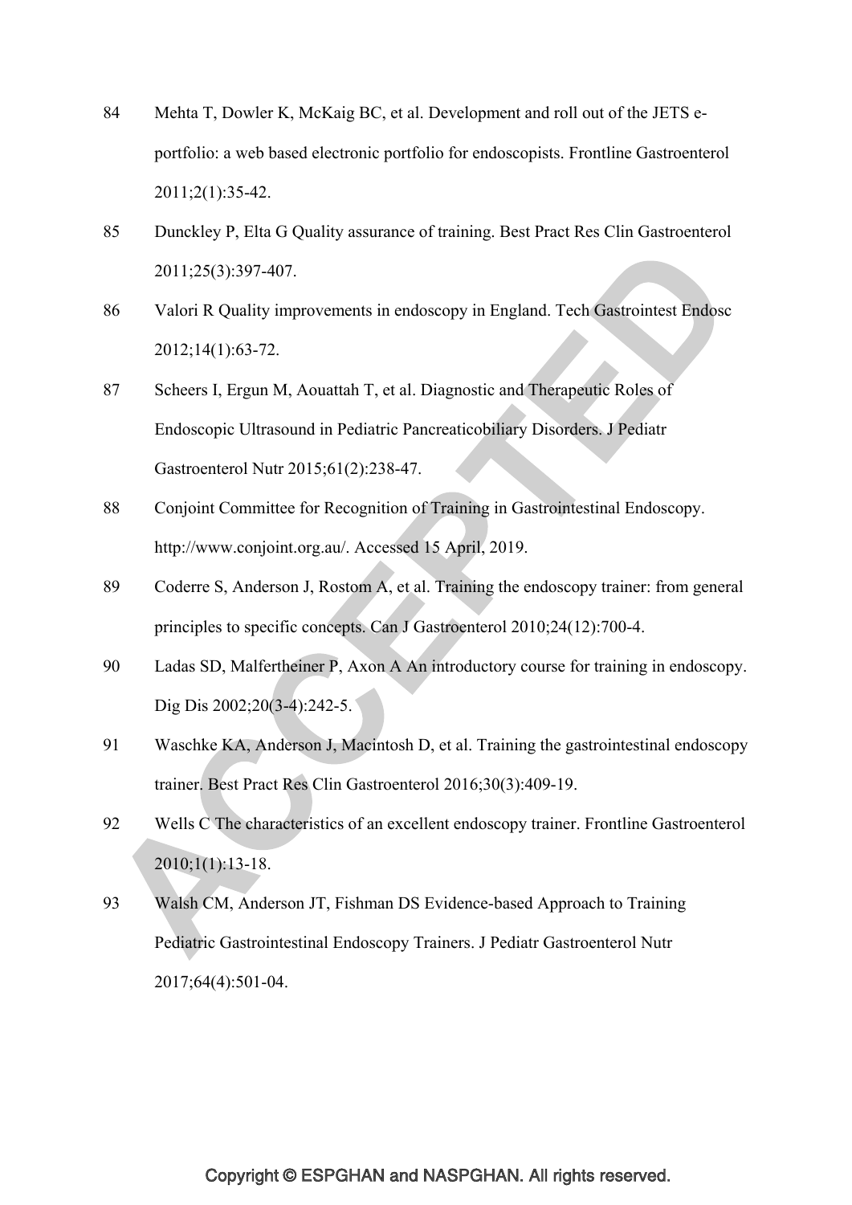84 Mehta T, Dowler K, McKaig BC, et al. Development and roll out of the JETS e-portfolio: a web based electronic portfolio for endoscopists. Frontline Gastroenterol 2011;2(1):35-42.

85 Dunckley P, Elta G Quality assurance of training. Best Pract Res Clin Gastroenterol 2011;25(3):397-407.

86 Valori R Quality improvements in endoscopy in England. Tech Gastrointest Endosc 2012;14(1):63-72.

87 Scheers I, Ergun M, Aouattah T, et al. Diagnostic and Therapeutic Roles of Endoscopic Ultrasound in Pediatric Pancreaticobiliary Disorders. J Pediatr Gastroenterol Nutr 2015;61(2):238-47.

88 Conjoint Committee for Recognition of Training in Gastrointestinal Endoscopy. http://www.conjoint.org.au/. Accessed 15 April, 2019.

89 Coderre S, Anderson J, Rostom A, et al. Training the endoscopy trainer: from general principles to specific concepts. Can J Gastroenterol 2010;24(12):700-4.

90 Ladas SD, Malfertheiner P, Axon A An introductory course for training in endoscopy. Dig Dis 2002;20(3-4):242-5.

91 Waschke KA, Anderson J, Macintosh D, et al. Training the gastrointestinal endoscopy trainer. Best Pract Res Clin Gastroenterol 2016;30(3):409-19.

92 Wells C The characteristics of an excellent endoscopy trainer. Frontline Gastroenterol 2010;1(1):13-18.

93 Walsh CM, Anderson JT, Fishman DS Evidence-based Approach to Training Pediatric Gastrointestinal Endoscopy Trainers. J Pediatr Gastroenterol Nutr 2017;64(4):501-04.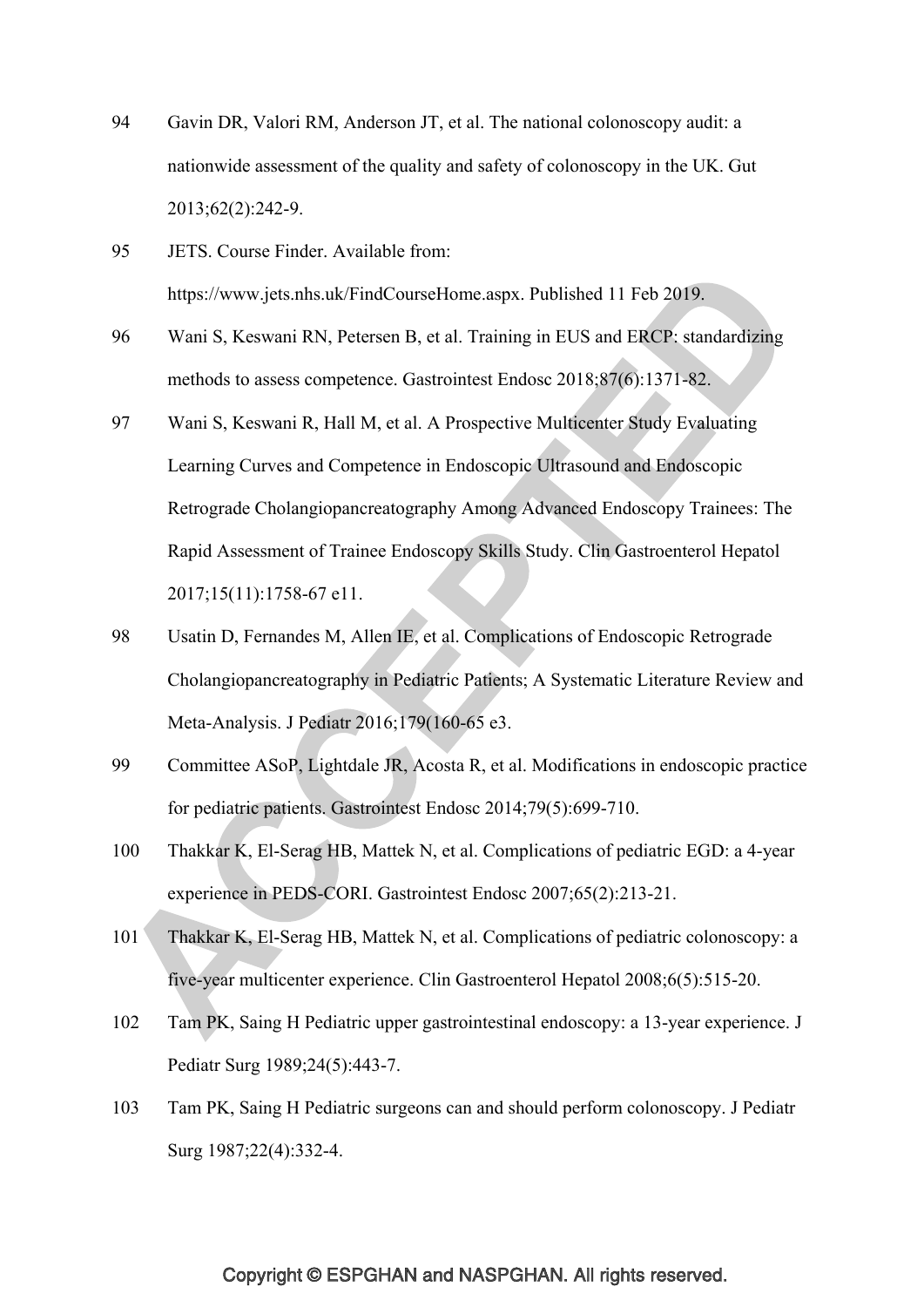94 Gavin DR, Valori RM, Anderson JT, et al. The national colonoscopy audit: a nationwide assessment of the quality and safety of colonoscopy in the UK. Gut 2013;62(2):242-9.

95 JETS. Course Finder. Available from: https://www.jets.nhs.uk/FindCourseHome.aspx. Published 11 Feb 2019.

96 Wani S, Keswani RN, Petersen B, et al. Training in EUS and ERCP: standardizing methods to assess competence. Gastrointest Endosc 2018;87(6):1371-82.

97 Wani S, Keswani R, Hall M, et al. A Prospective Multicenter Study Evaluating Learning Curves and Competence in Endoscopic Ultrasound and Endoscopic Retrograde Cholangiopancreatography Among Advanced Endoscopy Trainees: The Rapid Assessment of Trainee Endoscopy Skills Study. Clin Gastroenterol Hepatol 2017;15(11):1758-67 e11.

98 Usatin D, Fernandes M, Allen IE, et al. Complications of Endoscopic Retrograde Cholangiopancreatography in Pediatric Patients; A Systematic Literature Review and Meta-Analysis. J Pediatr 2016;179(160-65 e3.

99 Committee ASoP, Lightdale JR, Acosta R, et al. Modifications in endoscopic practice for pediatric patients. Gastrointest Endosc 2014;79(5):699-710.

100 Thakkar K, El-Serag HB, Mattek N, et al. Complications of pediatric EGD: a 4-year experience in PEDS-CORI. Gastrointest Endosc 2007;65(2):213-21.

101 Thakkar K, El-Serag HB, Mattek N, et al. Complications of pediatric colonoscopy: a five-year multicenter experience. Clin Gastroenterol Hepatol 2008;6(5):515-20.

102 Tam PK, Saing H Pediatric upper gastrointestinal endoscopy: a 13-year experience. J Pediatr Surg 1989;24(5):443-7.

103 Tam PK, Saing H Pediatric surgeons can and should perform colonoscopy. J Pediatr Surg 1987;22(4):332-4.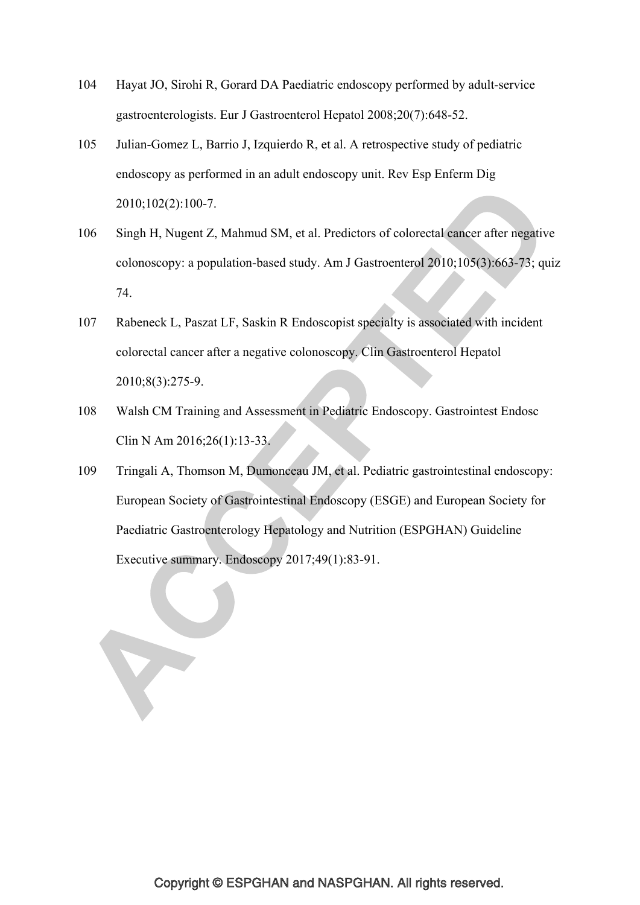104 Hayat JO, Sirohi R, Gorard DA Paediatric endoscopy performed by adult-service gastroenterologists. Eur J Gastroenterol Hepatol 2008;20(7):648-52.

105 Julian-Gomez L, Barrio J, Izquierdo R, et al. A retrospective study of pediatric endoscopy as performed in an adult endoscopy unit. Rev Esp Enferm Dig 2010;102(2):100-7.

106 Singh H, Nugent Z, Mahmud SM, et al. Predictors of colorectal cancer after negative colonoscopy: a population-based study. Am J Gastroenterol 2010;105(3):663-73; quiz 74.

107 Rabeneck L, Paszat LF, Saskin R Endoscopist specialty is associated with incident colorectal cancer after a negative colonoscopy. Clin Gastroenterol Hepatol 2010;8(3):275-9.

108 Walsh CM Training and Assessment in Pediatric Endoscopy. Gastrointest Endosc Clin N Am 2016;26(1):13-33.

109 Tringali A, Thomson M, Dumonceau JM, et al. Pediatric gastrointestinal endoscopy: European Society of Gastrointestinal Endoscopy (ESGE) and European Society for Paediatric Gastroenterology Hepatology and Nutrition (ESPGHAN) Guideline Executive summary. Endoscopy 2017;49(1):83-91.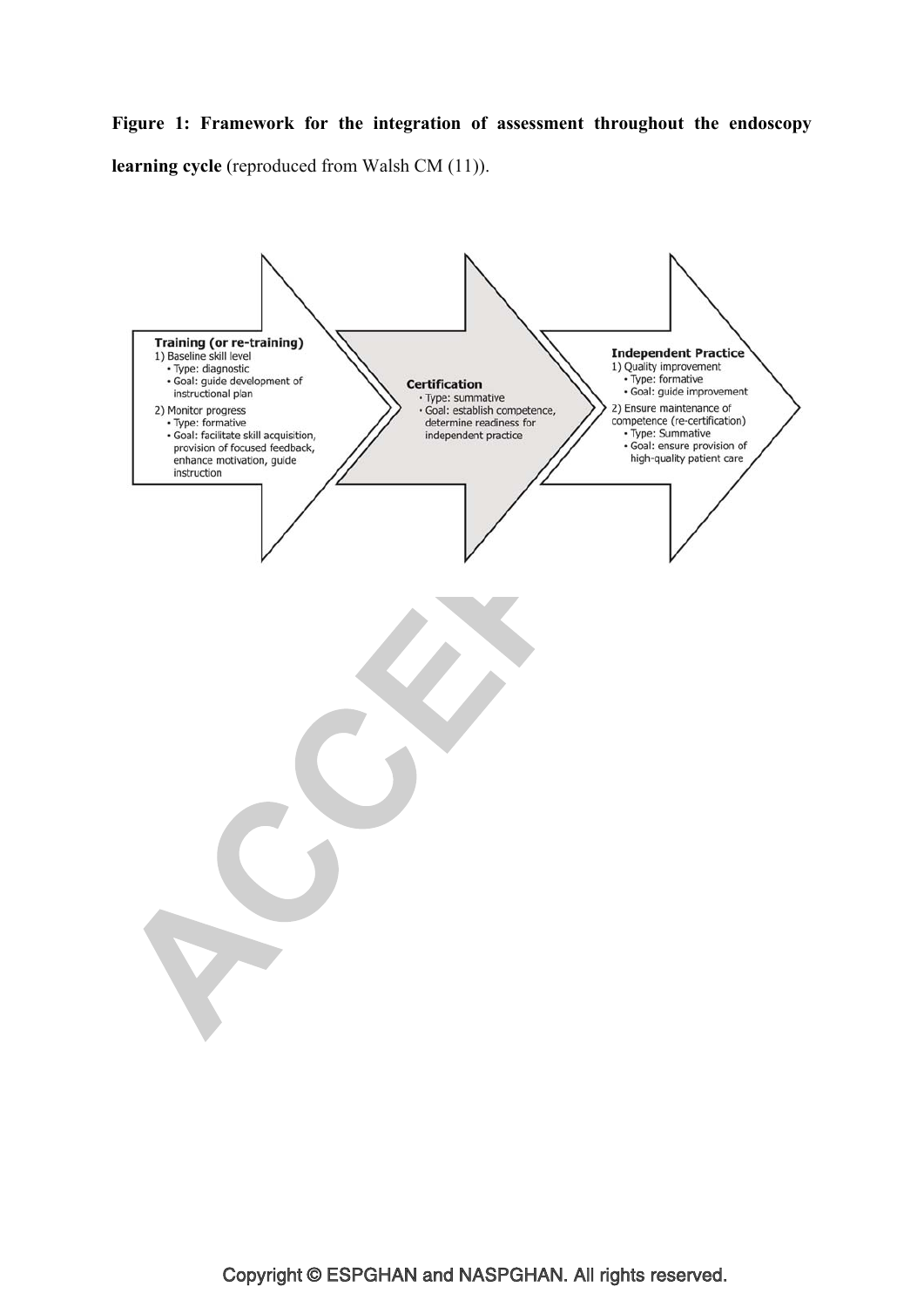**Figure 1: Framework for the integration of assessment throughout the endoscopy learning cycle** (reproduced from Walsh CM (11)).

**Training (or re-training)**
1) Baseline skill level
- Type: diagnostic
- Goal: guide development of instructional plan

2) Monitor progress
- Type: formative
- Goal: facilitate skill acquisition, provision of focused feedback, enhance motivation, guide instruction

**Certification**
- Type: summative
- Goal: establish competence, determine readiness for independent practice

**Independent Practice**
1) Quality improvement
- Type: formative
- Goal: guide improvement

2) Ensure maintenance of competence (re-certification)
- Type: Summative
- Goal: ensure provision of high-quality patient care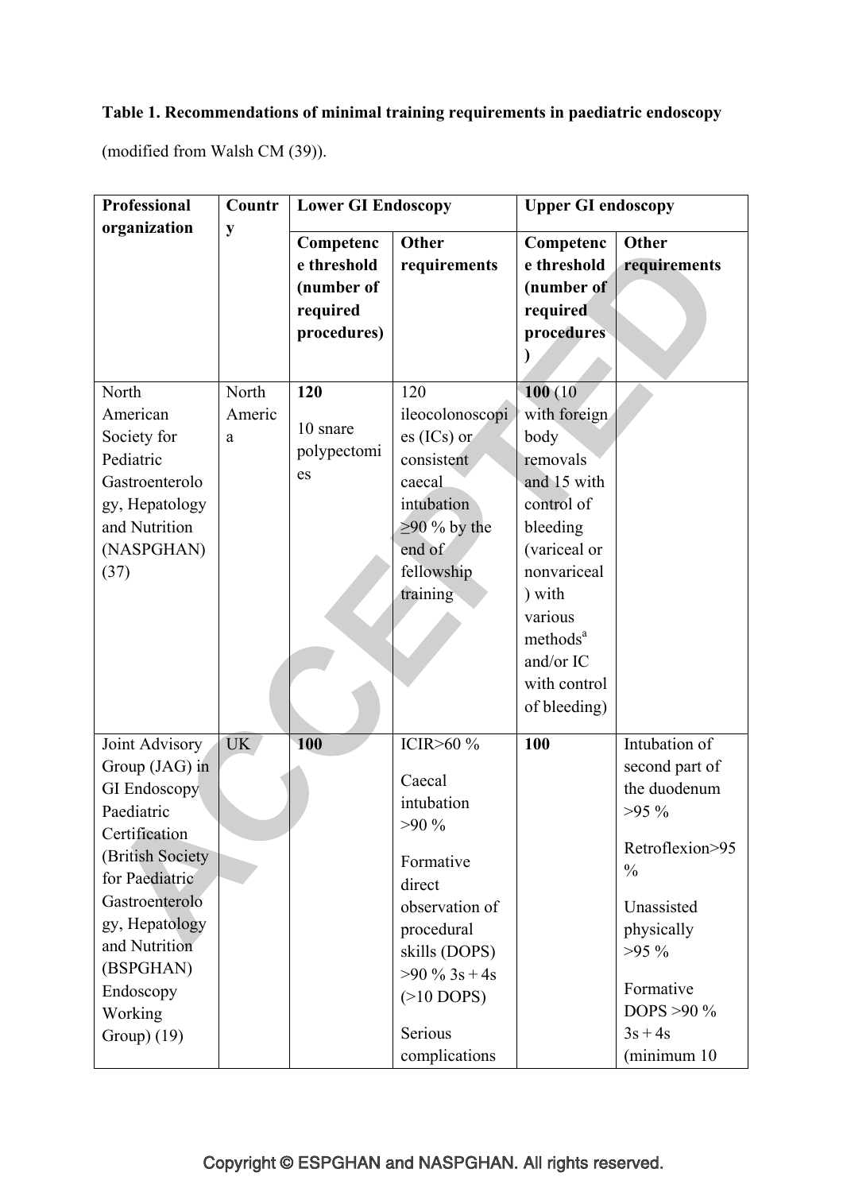**Table 1. Recommendations of minimal training requirements in paediatric endoscopy**

(modified from Walsh CM (39)).

| Professional organization | Country | Lower GI Endoscopy | | Upper GI endoscopy | |
|---|---|---|---|---|---|
| | | Competence threshold (number of required procedures) | Other requirements | Competence threshold (number of required procedures) | Other requirements |
| North American Society for Pediatric Gastroenterology, Hepatology and Nutrition (NASPGHAN) (37) | North America | **120** 10 snare polypectomies | 120 ileocolonoscopies (ICs) or consistent caecal intubation ≥90 % by the end of fellowship training | **100** (10 with foreign body removals and 15 with control of bleeding (variceal or nonvariceal) with various methods[a] and/or IC with control of bleeding) | |
| Joint Advisory Group (JAG) in GI Endoscopy Paediatric Certification (British Society for Paediatric Gastroenterology, Hepatology and Nutrition (BSPGHAN) Endoscopy Working Group) (19) | UK | **100** | ICIR>60 % Caecal intubation >90 % Formative direct observation of procedural skills (DOPS) >90 % 3s + 4s (>10 DOPS) Serious complications | **100** | Intubation of second part of the duodenum >95 % Retroflexion>95 % Unassisted physically >95 % Formative DOPS >90 % 3s + 4s (minimum 10 |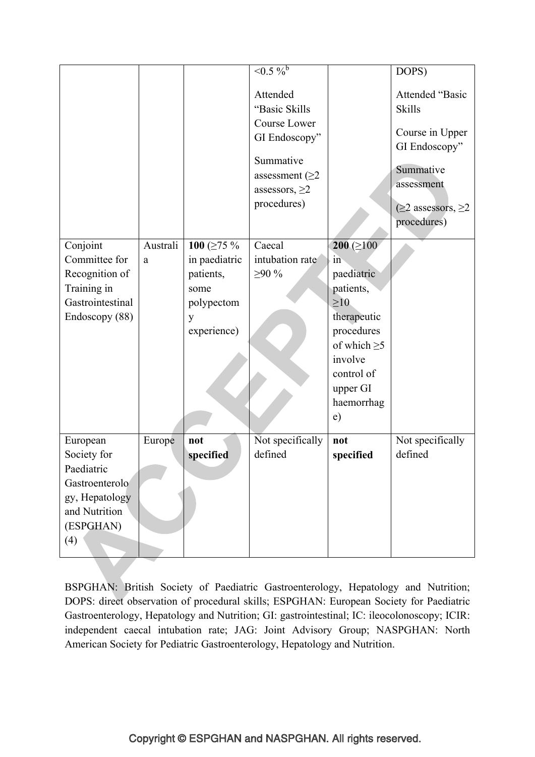| | | | <0.5 %[b] Attended "Basic Skills Course Lower GI Endoscopy" Summative assessment (≥2 assessors, ≥2 procedures) | | DOPS) Attended "Basic Skills Course in Upper GI Endoscopy" Summative assessment (≥2 assessors, ≥2 procedures) |
|---|---|---|---|---|---|
| Conjoint Committee for Recognition of Training in Gastrointestinal Endoscopy (88) | Australia | **100** (≥75 % in paediatric patients, some polypectomy experience) | Caecal intubation rate ≥90 % | **200** (≥100 in paediatric patients, ≥10 therapeutic procedures of which ≥5 involve control of upper GI haemorrhage) | |
| European Society for Paediatric Gastroenterology, Hepatology and Nutrition (ESPGHAN) (4) | Europe | **not specified** | Not specifically defined | **not specified** | Not specifically defined |

BSPGHAN: British Society of Paediatric Gastroenterology, Hepatology and Nutrition; DOPS: direct observation of procedural skills; ESPGHAN: European Society for Paediatric Gastroenterology, Hepatology and Nutrition; GI: gastrointestinal; IC: ileocolonoscopy; ICIR: independent caecal intubation rate; JAG: Joint Advisory Group; NASPGHAN: North American Society for Pediatric Gastroenterology, Hepatology and Nutrition.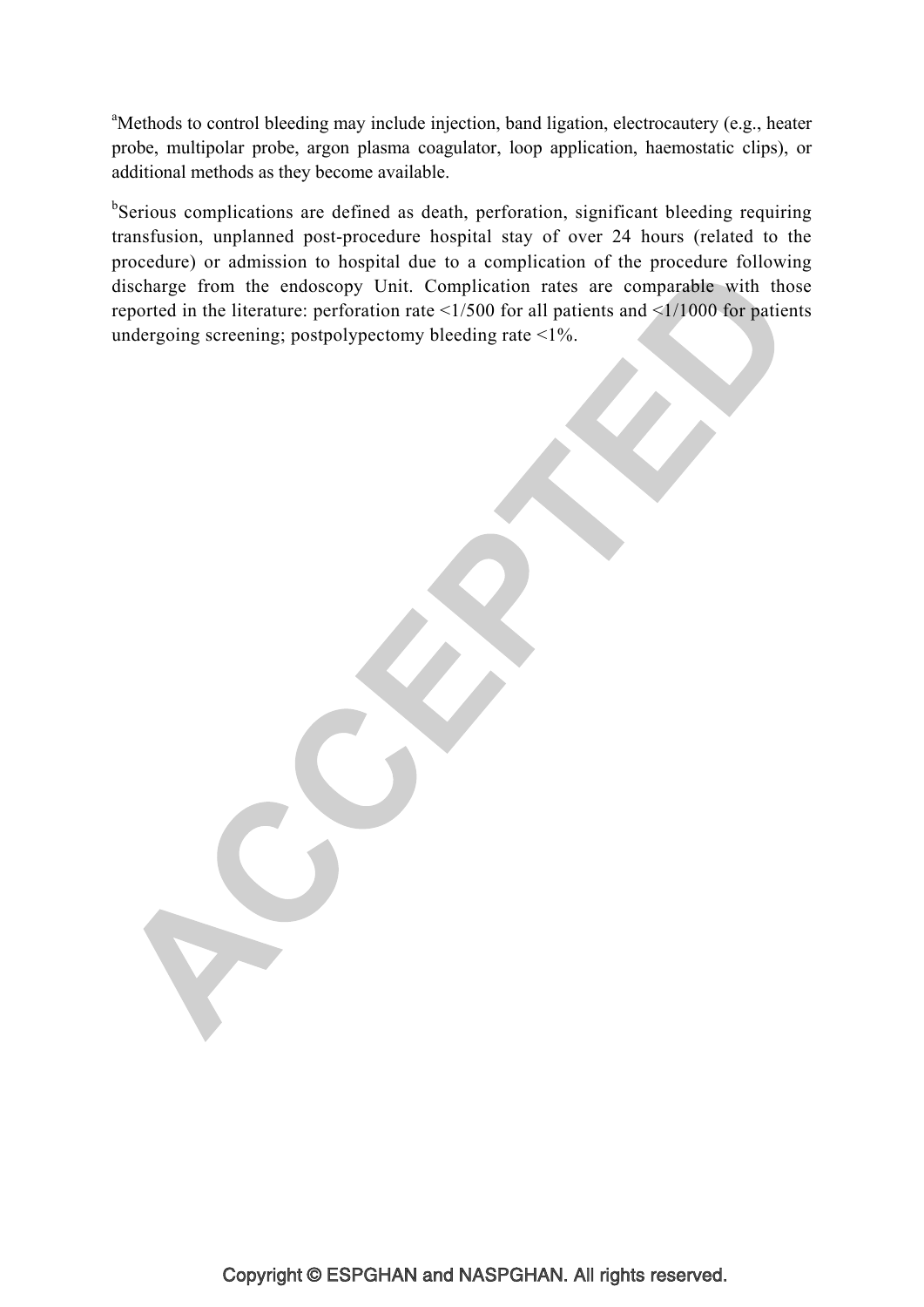[a]Methods to control bleeding may include injection, band ligation, electrocautery (e.g., heater probe, multipolar probe, argon plasma coagulator, loop application, haemostatic clips), or additional methods as they become available.

[b]Serious complications are defined as death, perforation, significant bleeding requiring transfusion, unplanned post-procedure hospital stay of over 24 hours (related to the procedure) or admission to hospital due to a complication of the procedure following discharge from the endoscopy Unit. Complication rates are comparable with those reported in the literature: perforation rate <1/500 for all patients and <1/1000 for patients undergoing screening; postpolypectomy bleeding rate <1%.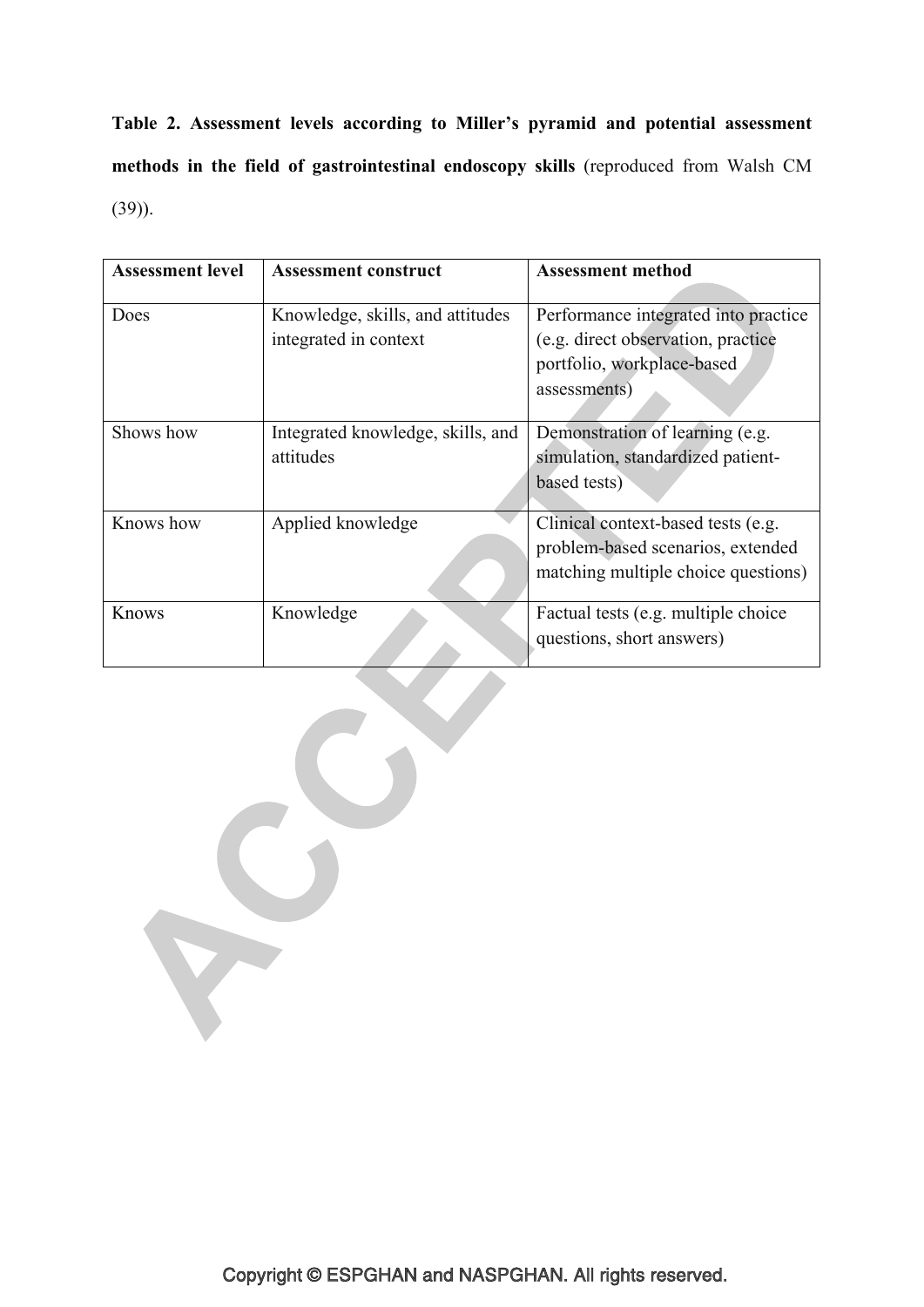**Table 2. Assessment levels according to Miller's pyramid and potential assessment methods in the field of gastrointestinal endoscopy skills** (reproduced from Walsh CM (39)).

| Assessment level | Assessment construct | Assessment method |
| --- | --- | --- |
| Does | Knowledge, skills, and attitudes integrated in context | Performance integrated into practice (e.g. direct observation, practice portfolio, workplace-based assessments) |
| Shows how | Integrated knowledge, skills, and attitudes | Demonstration of learning (e.g. simulation, standardized patient-based tests) |
| Knows how | Applied knowledge | Clinical context-based tests (e.g. problem-based scenarios, extended matching multiple choice questions) |
| Knows | Knowledge | Factual tests (e.g. multiple choice questions, short answers) |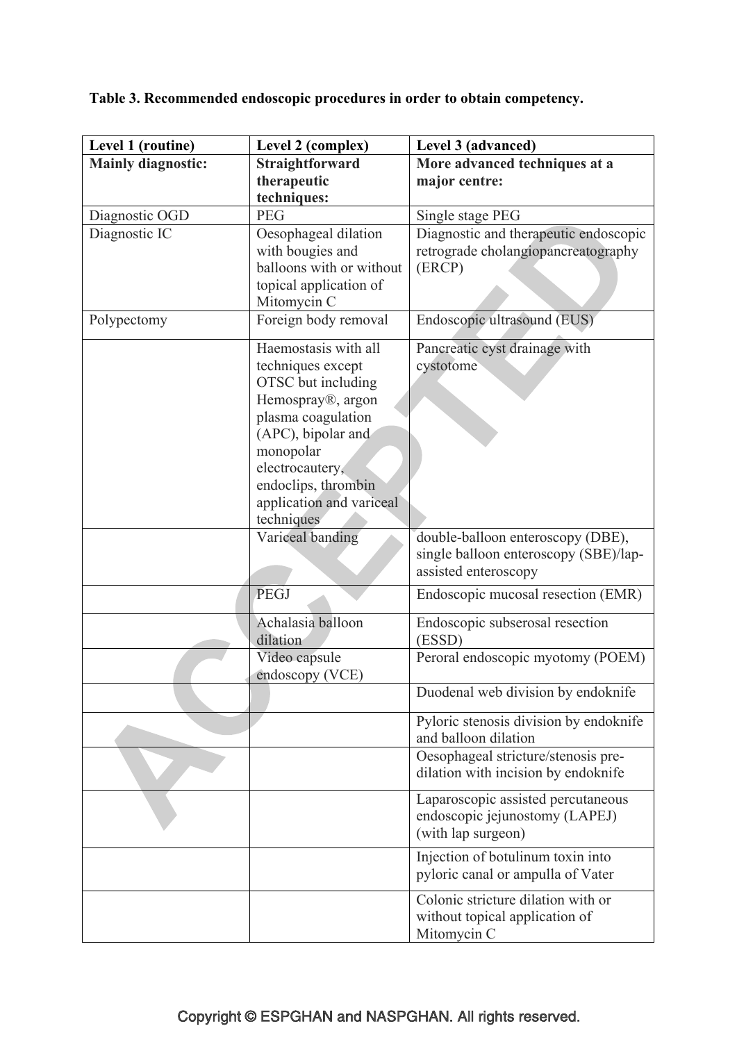**Table 3. Recommended endoscopic procedures in order to obtain competency.**

| Level 1 (routine) | Level 2 (complex) | Level 3 (advanced) |
|---|---|---|
| **Mainly diagnostic:** | **Straightforward therapeutic techniques:** | **More advanced techniques at a major centre:** |
| Diagnostic OGD | PEG | Single stage PEG |
| Diagnostic IC | Oesophageal dilation with bougies and balloons with or without topical application of Mitomycin C | Diagnostic and therapeutic endoscopic retrograde cholangiopancreatography (ERCP) |
| Polypectomy | Foreign body removal | Endoscopic ultrasound (EUS) |
| | Haemostasis with all techniques except OTSC but including Hemospray®, argon plasma coagulation (APC), bipolar and monopolar electrocautery, endoclips, thrombin application and variceal techniques | Pancreatic cyst drainage with cystotome |
| | Variceal banding | double-balloon enteroscopy (DBE), single balloon enteroscopy (SBE)/lap-assisted enteroscopy |
| | PEGJ | Endoscopic mucosal resection (EMR) |
| | Achalasia balloon dilation | Endoscopic subserosal resection (ESSD) |
| | Video capsule endoscopy (VCE) | Peroral endoscopic myotomy (POEM) |
| | | Duodenal web division by endoknife |
| | | Pyloric stenosis division by endoknife and balloon dilation |
| | | Oesophageal stricture/stenosis pre-dilation with incision by endoknife |
| | | Laparoscopic assisted percutaneous endoscopic jejunostomy (LAPEJ) (with lap surgeon) |
| | | Injection of botulinum toxin into pyloric canal or ampulla of Vater |
| | | Colonic stricture dilation with or without topical application of Mitomycin C |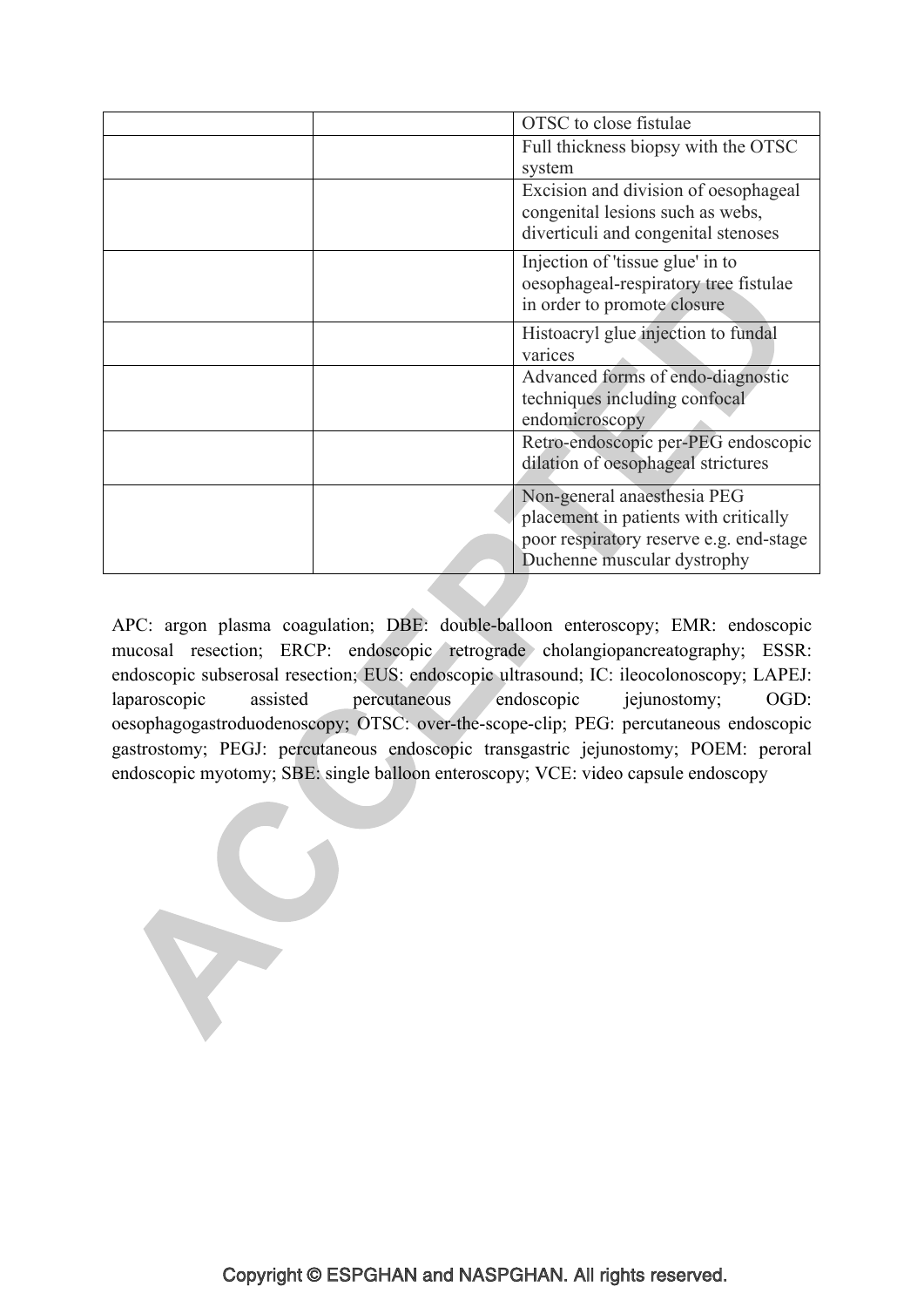| | | |
|---|---|---|
| | | OTSC to close fistulae |
| | | Full thickness biopsy with the OTSC system |
| | | Excision and division of oesophageal congenital lesions such as webs, diverticuli and congenital stenoses |
| | | Injection of 'tissue glue' in to oesophageal-respiratory tree fistulae in order to promote closure |
| | | Histoacryl glue injection to fundal varices |
| | | Advanced forms of endo-diagnostic techniques including confocal endomicroscopy |
| | | Retro-endoscopic per-PEG endoscopic dilation of oesophageal strictures |
| | | Non-general anaesthesia PEG placement in patients with critically poor respiratory reserve e.g. end-stage Duchenne muscular dystrophy |

APC: argon plasma coagulation; DBE: double-balloon enteroscopy; EMR: endoscopic mucosal resection; ERCP: endoscopic retrograde cholangiopancreatography; ESSR: endoscopic subserosal resection; EUS: endoscopic ultrasound; IC: ileocolonoscopy; LAPEJ: laparoscopic assisted percutaneous endoscopic jejunostomy; OGD: oesophagogastroduodenoscopy; OTSC: over-the-scope-clip; PEG: percutaneous endoscopic gastrostomy; PEGJ: percutaneous endoscopic transgastric jejunostomy; POEM: peroral endoscopic myotomy; SBE: single balloon enteroscopy; VCE: video capsule endoscopy